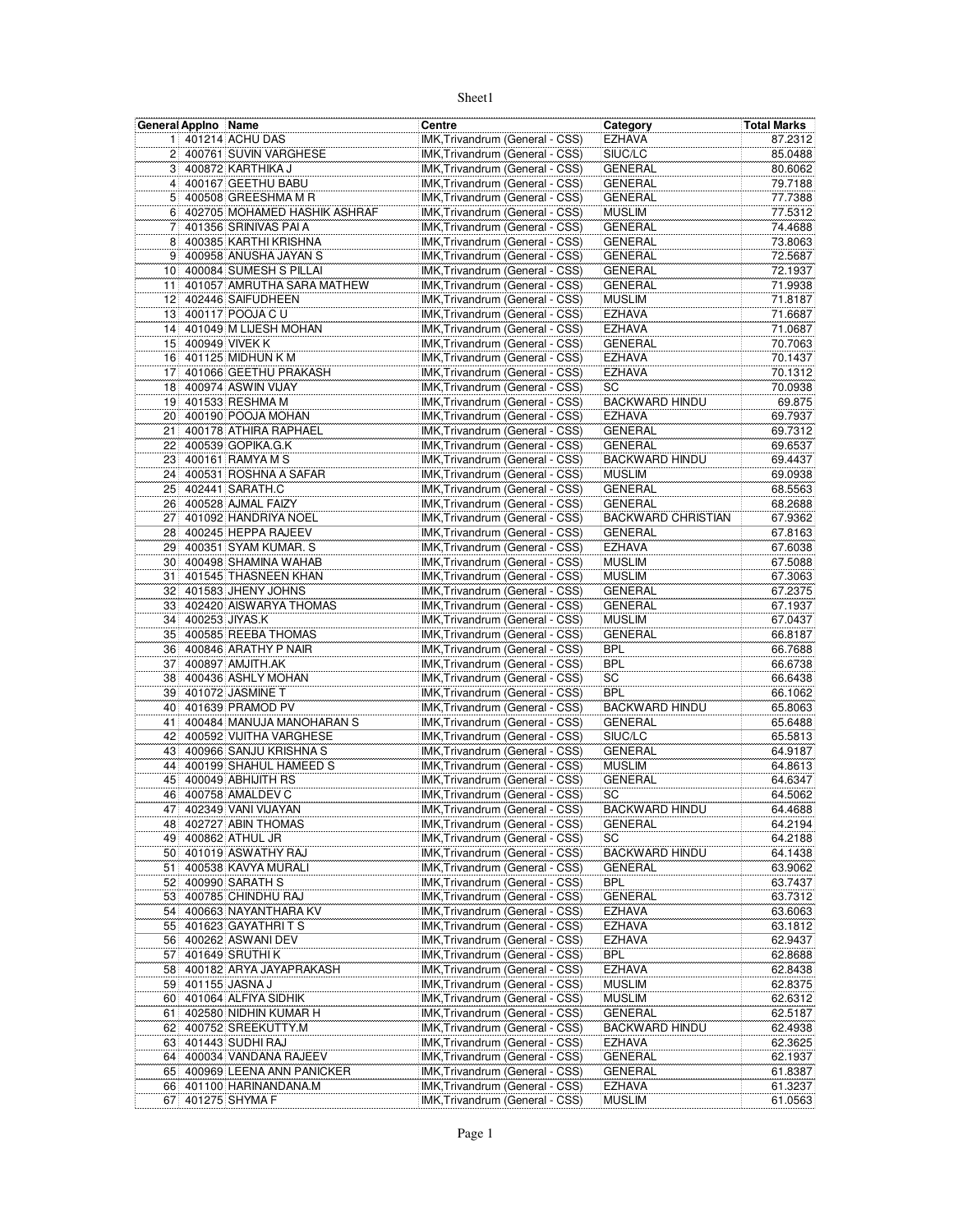| General | Applno | Name | Centre | Category | Total Marks |
|---|---|---|---|---|---|
| 1 | 401214 | ACHU DAS | IMK,Trivandrum (General - CSS) | EZHAVA | 87.2312 |
| 2 | 400761 | SUVIN VARGHESE | IMK,Trivandrum (General - CSS) | SIUC/LC | 85.0488 |
| 3 | 400872 | KARTHIKA J | IMK,Trivandrum (General - CSS) | GENERAL | 80.6062 |
| 4 | 400167 | GEETHU BABU | IMK,Trivandrum (General - CSS) | GENERAL | 79.7188 |
| 5 | 400508 | GREESHMA M R | IMK,Trivandrum (General - CSS) | GENERAL | 77.7388 |
| 6 | 402705 | MOHAMED HASHIK ASHRAF | IMK,Trivandrum (General - CSS) | MUSLIM | 77.5312 |
| 7 | 401356 | SRINIVAS PAI A | IMK,Trivandrum (General - CSS) | GENERAL | 74.4688 |
| 8 | 400385 | KARTHI KRISHNA | IMK,Trivandrum (General - CSS) | GENERAL | 73.8063 |
| 9 | 400958 | ANUSHA JAYAN S | IMK,Trivandrum (General - CSS) | GENERAL | 72.5687 |
| 10 | 400084 | SUMESH S PILLAI | IMK,Trivandrum (General - CSS) | GENERAL | 72.1937 |
| 11 | 401057 | AMRUTHA SARA MATHEW | IMK,Trivandrum (General - CSS) | GENERAL | 71.9938 |
| 12 | 402446 | SAIFUDHEEN | IMK,Trivandrum (General - CSS) | MUSLIM | 71.8187 |
| 13 | 400117 | POOJA C U | IMK,Trivandrum (General - CSS) | EZHAVA | 71.6687 |
| 14 | 401049 | M LIJESH MOHAN | IMK,Trivandrum (General - CSS) | EZHAVA | 71.0687 |
| 15 | 400949 | VIVEK K | IMK,Trivandrum (General - CSS) | GENERAL | 70.7063 |
| 16 | 401125 | MIDHUN K M | IMK,Trivandrum (General - CSS) | EZHAVA | 70.1437 |
| 17 | 401066 | GEETHU PRAKASH | IMK,Trivandrum (General - CSS) | EZHAVA | 70.1312 |
| 18 | 400974 | ASWIN VIJAY | IMK,Trivandrum (General - CSS) | SC | 70.0938 |
| 19 | 401533 | RESHMA M | IMK,Trivandrum (General - CSS) | BACKWARD HINDU | 69.875 |
| 20 | 400190 | POOJA MOHAN | IMK,Trivandrum (General - CSS) | EZHAVA | 69.7937 |
| 21 | 400178 | ATHIRA RAPHAEL | IMK,Trivandrum (General - CSS) | GENERAL | 69.7312 |
| 22 | 400539 | GOPIKA.G.K | IMK,Trivandrum (General - CSS) | GENERAL | 69.6537 |
| 23 | 400161 | RAMYA M S | IMK,Trivandrum (General - CSS) | BACKWARD HINDU | 69.4437 |
| 24 | 400531 | ROSHNA A SAFAR | IMK,Trivandrum (General - CSS) | MUSLIM | 69.0938 |
| 25 | 402441 | SARATH.C | IMK,Trivandrum (General - CSS) | GENERAL | 68.5563 |
| 26 | 400528 | AJMAL FAIZY | IMK,Trivandrum (General - CSS) | GENERAL | 68.2688 |
| 27 | 401092 | HANDRIYA NOEL | IMK,Trivandrum (General - CSS) | BACKWARD CHRISTIAN | 67.9362 |
| 28 | 400245 | HEPPA RAJEEV | IMK,Trivandrum (General - CSS) | GENERAL | 67.8163 |
| 29 | 400351 | SYAM KUMAR. S | IMK,Trivandrum (General - CSS) | EZHAVA | 67.6038 |
| 30 | 400498 | SHAMINA WAHAB | IMK,Trivandrum (General - CSS) | MUSLIM | 67.5088 |
| 31 | 401545 | THASNEEN KHAN | IMK,Trivandrum (General - CSS) | MUSLIM | 67.3063 |
| 32 | 401583 | JHENY JOHNS | IMK,Trivandrum (General - CSS) | GENERAL | 67.2375 |
| 33 | 402420 | AISWARYA THOMAS | IMK,Trivandrum (General - CSS) | GENERAL | 67.1937 |
| 34 | 400253 | JIYAS.K | IMK,Trivandrum (General - CSS) | MUSLIM | 67.0437 |
| 35 | 400585 | REEBA THOMAS | IMK,Trivandrum (General - CSS) | GENERAL | 66.8187 |
| 36 | 400846 | ARATHY P NAIR | IMK,Trivandrum (General - CSS) | BPL | 66.7688 |
| 37 | 400897 | AMJITH.AK | IMK,Trivandrum (General - CSS) | BPL | 66.6738 |
| 38 | 400436 | ASHLY MOHAN | IMK,Trivandrum (General - CSS) | SC | 66.6438 |
| 39 | 401072 | JASMINE T | IMK,Trivandrum (General - CSS) | BPL | 66.1062 |
| 40 | 401639 | PRAMOD PV | IMK,Trivandrum (General - CSS) | BACKWARD HINDU | 65.8063 |
| 41 | 400484 | MANUJA MANOHARAN S | IMK,Trivandrum (General - CSS) | GENERAL | 65.6488 |
| 42 | 400592 | VIJITHA VARGHESE | IMK,Trivandrum (General - CSS) | SIUC/LC | 65.5813 |
| 43 | 400966 | SANJU KRISHNA S | IMK,Trivandrum (General - CSS) | GENERAL | 64.9187 |
| 44 | 400199 | SHAHUL HAMEED S | IMK,Trivandrum (General - CSS) | MUSLIM | 64.8613 |
| 45 | 400049 | ABHIJITH RS | IMK,Trivandrum (General - CSS) | GENERAL | 64.6347 |
| 46 | 400758 | AMALDEV C | IMK,Trivandrum (General - CSS) | SC | 64.5062 |
| 47 | 402349 | VANI VIJAYAN | IMK,Trivandrum (General - CSS) | BACKWARD HINDU | 64.4688 |
| 48 | 402727 | ABIN THOMAS | IMK,Trivandrum (General - CSS) | GENERAL | 64.2194 |
| 49 | 400862 | ATHUL JR | IMK,Trivandrum (General - CSS) | SC | 64.2188 |
| 50 | 401019 | ASWATHY RAJ | IMK,Trivandrum (General - CSS) | BACKWARD HINDU | 64.1438 |
| 51 | 400538 | KAVYA MURALI | IMK,Trivandrum (General - CSS) | GENERAL | 63.9062 |
| 52 | 400990 | SARATH S | IMK,Trivandrum (General - CSS) | BPL | 63.7437 |
| 53 | 400785 | CHINDHU RAJ | IMK,Trivandrum (General - CSS) | GENERAL | 63.7312 |
| 54 | 400663 | NAYANTHARA KV | IMK,Trivandrum (General - CSS) | EZHAVA | 63.6063 |
| 55 | 401623 | GAYATHRI T S | IMK,Trivandrum (General - CSS) | EZHAVA | 63.1812 |
| 56 | 400262 | ASWANI DEV | IMK,Trivandrum (General - CSS) | EZHAVA | 62.9437 |
| 57 | 401649 | SRUTHI K | IMK,Trivandrum (General - CSS) | BPL | 62.8688 |
| 58 | 400182 | ARYA JAYAPRAKASH | IMK,Trivandrum (General - CSS) | EZHAVA | 62.8438 |
| 59 | 401155 | JASNA J | IMK,Trivandrum (General - CSS) | MUSLIM | 62.8375 |
| 60 | 401064 | ALFIYA SIDHIK | IMK,Trivandrum (General - CSS) | MUSLIM | 62.6312 |
| 61 | 402580 | NIDHIN KUMAR H | IMK,Trivandrum (General - CSS) | GENERAL | 62.5187 |
| 62 | 400752 | SREEKUTTY.M | IMK,Trivandrum (General - CSS) | BACKWARD HINDU | 62.4938 |
| 63 | 401443 | SUDHI RAJ | IMK,Trivandrum (General - CSS) | EZHAVA | 62.3625 |
| 64 | 400034 | VANDANA RAJEEV | IMK,Trivandrum (General - CSS) | GENERAL | 62.1937 |
| 65 | 400969 | LEENA ANN PANICKER | IMK,Trivandrum (General - CSS) | GENERAL | 61.8387 |
| 66 | 401100 | HARINANDANA.M | IMK,Trivandrum (General - CSS) | EZHAVA | 61.3237 |
| 67 | 401275 | SHYMA F | IMK,Trivandrum (General - CSS) | MUSLIM | 61.0563 |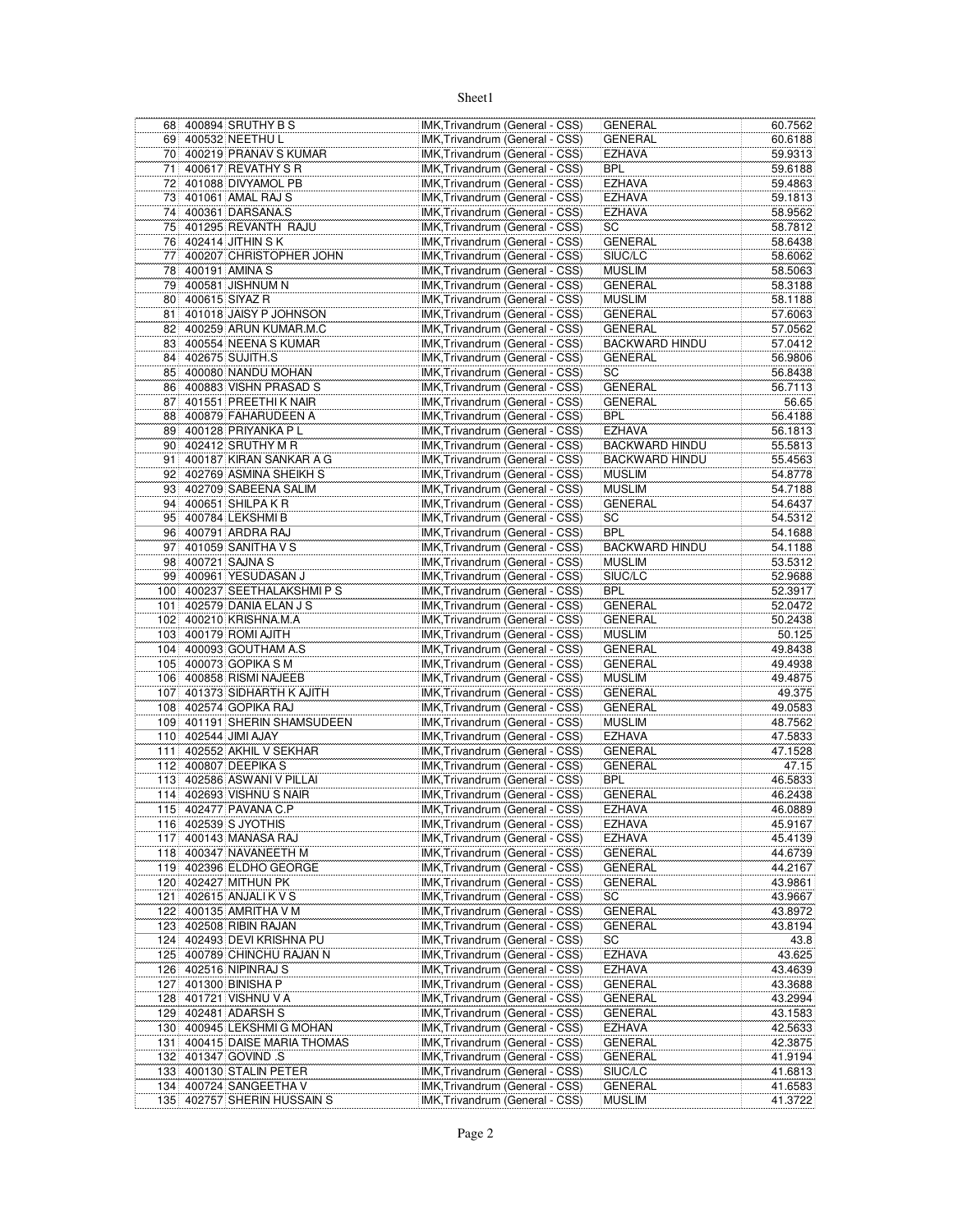| | | | | | |
|---|---|---|---|---|---|
| 68 | 400894 | SRUTHY B S | IMK,Trivandrum (General - CSS) | GENERAL | 60.7562 |
| 69 | 400532 | NEETHU L | IMK,Trivandrum (General - CSS) | GENERAL | 60.6188 |
| 70 | 400219 | PRANAV S KUMAR | IMK,Trivandrum (General - CSS) | EZHAVA | 59.9313 |
| 71 | 400617 | REVATHY S R | IMK,Trivandrum (General - CSS) | BPL | 59.6188 |
| 72 | 401088 | DIVYAMOL PB | IMK,Trivandrum (General - CSS) | EZHAVA | 59.4863 |
| 73 | 401061 | AMAL RAJ S | IMK,Trivandrum (General - CSS) | EZHAVA | 59.1813 |
| 74 | 400361 | DARSANA.S | IMK,Trivandrum (General - CSS) | EZHAVA | 58.9562 |
| 75 | 401295 | REVANTH RAJU | IMK,Trivandrum (General - CSS) | SC | 58.7812 |
| 76 | 402414 | JITHIN S K | IMK,Trivandrum (General - CSS) | GENERAL | 58.6438 |
| 77 | 400207 | CHRISTOPHER JOHN | IMK,Trivandrum (General - CSS) | SIUC/LC | 58.6062 |
| 78 | 400191 | AMINA S | IMK,Trivandrum (General - CSS) | MUSLIM | 58.5063 |
| 79 | 400581 | JISHNUM N | IMK,Trivandrum (General - CSS) | GENERAL | 58.3188 |
| 80 | 400615 | SIYAZ R | IMK,Trivandrum (General - CSS) | MUSLIM | 58.1188 |
| 81 | 401018 | JAISY P JOHNSON | IMK,Trivandrum (General - CSS) | GENERAL | 57.6063 |
| 82 | 400259 | ARUN KUMAR.M.C | IMK,Trivandrum (General - CSS) | GENERAL | 57.0562 |
| 83 | 400554 | NEENA S KUMAR | IMK,Trivandrum (General - CSS) | BACKWARD HINDU | 57.0412 |
| 84 | 402675 | SUJITH.S | IMK,Trivandrum (General - CSS) | GENERAL | 56.9806 |
| 85 | 400080 | NANDU MOHAN | IMK,Trivandrum (General - CSS) | SC | 56.8438 |
| 86 | 400883 | VISHN PRASAD S | IMK,Trivandrum (General - CSS) | GENERAL | 56.7113 |
| 87 | 401551 | PREETHI K NAIR | IMK,Trivandrum (General - CSS) | GENERAL | 56.65 |
| 88 | 400879 | FAHARUDEEN A | IMK,Trivandrum (General - CSS) | BPL | 56.4188 |
| 89 | 400128 | PRIYANKA P L | IMK,Trivandrum (General - CSS) | EZHAVA | 56.1813 |
| 90 | 402412 | SRUTHY M R | IMK,Trivandrum (General - CSS) | BACKWARD HINDU | 55.5813 |
| 91 | 400187 | KIRAN SANKAR A G | IMK,Trivandrum (General - CSS) | BACKWARD HINDU | 55.4563 |
| 92 | 402769 | ASMINA SHEIKH S | IMK,Trivandrum (General - CSS) | MUSLIM | 54.8778 |
| 93 | 402709 | SABEENA SALIM | IMK,Trivandrum (General - CSS) | MUSLIM | 54.7188 |
| 94 | 400651 | SHILPA K R | IMK,Trivandrum (General - CSS) | GENERAL | 54.6437 |
| 95 | 400784 | LEKSHMI B | IMK,Trivandrum (General - CSS) | SC | 54.5312 |
| 96 | 400791 | ARDRA RAJ | IMK,Trivandrum (General - CSS) | BPL | 54.1688 |
| 97 | 401059 | SANITHA V S | IMK,Trivandrum (General - CSS) | BACKWARD HINDU | 54.1188 |
| 98 | 400721 | SAJNA S | IMK,Trivandrum (General - CSS) | MUSLIM | 53.5312 |
| 99 | 400961 | YESUDASAN J | IMK,Trivandrum (General - CSS) | SIUC/LC | 52.9688 |
| 100 | 400237 | SEETHALAKSHMI P S | IMK,Trivandrum (General - CSS) | BPL | 52.3917 |
| 101 | 402579 | DANIA ELAN J S | IMK,Trivandrum (General - CSS) | GENERAL | 52.0472 |
| 102 | 400210 | KRISHNA.M.A | IMK,Trivandrum (General - CSS) | GENERAL | 50.2438 |
| 103 | 400179 | ROMI AJITH | IMK,Trivandrum (General - CSS) | MUSLIM | 50.125 |
| 104 | 400093 | GOUTHAM A.S | IMK,Trivandrum (General - CSS) | GENERAL | 49.8438 |
| 105 | 400073 | GOPIKA S M | IMK,Trivandrum (General - CSS) | GENERAL | 49.4938 |
| 106 | 400858 | RISMI NAJEEB | IMK,Trivandrum (General - CSS) | MUSLIM | 49.4875 |
| 107 | 401373 | SIDHARTH K AJITH | IMK,Trivandrum (General - CSS) | GENERAL | 49.375 |
| 108 | 402574 | GOPIKA RAJ | IMK,Trivandrum (General - CSS) | GENERAL | 49.0583 |
| 109 | 401191 | SHERIN SHAMSUDEEN | IMK,Trivandrum (General - CSS) | MUSLIM | 48.7562 |
| 110 | 402544 | JIMI AJAY | IMK,Trivandrum (General - CSS) | EZHAVA | 47.5833 |
| 111 | 402552 | AKHIL V SEKHAR | IMK,Trivandrum (General - CSS) | GENERAL | 47.1528 |
| 112 | 400807 | DEEPIKA S | IMK,Trivandrum (General - CSS) | GENERAL | 47.15 |
| 113 | 402586 | ASWANI V PILLAI | IMK,Trivandrum (General - CSS) | BPL | 46.5833 |
| 114 | 402693 | VISHNU S NAIR | IMK,Trivandrum (General - CSS) | GENERAL | 46.2438 |
| 115 | 402477 | PAVANA C.P | IMK,Trivandrum (General - CSS) | EZHAVA | 46.0889 |
| 116 | 402539 | S JYOTHIS | IMK,Trivandrum (General - CSS) | EZHAVA | 45.9167 |
| 117 | 400143 | MANASA RAJ | IMK,Trivandrum (General - CSS) | EZHAVA | 45.4139 |
| 118 | 400347 | NAVANEETH M | IMK,Trivandrum (General - CSS) | GENERAL | 44.6739 |
| 119 | 402396 | ELDHO GEORGE | IMK,Trivandrum (General - CSS) | GENERAL | 44.2167 |
| 120 | 402427 | MITHUN PK | IMK,Trivandrum (General - CSS) | GENERAL | 43.9861 |
| 121 | 402615 | ANJALI K V S | IMK,Trivandrum (General - CSS) | SC | 43.9667 |
| 122 | 400135 | AMRITHA V M | IMK,Trivandrum (General - CSS) | GENERAL | 43.8972 |
| 123 | 402508 | RIBIN RAJAN | IMK,Trivandrum (General - CSS) | GENERAL | 43.8194 |
| 124 | 402493 | DEVI KRISHNA PU | IMK,Trivandrum (General - CSS) | SC | 43.8 |
| 125 | 400789 | CHINCHU RAJAN N | IMK,Trivandrum (General - CSS) | EZHAVA | 43.625 |
| 126 | 402516 | NIPINRAJ S | IMK,Trivandrum (General - CSS) | EZHAVA | 43.4639 |
| 127 | 401300 | BINISHA P | IMK,Trivandrum (General - CSS) | GENERAL | 43.3688 |
| 128 | 401721 | VISHNU V A | IMK,Trivandrum (General - CSS) | GENERAL | 43.2994 |
| 129 | 402481 | ADARSH S | IMK,Trivandrum (General - CSS) | GENERAL | 43.1583 |
| 130 | 400945 | LEKSHMI G MOHAN | IMK,Trivandrum (General - CSS) | EZHAVA | 42.5633 |
| 131 | 400415 | DAISE MARIA THOMAS | IMK,Trivandrum (General - CSS) | GENERAL | 42.3875 |
| 132 | 401347 | GOVIND .S | IMK,Trivandrum (General - CSS) | GENERAL | 41.9194 |
| 133 | 400130 | STALIN PETER | IMK,Trivandrum (General - CSS) | SIUC/LC | 41.6813 |
| 134 | 400724 | SANGEETHA V | IMK,Trivandrum (General - CSS) | GENERAL | 41.6583 |
| 135 | 402757 | SHERIN HUSSAIN S | IMK,Trivandrum (General - CSS) | MUSLIM | 41.3722 |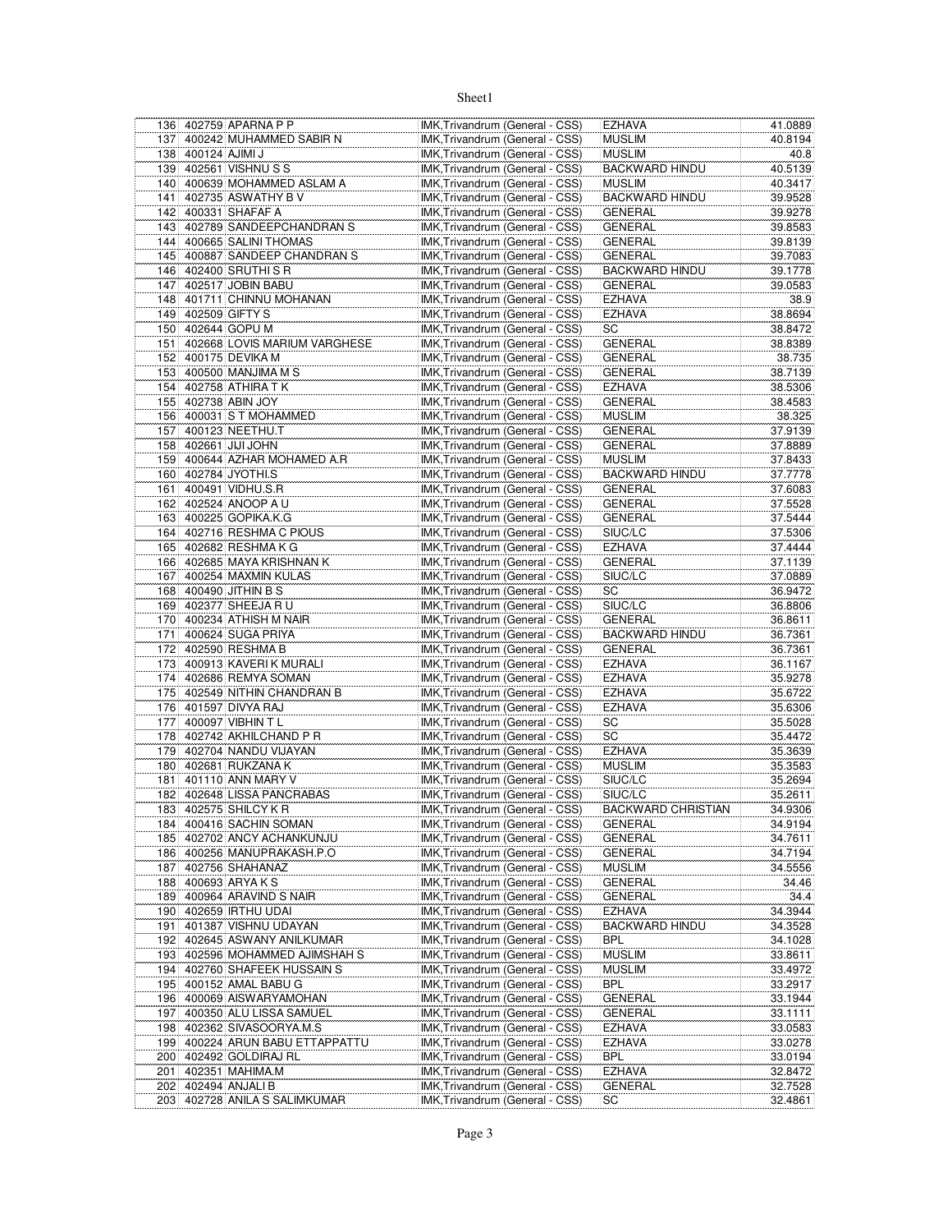| 136 | 402759 | APARNA P P | IMK,Trivandrum (General - CSS) | EZHAVA | 41.0889 |
|---|---|---|---|---|---|
| 137 | 400242 | MUHAMMED SABIR N | IMK,Trivandrum (General - CSS) | MUSLIM | 40.8194 |
| 138 | 400124 | AJIMI J | IMK,Trivandrum (General - CSS) | MUSLIM | 40.8 |
| 139 | 402561 | VISHNU S S | IMK,Trivandrum (General - CSS) | BACKWARD HINDU | 40.5139 |
| 140 | 400639 | MOHAMMED ASLAM A | IMK,Trivandrum (General - CSS) | MUSLIM | 40.3417 |
| 141 | 402735 | ASWATHY B V | IMK,Trivandrum (General - CSS) | BACKWARD HINDU | 39.9528 |
| 142 | 400331 | SHAFAF A | IMK,Trivandrum (General - CSS) | GENERAL | 39.9278 |
| 143 | 402789 | SANDEEPCHANDRAN S | IMK,Trivandrum (General - CSS) | GENERAL | 39.8583 |
| 144 | 400665 | SALINI THOMAS | IMK,Trivandrum (General - CSS) | GENERAL | 39.8139 |
| 145 | 400887 | SANDEEP CHANDRAN S | IMK,Trivandrum (General - CSS) | GENERAL | 39.7083 |
| 146 | 402400 | SRUTHI S R | IMK,Trivandrum (General - CSS) | BACKWARD HINDU | 39.1778 |
| 147 | 402517 | JOBIN BABU | IMK,Trivandrum (General - CSS) | GENERAL | 39.0583 |
| 148 | 401711 | CHINNU MOHANAN | IMK,Trivandrum (General - CSS) | EZHAVA | 38.9 |
| 149 | 402509 | GIFTY S | IMK,Trivandrum (General - CSS) | EZHAVA | 38.8694 |
| 150 | 402644 | GOPU M | IMK,Trivandrum (General - CSS) | SC | 38.8472 |
| 151 | 402668 | LOVIS MARIUM VARGHESE | IMK,Trivandrum (General - CSS) | GENERAL | 38.8389 |
| 152 | 400175 | DEVIKA M | IMK,Trivandrum (General - CSS) | GENERAL | 38.735 |
| 153 | 400500 | MANJIMA M S | IMK,Trivandrum (General - CSS) | GENERAL | 38.7139 |
| 154 | 402758 | ATHIRA T K | IMK,Trivandrum (General - CSS) | EZHAVA | 38.5306 |
| 155 | 402738 | ABIN JOY | IMK,Trivandrum (General - CSS) | GENERAL | 38.4583 |
| 156 | 400031 | S T MOHAMMED | IMK,Trivandrum (General - CSS) | MUSLIM | 38.325 |
| 157 | 400123 | NEETHU.T | IMK,Trivandrum (General - CSS) | GENERAL | 37.9139 |
| 158 | 402661 | JIJI JOHN | IMK,Trivandrum (General - CSS) | GENERAL | 37.8889 |
| 159 | 400644 | AZHAR MOHAMED A.R | IMK,Trivandrum (General - CSS) | MUSLIM | 37.8433 |
| 160 | 402784 | JYOTHI.S | IMK,Trivandrum (General - CSS) | BACKWARD HINDU | 37.7778 |
| 161 | 400491 | VIDHU.S.R | IMK,Trivandrum (General - CSS) | GENERAL | 37.6083 |
| 162 | 402524 | ANOOP A U | IMK,Trivandrum (General - CSS) | GENERAL | 37.5528 |
| 163 | 400225 | GOPIKA.K.G | IMK,Trivandrum (General - CSS) | GENERAL | 37.5444 |
| 164 | 402716 | RESHMA C PIOUS | IMK,Trivandrum (General - CSS) | SIUC/LC | 37.5306 |
| 165 | 402682 | RESHMA K G | IMK,Trivandrum (General - CSS) | EZHAVA | 37.4444 |
| 166 | 402685 | MAYA KRISHNAN K | IMK,Trivandrum (General - CSS) | GENERAL | 37.1139 |
| 167 | 400254 | MAXMIN KULAS | IMK,Trivandrum (General - CSS) | SIUC/LC | 37.0889 |
| 168 | 400490 | JITHIN B S | IMK,Trivandrum (General - CSS) | SC | 36.9472 |
| 169 | 402377 | SHEEJA R U | IMK,Trivandrum (General - CSS) | SIUC/LC | 36.8806 |
| 170 | 400234 | ATHISH M NAIR | IMK,Trivandrum (General - CSS) | GENERAL | 36.8611 |
| 171 | 400624 | SUGA PRIYA | IMK,Trivandrum (General - CSS) | BACKWARD HINDU | 36.7361 |
| 172 | 402590 | RESHMA B | IMK,Trivandrum (General - CSS) | GENERAL | 36.7361 |
| 173 | 400913 | KAVERI K MURALI | IMK,Trivandrum (General - CSS) | EZHAVA | 36.1167 |
| 174 | 402686 | REMYA SOMAN | IMK,Trivandrum (General - CSS) | EZHAVA | 35.9278 |
| 175 | 402549 | NITHIN CHANDRAN B | IMK,Trivandrum (General - CSS) | EZHAVA | 35.6722 |
| 176 | 401597 | DIVYA RAJ | IMK,Trivandrum (General - CSS) | EZHAVA | 35.6306 |
| 177 | 400097 | VIBHIN T L | IMK,Trivandrum (General - CSS) | SC | 35.5028 |
| 178 | 402742 | AKHILCHAND P R | IMK,Trivandrum (General - CSS) | SC | 35.4472 |
| 179 | 402704 | NANDU VIJAYAN | IMK,Trivandrum (General - CSS) | EZHAVA | 35.3639 |
| 180 | 402681 | RUKZANA K | IMK,Trivandrum (General - CSS) | MUSLIM | 35.3583 |
| 181 | 401110 | ANN MARY V | IMK,Trivandrum (General - CSS) | SIUC/LC | 35.2694 |
| 182 | 402648 | LISSA PANCRABAS | IMK,Trivandrum (General - CSS) | SIUC/LC | 35.2611 |
| 183 | 402575 | SHILCY K R | IMK,Trivandrum (General - CSS) | BACKWARD CHRISTIAN | 34.9306 |
| 184 | 400416 | SACHIN SOMAN | IMK,Trivandrum (General - CSS) | GENERAL | 34.9194 |
| 185 | 402702 | ANCY ACHANKUNJU | IMK,Trivandrum (General - CSS) | GENERAL | 34.7611 |
| 186 | 400256 | MANUPRAKASH.P.O | IMK,Trivandrum (General - CSS) | GENERAL | 34.7194 |
| 187 | 402756 | SHAHANAZ | IMK,Trivandrum (General - CSS) | MUSLIM | 34.5556 |
| 188 | 400693 | ARYA K S | IMK,Trivandrum (General - CSS) | GENERAL | 34.46 |
| 189 | 400964 | ARAVIND S NAIR | IMK,Trivandrum (General - CSS) | GENERAL | 34.4 |
| 190 | 402659 | IRTHU UDAI | IMK,Trivandrum (General - CSS) | EZHAVA | 34.3944 |
| 191 | 401387 | VISHNU UDAYAN | IMK,Trivandrum (General - CSS) | BACKWARD HINDU | 34.3528 |
| 192 | 402645 | ASWANY ANILKUMAR | IMK,Trivandrum (General - CSS) | BPL | 34.1028 |
| 193 | 402596 | MOHAMMED AJIMSHAH S | IMK,Trivandrum (General - CSS) | MUSLIM | 33.8611 |
| 194 | 402760 | SHAFEEK HUSSAIN S | IMK,Trivandrum (General - CSS) | MUSLIM | 33.4972 |
| 195 | 400152 | AMAL BABU G | IMK,Trivandrum (General - CSS) | BPL | 33.2917 |
| 196 | 400069 | AISWARYAMOHAN | IMK,Trivandrum (General - CSS) | GENERAL | 33.1944 |
| 197 | 400350 | ALU LISSA SAMUEL | IMK,Trivandrum (General - CSS) | GENERAL | 33.1111 |
| 198 | 402362 | SIVASOORYA.M.S | IMK,Trivandrum (General - CSS) | EZHAVA | 33.0583 |
| 199 | 400224 | ARUN BABU ETTAPPATTU | IMK,Trivandrum (General - CSS) | EZHAVA | 33.0278 |
| 200 | 402492 | GOLDIRAJ RL | IMK,Trivandrum (General - CSS) | BPL | 33.0194 |
| 201 | 402351 | MAHIMA.M | IMK,Trivandrum (General - CSS) | EZHAVA | 32.8472 |
| 202 | 402494 | ANJALI B | IMK,Trivandrum (General - CSS) | GENERAL | 32.7528 |
| 203 | 402728 | ANILA S SALIMKUMAR | IMK,Trivandrum (General - CSS) | SC | 32.4861 |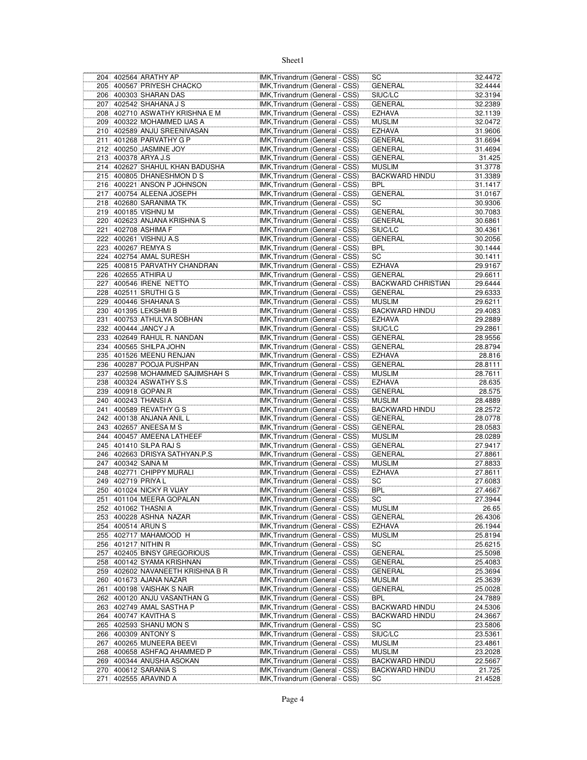| 204 | 402564 | ARATHY AP | IMK,Trivandrum (General - CSS) | SC | 32.4472 |
|---|---|---|---|---|---|
| 205 | 400567 | PRIYESH CHACKO | IMK,Trivandrum (General - CSS) | GENERAL | 32.4444 |
| 206 | 400303 | SHARAN DAS | IMK,Trivandrum (General - CSS) | SIUC/LC | 32.3194 |
| 207 | 402542 | SHAHANA J S | IMK,Trivandrum (General - CSS) | GENERAL | 32.2389 |
| 208 | 402710 | ASWATHY KRISHNA E M | IMK,Trivandrum (General - CSS) | EZHAVA | 32.1139 |
| 209 | 400322 | MOHAMMED IJAS A | IMK,Trivandrum (General - CSS) | MUSLIM | 32.0472 |
| 210 | 402589 | ANJU SREENIVASAN | IMK,Trivandrum (General - CSS) | EZHAVA | 31.9606 |
| 211 | 401268 | PARVATHY G P | IMK,Trivandrum (General - CSS) | GENERAL | 31.6694 |
| 212 | 400250 | JASMINE JOY | IMK,Trivandrum (General - CSS) | GENERAL | 31.4694 |
| 213 | 400378 | ARYA J.S | IMK,Trivandrum (General - CSS) | GENERAL | 31.425 |
| 214 | 402627 | SHAHUL KHAN BADUSHA | IMK,Trivandrum (General - CSS) | MUSLIM | 31.3778 |
| 215 | 400805 | DHANESHMON D S | IMK,Trivandrum (General - CSS) | BACKWARD HINDU | 31.3389 |
| 216 | 400221 | ANSON P JOHNSON | IMK,Trivandrum (General - CSS) | BPL | 31.1417 |
| 217 | 400754 | ALEENA JOSEPH | IMK,Trivandrum (General - CSS) | GENERAL | 31.0167 |
| 218 | 402680 | SARANIMA TK | IMK,Trivandrum (General - CSS) | SC | 30.9306 |
| 219 | 400185 | VISHNU M | IMK,Trivandrum (General - CSS) | GENERAL | 30.7083 |
| 220 | 402623 | ANJANA KRISHNA S | IMK,Trivandrum (General - CSS) | GENERAL | 30.6861 |
| 221 | 402708 | ASHIMA F | IMK,Trivandrum (General - CSS) | SIUC/LC | 30.4361 |
| 222 | 400261 | VISHNU A.S | IMK,Trivandrum (General - CSS) | GENERAL | 30.2056 |
| 223 | 400267 | REMYA S | IMK,Trivandrum (General - CSS) | BPL | 30.1444 |
| 224 | 402754 | AMAL SURESH | IMK,Trivandrum (General - CSS) | SC | 30.1411 |
| 225 | 400815 | PARVATHY CHANDRAN | IMK,Trivandrum (General - CSS) | EZHAVA | 29.9167 |
| 226 | 402655 | ATHIRA U | IMK,Trivandrum (General - CSS) | GENERAL | 29.6611 |
| 227 | 400546 | IRENE NETTO | IMK,Trivandrum (General - CSS) | BACKWARD CHRISTIAN | 29.6444 |
| 228 | 402511 | SRUTHI G S | IMK,Trivandrum (General - CSS) | GENERAL | 29.6333 |
| 229 | 400446 | SHAHANA S | IMK,Trivandrum (General - CSS) | MUSLIM | 29.6211 |
| 230 | 401395 | LEKSHMI B | IMK,Trivandrum (General - CSS) | BACKWARD HINDU | 29.4083 |
| 231 | 400753 | ATHULYA SOBHAN | IMK,Trivandrum (General - CSS) | EZHAVA | 29.2889 |
| 232 | 400444 | JANCY J A | IMK,Trivandrum (General - CSS) | SIUC/LC | 29.2861 |
| 233 | 402649 | RAHUL R. NANDAN | IMK,Trivandrum (General - CSS) | GENERAL | 28.9556 |
| 234 | 400565 | SHILPA JOHN | IMK,Trivandrum (General - CSS) | GENERAL | 28.8794 |
| 235 | 401526 | MEENU RENJAN | IMK,Trivandrum (General - CSS) | EZHAVA | 28.816 |
| 236 | 400287 | POOJA PUSHPAN | IMK,Trivandrum (General - CSS) | GENERAL | 28.8111 |
| 237 | 402598 | MOHAMMED SAJIMSHAH S | IMK,Trivandrum (General - CSS) | MUSLIM | 28.7611 |
| 238 | 400324 | ASWATHY S.S | IMK,Trivandrum (General - CSS) | EZHAVA | 28.635 |
| 239 | 400918 | GOPAN.R | IMK,Trivandrum (General - CSS) | GENERAL | 28.575 |
| 240 | 400243 | THANSI A | IMK,Trivandrum (General - CSS) | MUSLIM | 28.4889 |
| 241 | 400589 | REVATHY G S | IMK,Trivandrum (General - CSS) | BACKWARD HINDU | 28.2572 |
| 242 | 400138 | ANJANA ANIL L | IMK,Trivandrum (General - CSS) | GENERAL | 28.0778 |
| 243 | 402657 | ANEESA M S | IMK,Trivandrum (General - CSS) | GENERAL | 28.0583 |
| 244 | 400457 | AMEENA LATHEEF | IMK,Trivandrum (General - CSS) | MUSLIM | 28.0289 |
| 245 | 401410 | SILPA RAJ S | IMK,Trivandrum (General - CSS) | GENERAL | 27.9417 |
| 246 | 402663 | DRISYA SATHYAN.P.S | IMK,Trivandrum (General - CSS) | GENERAL | 27.8861 |
| 247 | 400342 | SAINA M | IMK,Trivandrum (General - CSS) | MUSLIM | 27.8833 |
| 248 | 402771 | CHIPPY MURALI | IMK,Trivandrum (General - CSS) | EZHAVA | 27.8611 |
| 249 | 402719 | PRIYA L | IMK,Trivandrum (General - CSS) | SC | 27.6083 |
| 250 | 401024 | NICKY R VIJAY | IMK,Trivandrum (General - CSS) | BPL | 27.4667 |
| 251 | 401104 | MEERA GOPALAN | IMK,Trivandrum (General - CSS) | SC | 27.3944 |
| 252 | 401062 | THASNI A | IMK,Trivandrum (General - CSS) | MUSLIM | 26.65 |
| 253 | 400228 | ASHNA NAZAR | IMK,Trivandrum (General - CSS) | GENERAL | 26.4306 |
| 254 | 400514 | ARUN S | IMK,Trivandrum (General - CSS) | EZHAVA | 26.1944 |
| 255 | 402717 | MAHAMOOD H | IMK,Trivandrum (General - CSS) | MUSLIM | 25.8194 |
| 256 | 401217 | NITHIN R | IMK,Trivandrum (General - CSS) | SC | 25.6215 |
| 257 | 402405 | BINSY GREGORIOUS | IMK,Trivandrum (General - CSS) | GENERAL | 25.5098 |
| 258 | 400142 | SYAMA KRISHNAN | IMK,Trivandrum (General - CSS) | GENERAL | 25.4083 |
| 259 | 402602 | NAVANEETH KRISHNA B R | IMK,Trivandrum (General - CSS) | GENERAL | 25.3694 |
| 260 | 401673 | AJANA NAZAR | IMK,Trivandrum (General - CSS) | MUSLIM | 25.3639 |
| 261 | 400198 | VAISHAK S NAIR | IMK,Trivandrum (General - CSS) | GENERAL | 25.0028 |
| 262 | 400120 | ANJU VASANTHAN G | IMK,Trivandrum (General - CSS) | BPL | 24.7889 |
| 263 | 402749 | AMAL SASTHA P | IMK,Trivandrum (General - CSS) | BACKWARD HINDU | 24.5306 |
| 264 | 400747 | KAVITHA S | IMK,Trivandrum (General - CSS) | BACKWARD HINDU | 24.3667 |
| 265 | 402593 | SHANU MON S | IMK,Trivandrum (General - CSS) | SC | 23.5806 |
| 266 | 400309 | ANTONY S | IMK,Trivandrum (General - CSS) | SIUC/LC | 23.5361 |
| 267 | 400265 | MUNEERA BEEVI | IMK,Trivandrum (General - CSS) | MUSLIM | 23.4861 |
| 268 | 400658 | ASHFAQ AHAMMED P | IMK,Trivandrum (General - CSS) | MUSLIM | 23.2028 |
| 269 | 400344 | ANUSHA ASOKAN | IMK,Trivandrum (General - CSS) | BACKWARD HINDU | 22.5667 |
| 270 | 400612 | SARANIA S | IMK,Trivandrum (General - CSS) | BACKWARD HINDU | 21.725 |
| 271 | 402555 | ARAVIND A | IMK,Trivandrum (General - CSS) | SC | 21.4528 |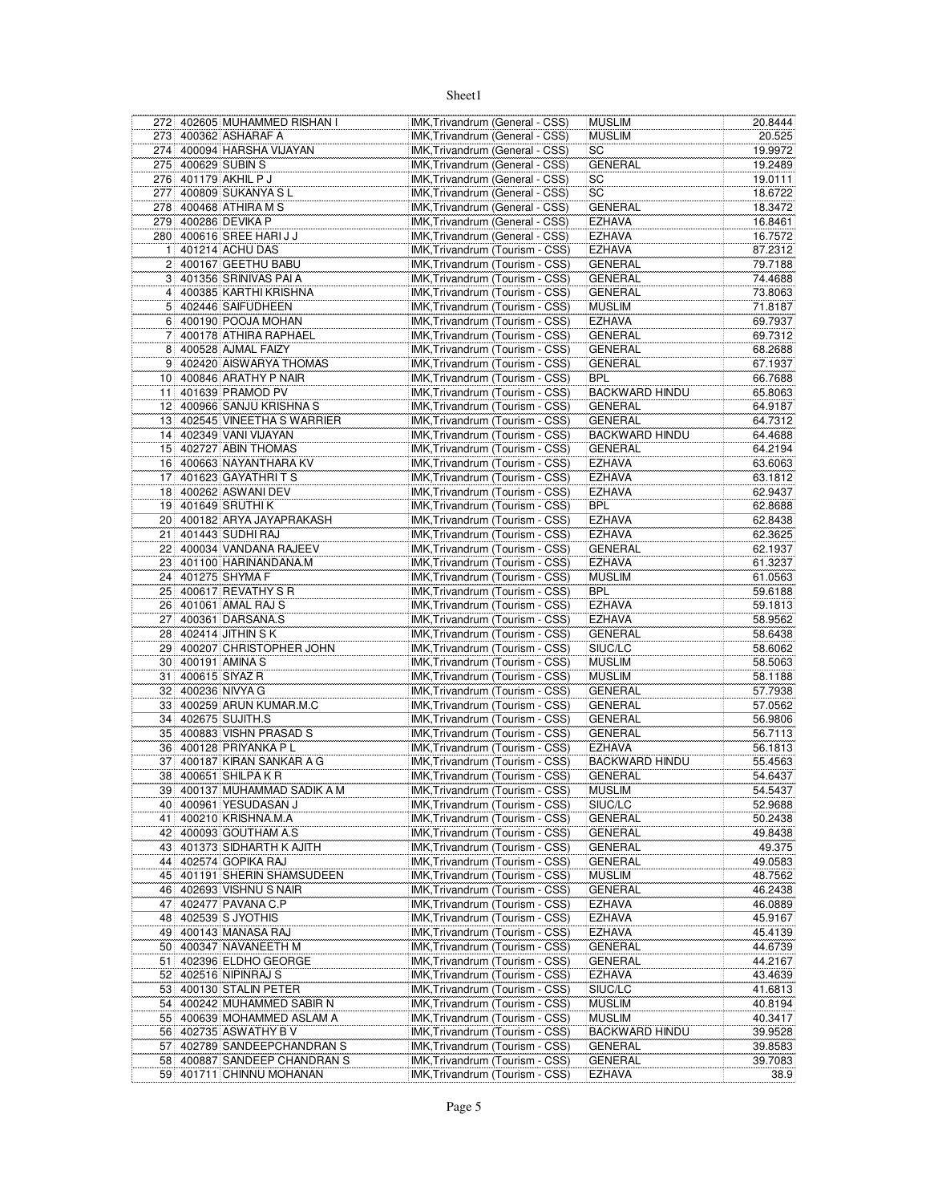| | | | | | |
|---|---|---|---|---|---|
| 272 | 402605 | MUHAMMED RISHAN I | IMK,Trivandrum (General - CSS) | MUSLIM | 20.8444 |
| 273 | 400362 | ASHARAF A | IMK,Trivandrum (General - CSS) | MUSLIM | 20.525 |
| 274 | 400094 | HARSHA VIJAYAN | IMK,Trivandrum (General - CSS) | SC | 19.9972 |
| 275 | 400629 | SUBIN S | IMK,Trivandrum (General - CSS) | GENERAL | 19.2489 |
| 276 | 401179 | AKHIL P J | IMK,Trivandrum (General - CSS) | SC | 19.0111 |
| 277 | 400809 | SUKANYA S L | IMK,Trivandrum (General - CSS) | SC | 18.6722 |
| 278 | 400468 | ATHIRA M S | IMK,Trivandrum (General - CSS) | GENERAL | 18.3472 |
| 279 | 400286 | DEVIKA P | IMK,Trivandrum (General - CSS) | EZHAVA | 16.8461 |
| 280 | 400616 | SREE HARI J J | IMK,Trivandrum (General - CSS) | EZHAVA | 16.7572 |
| 1 | 401214 | ACHU DAS | IMK,Trivandrum (Tourism - CSS) | EZHAVA | 87.2312 |
| 2 | 400167 | GEETHU BABU | IMK,Trivandrum (Tourism - CSS) | GENERAL | 79.7188 |
| 3 | 401356 | SRINIVAS PAI A | IMK,Trivandrum (Tourism - CSS) | GENERAL | 74.4688 |
| 4 | 400385 | KARTHI KRISHNA | IMK,Trivandrum (Tourism - CSS) | GENERAL | 73.8063 |
| 5 | 402446 | SAIFUDHEEN | IMK,Trivandrum (Tourism - CSS) | MUSLIM | 71.8187 |
| 6 | 400190 | POOJA MOHAN | IMK,Trivandrum (Tourism - CSS) | EZHAVA | 69.7937 |
| 7 | 400178 | ATHIRA RAPHAEL | IMK,Trivandrum (Tourism - CSS) | GENERAL | 69.7312 |
| 8 | 400528 | AJMAL FAIZY | IMK,Trivandrum (Tourism - CSS) | GENERAL | 68.2688 |
| 9 | 402420 | AISWARYA THOMAS | IMK,Trivandrum (Tourism - CSS) | GENERAL | 67.1937 |
| 10 | 400846 | ARATHY P NAIR | IMK,Trivandrum (Tourism - CSS) | BPL | 66.7688 |
| 11 | 401639 | PRAMOD PV | IMK,Trivandrum (Tourism - CSS) | BACKWARD HINDU | 65.8063 |
| 12 | 400966 | SANJU KRISHNA S | IMK,Trivandrum (Tourism - CSS) | GENERAL | 64.9187 |
| 13 | 402545 | VINEETHA S WARRIER | IMK,Trivandrum (Tourism - CSS) | GENERAL | 64.7312 |
| 14 | 402349 | VANI VIJAYAN | IMK,Trivandrum (Tourism - CSS) | BACKWARD HINDU | 64.4688 |
| 15 | 402727 | ABIN THOMAS | IMK,Trivandrum (Tourism - CSS) | GENERAL | 64.2194 |
| 16 | 400663 | NAYANTHARA KV | IMK,Trivandrum (Tourism - CSS) | EZHAVA | 63.6063 |
| 17 | 401623 | GAYATHRI T S | IMK,Trivandrum (Tourism - CSS) | EZHAVA | 63.1812 |
| 18 | 400262 | ASWANI DEV | IMK,Trivandrum (Tourism - CSS) | EZHAVA | 62.9437 |
| 19 | 401649 | SRUTHI K | IMK,Trivandrum (Tourism - CSS) | BPL | 62.8688 |
| 20 | 400182 | ARYA JAYAPRAKASH | IMK,Trivandrum (Tourism - CSS) | EZHAVA | 62.8438 |
| 21 | 401443 | SUDHI RAJ | IMK,Trivandrum (Tourism - CSS) | EZHAVA | 62.3625 |
| 22 | 400034 | VANDANA RAJEEV | IMK,Trivandrum (Tourism - CSS) | GENERAL | 62.1937 |
| 23 | 401100 | HARINANDANA.M | IMK,Trivandrum (Tourism - CSS) | EZHAVA | 61.3237 |
| 24 | 401275 | SHYMA F | IMK,Trivandrum (Tourism - CSS) | MUSLIM | 61.0563 |
| 25 | 400617 | REVATHY S R | IMK,Trivandrum (Tourism - CSS) | BPL | 59.6188 |
| 26 | 401061 | AMAL RAJ S | IMK,Trivandrum (Tourism - CSS) | EZHAVA | 59.1813 |
| 27 | 400361 | DARSANA.S | IMK,Trivandrum (Tourism - CSS) | EZHAVA | 58.9562 |
| 28 | 402414 | JITHIN S K | IMK,Trivandrum (Tourism - CSS) | GENERAL | 58.6438 |
| 29 | 400207 | CHRISTOPHER JOHN | IMK,Trivandrum (Tourism - CSS) | SIUC/LC | 58.6062 |
| 30 | 400191 | AMINA S | IMK,Trivandrum (Tourism - CSS) | MUSLIM | 58.5063 |
| 31 | 400615 | SIYAZ R | IMK,Trivandrum (Tourism - CSS) | MUSLIM | 58.1188 |
| 32 | 400236 | NIVYA G | IMK,Trivandrum (Tourism - CSS) | GENERAL | 57.7938 |
| 33 | 400259 | ARUN KUMAR.M.C | IMK,Trivandrum (Tourism - CSS) | GENERAL | 57.0562 |
| 34 | 402675 | SUJITH.S | IMK,Trivandrum (Tourism - CSS) | GENERAL | 56.9806 |
| 35 | 400883 | VISHN PRASAD S | IMK,Trivandrum (Tourism - CSS) | GENERAL | 56.7113 |
| 36 | 400128 | PRIYANKA P L | IMK,Trivandrum (Tourism - CSS) | EZHAVA | 56.1813 |
| 37 | 400187 | KIRAN SANKAR A G | IMK,Trivandrum (Tourism - CSS) | BACKWARD HINDU | 55.4563 |
| 38 | 400651 | SHILPA K R | IMK,Trivandrum (Tourism - CSS) | GENERAL | 54.6437 |
| 39 | 400137 | MUHAMMAD SADIK A M | IMK,Trivandrum (Tourism - CSS) | MUSLIM | 54.5437 |
| 40 | 400961 | YESUDASAN J | IMK,Trivandrum (Tourism - CSS) | SIUC/LC | 52.9688 |
| 41 | 400210 | KRISHNA.M.A | IMK,Trivandrum (Tourism - CSS) | GENERAL | 50.2438 |
| 42 | 400093 | GOUTHAM A.S | IMK,Trivandrum (Tourism - CSS) | GENERAL | 49.8438 |
| 43 | 401373 | SIDHARTH K AJITH | IMK,Trivandrum (Tourism - CSS) | GENERAL | 49.375 |
| 44 | 402574 | GOPIKA RAJ | IMK,Trivandrum (Tourism - CSS) | GENERAL | 49.0583 |
| 45 | 401191 | SHERIN SHAMSUDEEN | IMK,Trivandrum (Tourism - CSS) | MUSLIM | 48.7562 |
| 46 | 402693 | VISHNU S NAIR | IMK,Trivandrum (Tourism - CSS) | GENERAL | 46.2438 |
| 47 | 402477 | PAVANA C.P | IMK,Trivandrum (Tourism - CSS) | EZHAVA | 46.0889 |
| 48 | 402539 | S JYOTHIS | IMK,Trivandrum (Tourism - CSS) | EZHAVA | 45.9167 |
| 49 | 400143 | MANASA RAJ | IMK,Trivandrum (Tourism - CSS) | EZHAVA | 45.4139 |
| 50 | 400347 | NAVANEETH M | IMK,Trivandrum (Tourism - CSS) | GENERAL | 44.6739 |
| 51 | 402396 | ELDHO GEORGE | IMK,Trivandrum (Tourism - CSS) | GENERAL | 44.2167 |
| 52 | 402516 | NIPINRAJ S | IMK,Trivandrum (Tourism - CSS) | EZHAVA | 43.4639 |
| 53 | 400130 | STALIN PETER | IMK,Trivandrum (Tourism - CSS) | SIUC/LC | 41.6813 |
| 54 | 400242 | MUHAMMED SABIR N | IMK,Trivandrum (Tourism - CSS) | MUSLIM | 40.8194 |
| 55 | 400639 | MOHAMMED ASLAM A | IMK,Trivandrum (Tourism - CSS) | MUSLIM | 40.3417 |
| 56 | 402735 | ASWATHY B V | IMK,Trivandrum (Tourism - CSS) | BACKWARD HINDU | 39.9528 |
| 57 | 402789 | SANDEEPCHANDRAN S | IMK,Trivandrum (Tourism - CSS) | GENERAL | 39.8583 |
| 58 | 400887 | SANDEEP CHANDRAN S | IMK,Trivandrum (Tourism - CSS) | GENERAL | 39.7083 |
| 59 | 401711 | CHINNU MOHANAN | IMK,Trivandrum (Tourism - CSS) | EZHAVA | 38.9 |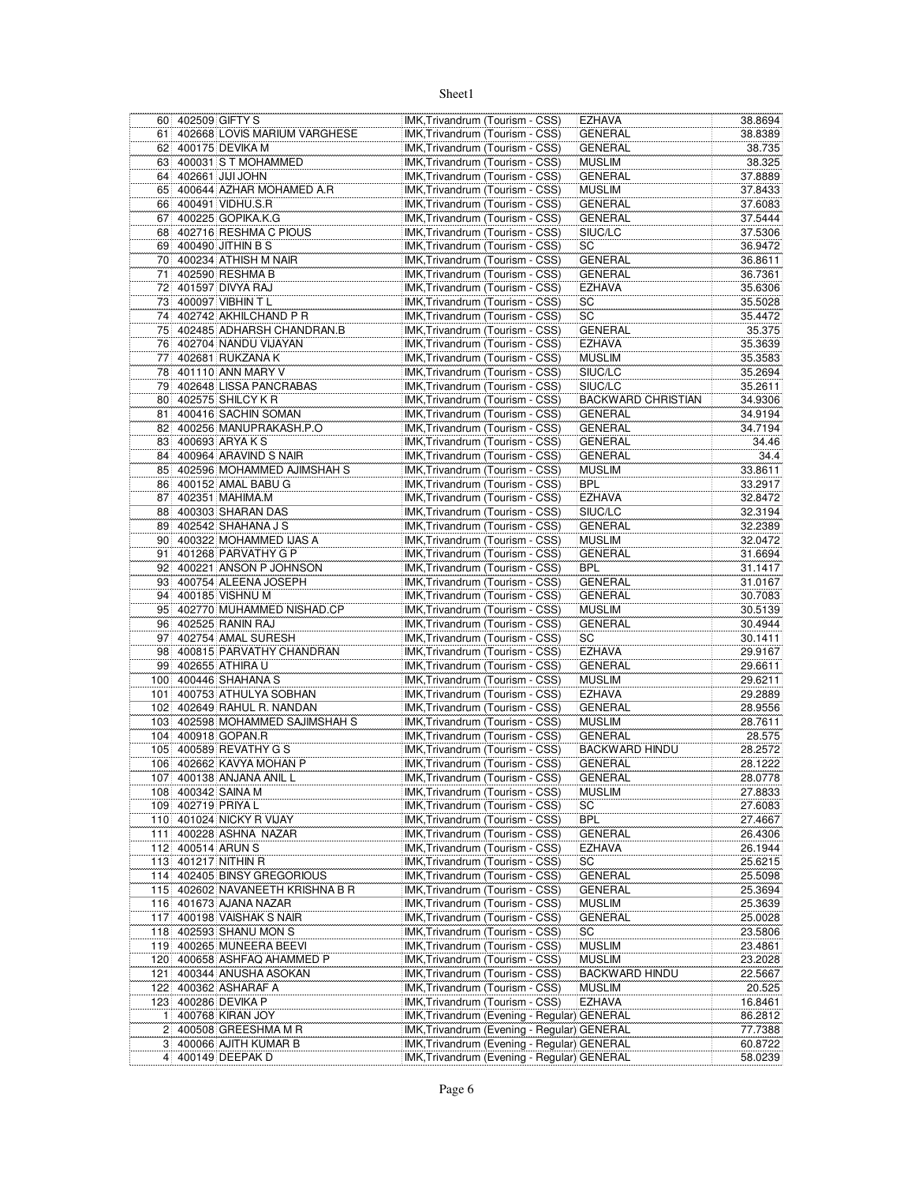| | | | | | |
|---|---|---|---|---|---|
| 60 | 402509 | GIFTY S | IMK,Trivandrum (Tourism - CSS) | EZHAVA | 38.8694 |
| 61 | 402668 | LOVIS MARIUM VARGHESE | IMK,Trivandrum (Tourism - CSS) | GENERAL | 38.8389 |
| 62 | 400175 | DEVIKA M | IMK,Trivandrum (Tourism - CSS) | GENERAL | 38.735 |
| 63 | 400031 | S T MOHAMMED | IMK,Trivandrum (Tourism - CSS) | MUSLIM | 38.325 |
| 64 | 402661 | JIJI JOHN | IMK,Trivandrum (Tourism - CSS) | GENERAL | 37.8889 |
| 65 | 400644 | AZHAR MOHAMED A.R | IMK,Trivandrum (Tourism - CSS) | MUSLIM | 37.8433 |
| 66 | 400491 | VIDHU.S.R | IMK,Trivandrum (Tourism - CSS) | GENERAL | 37.6083 |
| 67 | 400225 | GOPIKA.K.G | IMK,Trivandrum (Tourism - CSS) | GENERAL | 37.5444 |
| 68 | 402716 | RESHMA C PIOUS | IMK,Trivandrum (Tourism - CSS) | SIUC/LC | 37.5306 |
| 69 | 400490 | JITHIN B S | IMK,Trivandrum (Tourism - CSS) | SC | 36.9472 |
| 70 | 400234 | ATHISH M NAIR | IMK,Trivandrum (Tourism - CSS) | GENERAL | 36.8611 |
| 71 | 402590 | RESHMA B | IMK,Trivandrum (Tourism - CSS) | GENERAL | 36.7361 |
| 72 | 401597 | DIVYA RAJ | IMK,Trivandrum (Tourism - CSS) | EZHAVA | 35.6306 |
| 73 | 400097 | VIBHIN T L | IMK,Trivandrum (Tourism - CSS) | SC | 35.5028 |
| 74 | 402742 | AKHILCHAND P R | IMK,Trivandrum (Tourism - CSS) | SC | 35.4472 |
| 75 | 402485 | ADHARSH CHANDRAN.B | IMK,Trivandrum (Tourism - CSS) | GENERAL | 35.375 |
| 76 | 402704 | NANDU VIJAYAN | IMK,Trivandrum (Tourism - CSS) | EZHAVA | 35.3639 |
| 77 | 402681 | RUKZANA K | IMK,Trivandrum (Tourism - CSS) | MUSLIM | 35.3583 |
| 78 | 401110 | ANN MARY V | IMK,Trivandrum (Tourism - CSS) | SIUC/LC | 35.2694 |
| 79 | 402648 | LISSA PANCRABAS | IMK,Trivandrum (Tourism - CSS) | SIUC/LC | 35.2611 |
| 80 | 402575 | SHILCY K R | IMK,Trivandrum (Tourism - CSS) | BACKWARD CHRISTIAN | 34.9306 |
| 81 | 400416 | SACHIN SOMAN | IMK,Trivandrum (Tourism - CSS) | GENERAL | 34.9194 |
| 82 | 400256 | MANUPRAKASH.P.O | IMK,Trivandrum (Tourism - CSS) | GENERAL | 34.7194 |
| 83 | 400693 | ARYA K S | IMK,Trivandrum (Tourism - CSS) | GENERAL | 34.46 |
| 84 | 400964 | ARAVIND S NAIR | IMK,Trivandrum (Tourism - CSS) | GENERAL | 34.4 |
| 85 | 402596 | MOHAMMED AJIMSHAH S | IMK,Trivandrum (Tourism - CSS) | MUSLIM | 33.8611 |
| 86 | 400152 | AMAL BABU G | IMK,Trivandrum (Tourism - CSS) | BPL | 33.2917 |
| 87 | 402351 | MAHIMA.M | IMK,Trivandrum (Tourism - CSS) | EZHAVA | 32.8472 |
| 88 | 400303 | SHARAN DAS | IMK,Trivandrum (Tourism - CSS) | SIUC/LC | 32.3194 |
| 89 | 402542 | SHAHANA J S | IMK,Trivandrum (Tourism - CSS) | GENERAL | 32.2389 |
| 90 | 400322 | MOHAMMED IJAS A | IMK,Trivandrum (Tourism - CSS) | MUSLIM | 32.0472 |
| 91 | 401268 | PARVATHY G P | IMK,Trivandrum (Tourism - CSS) | GENERAL | 31.6694 |
| 92 | 400221 | ANSON P JOHNSON | IMK,Trivandrum (Tourism - CSS) | BPL | 31.1417 |
| 93 | 400754 | ALEENA JOSEPH | IMK,Trivandrum (Tourism - CSS) | GENERAL | 31.0167 |
| 94 | 400185 | VISHNU M | IMK,Trivandrum (Tourism - CSS) | GENERAL | 30.7083 |
| 95 | 402770 | MUHAMMED NISHAD.CP | IMK,Trivandrum (Tourism - CSS) | MUSLIM | 30.5139 |
| 96 | 402525 | RANIN RAJ | IMK,Trivandrum (Tourism - CSS) | GENERAL | 30.4944 |
| 97 | 402754 | AMAL SURESH | IMK,Trivandrum (Tourism - CSS) | SC | 30.1411 |
| 98 | 400815 | PARVATHY CHANDRAN | IMK,Trivandrum (Tourism - CSS) | EZHAVA | 29.9167 |
| 99 | 402655 | ATHIRA U | IMK,Trivandrum (Tourism - CSS) | GENERAL | 29.6611 |
| 100 | 400446 | SHAHANA S | IMK,Trivandrum (Tourism - CSS) | MUSLIM | 29.6211 |
| 101 | 400753 | ATHULYA SOBHAN | IMK,Trivandrum (Tourism - CSS) | EZHAVA | 29.2889 |
| 102 | 402649 | RAHUL R. NANDAN | IMK,Trivandrum (Tourism - CSS) | GENERAL | 28.9556 |
| 103 | 402598 | MOHAMMED SAJIMSHAH S | IMK,Trivandrum (Tourism - CSS) | MUSLIM | 28.7611 |
| 104 | 400918 | GOPAN.R | IMK,Trivandrum (Tourism - CSS) | GENERAL | 28.575 |
| 105 | 400589 | REVATHY G S | IMK,Trivandrum (Tourism - CSS) | BACKWARD HINDU | 28.2572 |
| 106 | 402662 | KAVYA MOHAN P | IMK,Trivandrum (Tourism - CSS) | GENERAL | 28.1222 |
| 107 | 400138 | ANJANA ANIL L | IMK,Trivandrum (Tourism - CSS) | GENERAL | 28.0778 |
| 108 | 400342 | SAINA M | IMK,Trivandrum (Tourism - CSS) | MUSLIM | 27.8833 |
| 109 | 402719 | PRIYA L | IMK,Trivandrum (Tourism - CSS) | SC | 27.6083 |
| 110 | 401024 | NICKY R VIJAY | IMK,Trivandrum (Tourism - CSS) | BPL | 27.4667 |
| 111 | 400228 | ASHNA NAZAR | IMK,Trivandrum (Tourism - CSS) | GENERAL | 26.4306 |
| 112 | 400514 | ARUN S | IMK,Trivandrum (Tourism - CSS) | EZHAVA | 26.1944 |
| 113 | 401217 | NITHIN R | IMK,Trivandrum (Tourism - CSS) | SC | 25.6215 |
| 114 | 402405 | BINSY GREGORIOUS | IMK,Trivandrum (Tourism - CSS) | GENERAL | 25.5098 |
| 115 | 402602 | NAVANEETH KRISHNA B R | IMK,Trivandrum (Tourism - CSS) | GENERAL | 25.3694 |
| 116 | 401673 | AJANA NAZAR | IMK,Trivandrum (Tourism - CSS) | MUSLIM | 25.3639 |
| 117 | 400198 | VAISHAK S NAIR | IMK,Trivandrum (Tourism - CSS) | GENERAL | 25.0028 |
| 118 | 402593 | SHANU MON S | IMK,Trivandrum (Tourism - CSS) | SC | 23.5806 |
| 119 | 400265 | MUNEERA BEEVI | IMK,Trivandrum (Tourism - CSS) | MUSLIM | 23.4861 |
| 120 | 400658 | ASHFAQ AHAMMED P | IMK,Trivandrum (Tourism - CSS) | MUSLIM | 23.2028 |
| 121 | 400344 | ANUSHA ASOKAN | IMK,Trivandrum (Tourism - CSS) | BACKWARD HINDU | 22.5667 |
| 122 | 400362 | ASHARAF A | IMK,Trivandrum (Tourism - CSS) | MUSLIM | 20.525 |
| 123 | 400286 | DEVIKA P | IMK,Trivandrum (Tourism - CSS) | EZHAVA | 16.8461 |
| 1 | 400768 | KIRAN JOY | IMK,Trivandrum (Evening - Regular) | GENERAL | 86.2812 |
| 2 | 400508 | GREESHMA M R | IMK,Trivandrum (Evening - Regular) | GENERAL | 77.7388 |
| 3 | 400066 | AJITH KUMAR B | IMK,Trivandrum (Evening - Regular) | GENERAL | 60.8722 |
| 4 | 400149 | DEEPAK D | IMK,Trivandrum (Evening - Regular) | GENERAL | 58.0239 |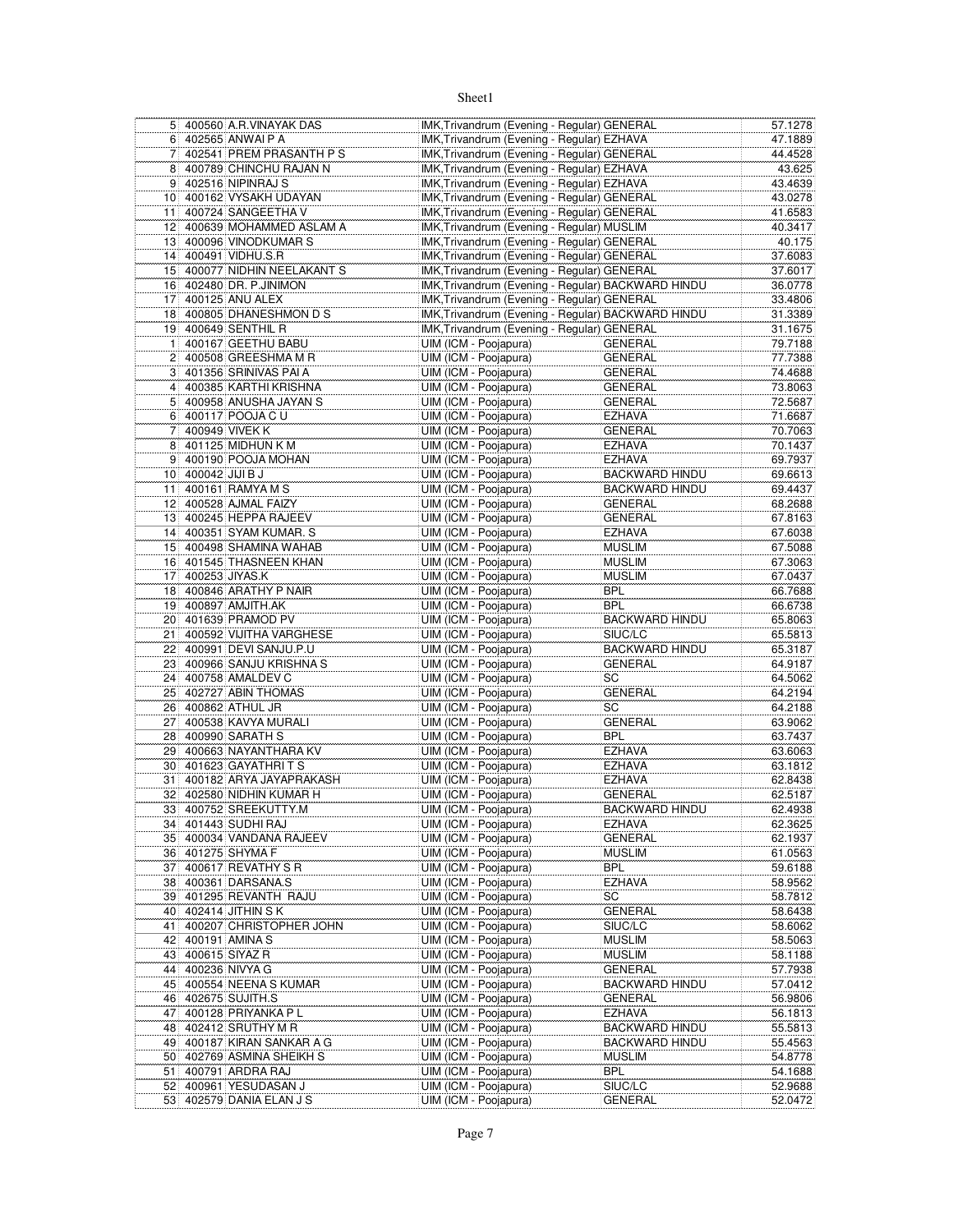| | | | | | |
|---|---|---|---|---|---|
| 5 | 400560 | A.R.VINAYAK DAS | IMK,Trivandrum (Evening - Regular) | GENERAL | 57.1278 |
| 6 | 402565 | ANWAI P A | IMK,Trivandrum (Evening - Regular) | EZHAVA | 47.1889 |
| 7 | 402541 | PREM PRASANTH P S | IMK,Trivandrum (Evening - Regular) | GENERAL | 44.4528 |
| 8 | 400789 | CHINCHU RAJAN N | IMK,Trivandrum (Evening - Regular) | EZHAVA | 43.625 |
| 9 | 402516 | NIPINRAJ S | IMK,Trivandrum (Evening - Regular) | EZHAVA | 43.4639 |
| 10 | 400162 | VYSAKH UDAYAN | IMK,Trivandrum (Evening - Regular) | GENERAL | 43.0278 |
| 11 | 400724 | SANGEETHA V | IMK,Trivandrum (Evening - Regular) | GENERAL | 41.6583 |
| 12 | 400639 | MOHAMMED ASLAM A | IMK,Trivandrum (Evening - Regular) | MUSLIM | 40.3417 |
| 13 | 400096 | VINODKUMAR S | IMK,Trivandrum (Evening - Regular) | GENERAL | 40.175 |
| 14 | 400491 | VIDHU.S.R | IMK,Trivandrum (Evening - Regular) | GENERAL | 37.6083 |
| 15 | 400077 | NIDHIN NEELAKANT S | IMK,Trivandrum (Evening - Regular) | GENERAL | 37.6017 |
| 16 | 402480 | DR. P.JINIMON | IMK,Trivandrum (Evening - Regular) | BACKWARD HINDU | 36.0778 |
| 17 | 400125 | ANU ALEX | IMK,Trivandrum (Evening - Regular) | GENERAL | 33.4806 |
| 18 | 400805 | DHANESHMON D S | IMK,Trivandrum (Evening - Regular) | BACKWARD HINDU | 31.3389 |
| 19 | 400649 | SENTHIL R | IMK,Trivandrum (Evening - Regular) | GENERAL | 31.1675 |
| 1 | 400167 | GEETHU BABU | UIM (ICM - Poojapura) | GENERAL | 79.7188 |
| 2 | 400508 | GREESHMA M R | UIM (ICM - Poojapura) | GENERAL | 77.7388 |
| 3 | 401356 | SRINIVAS PAI A | UIM (ICM - Poojapura) | GENERAL | 74.4688 |
| 4 | 400385 | KARTHI KRISHNA | UIM (ICM - Poojapura) | GENERAL | 73.8063 |
| 5 | 400958 | ANUSHA JAYAN S | UIM (ICM - Poojapura) | GENERAL | 72.5687 |
| 6 | 400117 | POOJA C U | UIM (ICM - Poojapura) | EZHAVA | 71.6687 |
| 7 | 400949 | VIVEK K | UIM (ICM - Poojapura) | GENERAL | 70.7063 |
| 8 | 401125 | MIDHUN K M | UIM (ICM - Poojapura) | EZHAVA | 70.1437 |
| 9 | 400190 | POOJA MOHAN | UIM (ICM - Poojapura) | EZHAVA | 69.7937 |
| 10 | 400042 | JIJI B J | UIM (ICM - Poojapura) | BACKWARD HINDU | 69.6613 |
| 11 | 400161 | RAMYA M S | UIM (ICM - Poojapura) | BACKWARD HINDU | 69.4437 |
| 12 | 400528 | AJMAL FAIZY | UIM (ICM - Poojapura) | GENERAL | 68.2688 |
| 13 | 400245 | HEPPA RAJEEV | UIM (ICM - Poojapura) | GENERAL | 67.8163 |
| 14 | 400351 | SYAM KUMAR. S | UIM (ICM - Poojapura) | EZHAVA | 67.6038 |
| 15 | 400498 | SHAMINA WAHAB | UIM (ICM - Poojapura) | MUSLIM | 67.5088 |
| 16 | 401545 | THASNEEN KHAN | UIM (ICM - Poojapura) | MUSLIM | 67.3063 |
| 17 | 400253 | JIYAS.K | UIM (ICM - Poojapura) | MUSLIM | 67.0437 |
| 18 | 400846 | ARATHY P NAIR | UIM (ICM - Poojapura) | BPL | 66.7688 |
| 19 | 400897 | AMJITH.AK | UIM (ICM - Poojapura) | BPL | 66.6738 |
| 20 | 401639 | PRAMOD PV | UIM (ICM - Poojapura) | BACKWARD HINDU | 65.8063 |
| 21 | 400592 | VIJITHA VARGHESE | UIM (ICM - Poojapura) | SIUC/LC | 65.5813 |
| 22 | 400991 | DEVI SANJU.P.U | UIM (ICM - Poojapura) | BACKWARD HINDU | 65.3187 |
| 23 | 400966 | SANJU KRISHNA S | UIM (ICM - Poojapura) | GENERAL | 64.9187 |
| 24 | 400758 | AMALDEV C | UIM (ICM - Poojapura) | SC | 64.5062 |
| 25 | 402727 | ABIN THOMAS | UIM (ICM - Poojapura) | GENERAL | 64.2194 |
| 26 | 400862 | ATHUL JR | UIM (ICM - Poojapura) | SC | 64.2188 |
| 27 | 400538 | KAVYA MURALI | UIM (ICM - Poojapura) | GENERAL | 63.9062 |
| 28 | 400990 | SARATH S | UIM (ICM - Poojapura) | BPL | 63.7437 |
| 29 | 400663 | NAYANTHARA KV | UIM (ICM - Poojapura) | EZHAVA | 63.6063 |
| 30 | 401623 | GAYATHRI T S | UIM (ICM - Poojapura) | EZHAVA | 63.1812 |
| 31 | 400182 | ARYA JAYAPRAKASH | UIM (ICM - Poojapura) | EZHAVA | 62.8438 |
| 32 | 402580 | NIDHIN KUMAR H | UIM (ICM - Poojapura) | GENERAL | 62.5187 |
| 33 | 400752 | SREEKUTTY.M | UIM (ICM - Poojapura) | BACKWARD HINDU | 62.4938 |
| 34 | 401443 | SUDHI RAJ | UIM (ICM - Poojapura) | EZHAVA | 62.3625 |
| 35 | 400034 | VANDANA RAJEEV | UIM (ICM - Poojapura) | GENERAL | 62.1937 |
| 36 | 401275 | SHYMA F | UIM (ICM - Poojapura) | MUSLIM | 61.0563 |
| 37 | 400617 | REVATHY S R | UIM (ICM - Poojapura) | BPL | 59.6188 |
| 38 | 400361 | DARSANA.S | UIM (ICM - Poojapura) | EZHAVA | 58.9562 |
| 39 | 401295 | REVANTH RAJU | UIM (ICM - Poojapura) | SC | 58.7812 |
| 40 | 402414 | JITHIN S K | UIM (ICM - Poojapura) | GENERAL | 58.6438 |
| 41 | 400207 | CHRISTOPHER JOHN | UIM (ICM - Poojapura) | SIUC/LC | 58.6062 |
| 42 | 400191 | AMINA S | UIM (ICM - Poojapura) | MUSLIM | 58.5063 |
| 43 | 400615 | SIYAZ R | UIM (ICM - Poojapura) | MUSLIM | 58.1188 |
| 44 | 400236 | NIVYA G | UIM (ICM - Poojapura) | GENERAL | 57.7938 |
| 45 | 400554 | NEENA S KUMAR | UIM (ICM - Poojapura) | BACKWARD HINDU | 57.0412 |
| 46 | 402675 | SUJITH.S | UIM (ICM - Poojapura) | GENERAL | 56.9806 |
| 47 | 400128 | PRIYANKA P L | UIM (ICM - Poojapura) | EZHAVA | 56.1813 |
| 48 | 402412 | SRUTHY M R | UIM (ICM - Poojapura) | BACKWARD HINDU | 55.5813 |
| 49 | 400187 | KIRAN SANKAR A G | UIM (ICM - Poojapura) | BACKWARD HINDU | 55.4563 |
| 50 | 402769 | ASMINA SHEIKH S | UIM (ICM - Poojapura) | MUSLIM | 54.8778 |
| 51 | 400791 | ARDRA RAJ | UIM (ICM - Poojapura) | BPL | 54.1688 |
| 52 | 400961 | YESUDASAN J | UIM (ICM - Poojapura) | SIUC/LC | 52.9688 |
| 53 | 402579 | DANIA ELAN J S | UIM (ICM - Poojapura) | GENERAL | 52.0472 |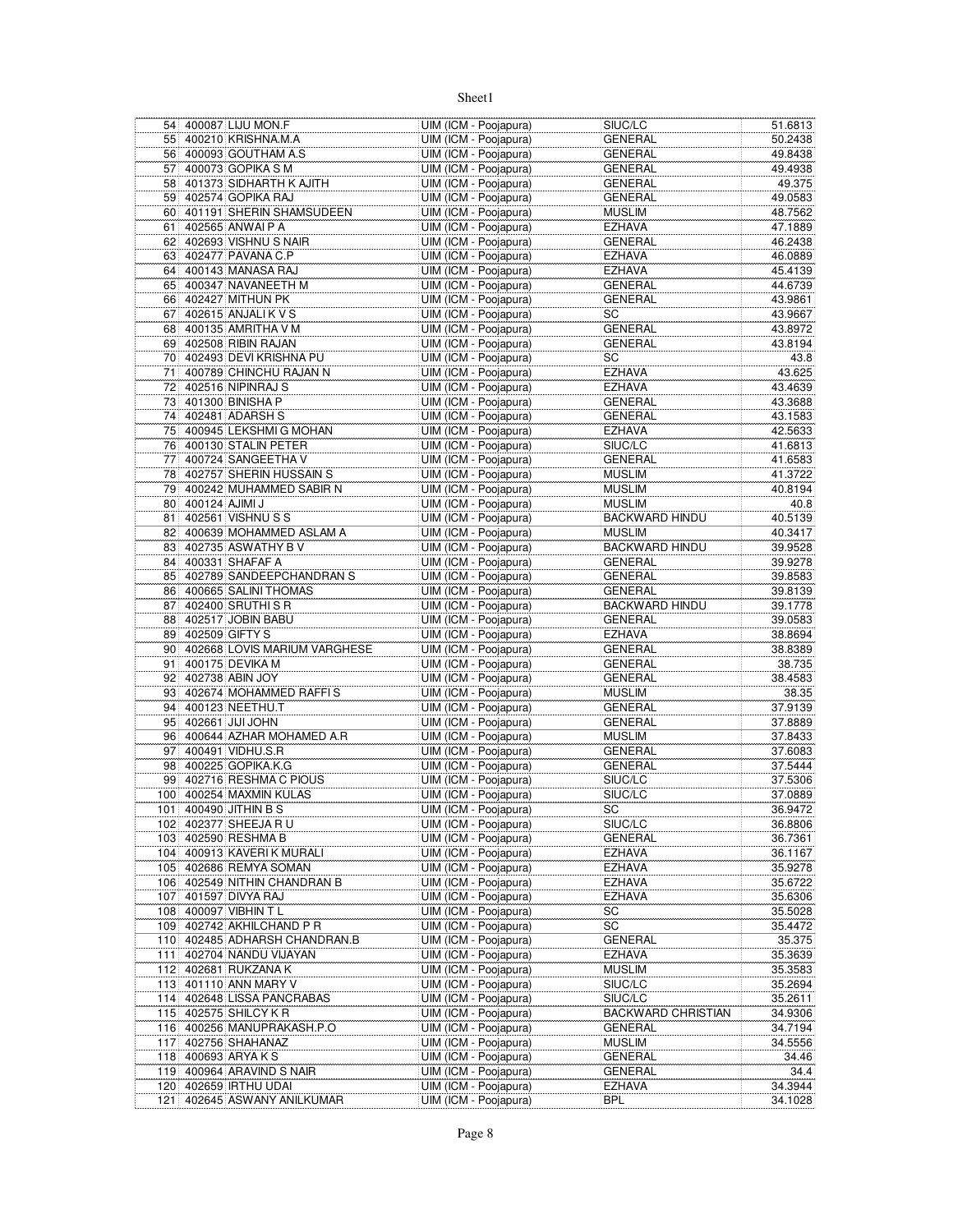| | | | | | |
|---|---|---|---|---|---|
| 54 | 400087 | LIJU MON.F | UIM (ICM - Poojapura) | SIUC/LC | 51.6813 |
| 55 | 400210 | KRISHNA.M.A | UIM (ICM - Poojapura) | GENERAL | 50.2438 |
| 56 | 400093 | GOUTHAM A.S | UIM (ICM - Poojapura) | GENERAL | 49.8438 |
| 57 | 400073 | GOPIKA S M | UIM (ICM - Poojapura) | GENERAL | 49.4938 |
| 58 | 401373 | SIDHARTH K AJITH | UIM (ICM - Poojapura) | GENERAL | 49.375 |
| 59 | 402574 | GOPIKA RAJ | UIM (ICM - Poojapura) | GENERAL | 49.0583 |
| 60 | 401191 | SHERIN SHAMSUDEEN | UIM (ICM - Poojapura) | MUSLIM | 48.7562 |
| 61 | 402565 | ANWAI P A | UIM (ICM - Poojapura) | EZHAVA | 47.1889 |
| 62 | 402693 | VISHNU S NAIR | UIM (ICM - Poojapura) | GENERAL | 46.2438 |
| 63 | 402477 | PAVANA C.P | UIM (ICM - Poojapura) | EZHAVA | 46.0889 |
| 64 | 400143 | MANASA RAJ | UIM (ICM - Poojapura) | EZHAVA | 45.4139 |
| 65 | 400347 | NAVANEETH M | UIM (ICM - Poojapura) | GENERAL | 44.6739 |
| 66 | 402427 | MITHUN PK | UIM (ICM - Poojapura) | GENERAL | 43.9861 |
| 67 | 402615 | ANJALI K V S | UIM (ICM - Poojapura) | SC | 43.9667 |
| 68 | 400135 | AMRITHA V M | UIM (ICM - Poojapura) | GENERAL | 43.8972 |
| 69 | 402508 | RIBIN RAJAN | UIM (ICM - Poojapura) | GENERAL | 43.8194 |
| 70 | 402493 | DEVI KRISHNA PU | UIM (ICM - Poojapura) | SC | 43.8 |
| 71 | 400789 | CHINCHU RAJAN N | UIM (ICM - Poojapura) | EZHAVA | 43.625 |
| 72 | 402516 | NIPINRAJ S | UIM (ICM - Poojapura) | EZHAVA | 43.4639 |
| 73 | 401300 | BINISHA P | UIM (ICM - Poojapura) | GENERAL | 43.3688 |
| 74 | 402481 | ADARSH S | UIM (ICM - Poojapura) | GENERAL | 43.1583 |
| 75 | 400945 | LEKSHMI G MOHAN | UIM (ICM - Poojapura) | EZHAVA | 42.5633 |
| 76 | 400130 | STALIN PETER | UIM (ICM - Poojapura) | SIUC/LC | 41.6813 |
| 77 | 400724 | SANGEETHA V | UIM (ICM - Poojapura) | GENERAL | 41.6583 |
| 78 | 402757 | SHERIN HUSSAIN S | UIM (ICM - Poojapura) | MUSLIM | 41.3722 |
| 79 | 400242 | MUHAMMED SABIR N | UIM (ICM - Poojapura) | MUSLIM | 40.8194 |
| 80 | 400124 | AJIMI J | UIM (ICM - Poojapura) | MUSLIM | 40.8 |
| 81 | 402561 | VISHNU S S | UIM (ICM - Poojapura) | BACKWARD HINDU | 40.5139 |
| 82 | 400639 | MOHAMMED ASLAM A | UIM (ICM - Poojapura) | MUSLIM | 40.3417 |
| 83 | 402735 | ASWATHY B V | UIM (ICM - Poojapura) | BACKWARD HINDU | 39.9528 |
| 84 | 400331 | SHAFAF A | UIM (ICM - Poojapura) | GENERAL | 39.9278 |
| 85 | 402789 | SANDEEPCHANDRAN S | UIM (ICM - Poojapura) | GENERAL | 39.8583 |
| 86 | 400665 | SALINI THOMAS | UIM (ICM - Poojapura) | GENERAL | 39.8139 |
| 87 | 402400 | SRUTHI S R | UIM (ICM - Poojapura) | BACKWARD HINDU | 39.1778 |
| 88 | 402517 | JOBIN BABU | UIM (ICM - Poojapura) | GENERAL | 39.0583 |
| 89 | 402509 | GIFTY S | UIM (ICM - Poojapura) | EZHAVA | 38.8694 |
| 90 | 402668 | LOVIS MARIUM VARGHESE | UIM (ICM - Poojapura) | GENERAL | 38.8389 |
| 91 | 400175 | DEVIKA M | UIM (ICM - Poojapura) | GENERAL | 38.735 |
| 92 | 402738 | ABIN JOY | UIM (ICM - Poojapura) | GENERAL | 38.4583 |
| 93 | 402674 | MOHAMMED RAFFI S | UIM (ICM - Poojapura) | MUSLIM | 38.35 |
| 94 | 400123 | NEETHU.T | UIM (ICM - Poojapura) | GENERAL | 37.9139 |
| 95 | 402661 | JIJI JOHN | UIM (ICM - Poojapura) | GENERAL | 37.8889 |
| 96 | 400644 | AZHAR MOHAMED A.R | UIM (ICM - Poojapura) | MUSLIM | 37.8433 |
| 97 | 400491 | VIDHU.S.R | UIM (ICM - Poojapura) | GENERAL | 37.6083 |
| 98 | 400225 | GOPIKA.K.G | UIM (ICM - Poojapura) | GENERAL | 37.5444 |
| 99 | 402716 | RESHMA C PIOUS | UIM (ICM - Poojapura) | SIUC/LC | 37.5306 |
| 100 | 400254 | MAXMIN KULAS | UIM (ICM - Poojapura) | SIUC/LC | 37.0889 |
| 101 | 400490 | JITHIN B S | UIM (ICM - Poojapura) | SC | 36.9472 |
| 102 | 402377 | SHEEJA R U | UIM (ICM - Poojapura) | SIUC/LC | 36.8806 |
| 103 | 402590 | RESHMA B | UIM (ICM - Poojapura) | GENERAL | 36.7361 |
| 104 | 400913 | KAVERI K MURALI | UIM (ICM - Poojapura) | EZHAVA | 36.1167 |
| 105 | 402686 | REMYA SOMAN | UIM (ICM - Poojapura) | EZHAVA | 35.9278 |
| 106 | 402549 | NITHIN CHANDRAN B | UIM (ICM - Poojapura) | EZHAVA | 35.6722 |
| 107 | 401597 | DIVYA RAJ | UIM (ICM - Poojapura) | EZHAVA | 35.6306 |
| 108 | 400097 | VIBHIN T L | UIM (ICM - Poojapura) | SC | 35.5028 |
| 109 | 402742 | AKHILCHAND P R | UIM (ICM - Poojapura) | SC | 35.4472 |
| 110 | 402485 | ADHARSH CHANDRAN.B | UIM (ICM - Poojapura) | GENERAL | 35.375 |
| 111 | 402704 | NANDU VIJAYAN | UIM (ICM - Poojapura) | EZHAVA | 35.3639 |
| 112 | 402681 | RUKZANA K | UIM (ICM - Poojapura) | MUSLIM | 35.3583 |
| 113 | 401110 | ANN MARY V | UIM (ICM - Poojapura) | SIUC/LC | 35.2694 |
| 114 | 402648 | LISSA PANCRABAS | UIM (ICM - Poojapura) | SIUC/LC | 35.2611 |
| 115 | 402575 | SHILCY K R | UIM (ICM - Poojapura) | BACKWARD CHRISTIAN | 34.9306 |
| 116 | 400256 | MANUPRAKASH.P.O | UIM (ICM - Poojapura) | GENERAL | 34.7194 |
| 117 | 402756 | SHAHANAZ | UIM (ICM - Poojapura) | MUSLIM | 34.5556 |
| 118 | 400693 | ARYA K S | UIM (ICM - Poojapura) | GENERAL | 34.46 |
| 119 | 400964 | ARAVIND S NAIR | UIM (ICM - Poojapura) | GENERAL | 34.4 |
| 120 | 402659 | IRTHU UDAI | UIM (ICM - Poojapura) | EZHAVA | 34.3944 |
| 121 | 402645 | ASWANY ANILKUMAR | UIM (ICM - Poojapura) | BPL | 34.1028 |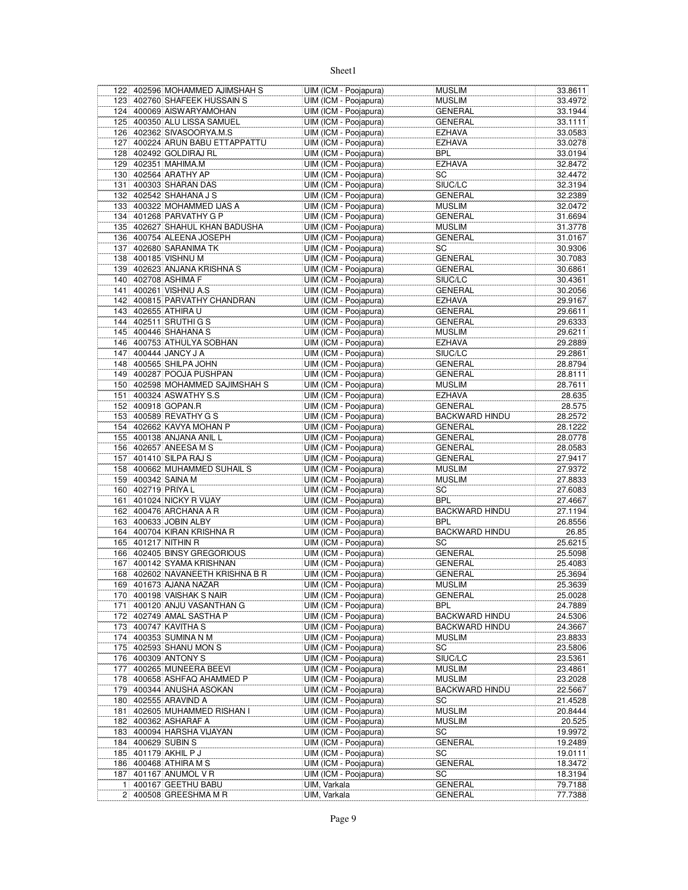| 122 | 402596 | MOHAMMED AJIMSHAH S | UIM (ICM - Poojapura) | MUSLIM | 33.8611 |
|---|---|---|---|---|---|
| 123 | 402760 | SHAFEEK HUSSAIN S | UIM (ICM - Poojapura) | MUSLIM | 33.4972 |
| 124 | 400069 | AISWARYAMOHAN | UIM (ICM - Poojapura) | GENERAL | 33.1944 |
| 125 | 400350 | ALU LISSA SAMUEL | UIM (ICM - Poojapura) | GENERAL | 33.1111 |
| 126 | 402362 | SIVASOORYA.M.S | UIM (ICM - Poojapura) | EZHAVA | 33.0583 |
| 127 | 400224 | ARUN BABU ETTAPPATTU | UIM (ICM - Poojapura) | EZHAVA | 33.0278 |
| 128 | 402492 | GOLDIRAJ RL | UIM (ICM - Poojapura) | BPL | 33.0194 |
| 129 | 402351 | MAHIMA.M | UIM (ICM - Poojapura) | EZHAVA | 32.8472 |
| 130 | 402564 | ARATHY AP | UIM (ICM - Poojapura) | SC | 32.4472 |
| 131 | 400303 | SHARAN DAS | UIM (ICM - Poojapura) | SIUC/LC | 32.3194 |
| 132 | 402542 | SHAHANA J S | UIM (ICM - Poojapura) | GENERAL | 32.2389 |
| 133 | 400322 | MOHAMMED IJAS A | UIM (ICM - Poojapura) | MUSLIM | 32.0472 |
| 134 | 401268 | PARVATHY G P | UIM (ICM - Poojapura) | GENERAL | 31.6694 |
| 135 | 402627 | SHAHUL KHAN BADUSHA | UIM (ICM - Poojapura) | MUSLIM | 31.3778 |
| 136 | 400754 | ALEENA JOSEPH | UIM (ICM - Poojapura) | GENERAL | 31.0167 |
| 137 | 402680 | SARANIMA TK | UIM (ICM - Poojapura) | SC | 30.9306 |
| 138 | 400185 | VISHNU M | UIM (ICM - Poojapura) | GENERAL | 30.7083 |
| 139 | 402623 | ANJANA KRISHNA S | UIM (ICM - Poojapura) | GENERAL | 30.6861 |
| 140 | 402708 | ASHIMA F | UIM (ICM - Poojapura) | SIUC/LC | 30.4361 |
| 141 | 400261 | VISHNU A.S | UIM (ICM - Poojapura) | GENERAL | 30.2056 |
| 142 | 400815 | PARVATHY CHANDRAN | UIM (ICM - Poojapura) | EZHAVA | 29.9167 |
| 143 | 402655 | ATHIRA U | UIM (ICM - Poojapura) | GENERAL | 29.6611 |
| 144 | 402511 | SRUTHI G S | UIM (ICM - Poojapura) | GENERAL | 29.6333 |
| 145 | 400446 | SHAHANA S | UIM (ICM - Poojapura) | MUSLIM | 29.6211 |
| 146 | 400753 | ATHULYA SOBHAN | UIM (ICM - Poojapura) | EZHAVA | 29.2889 |
| 147 | 400444 | JANCY J A | UIM (ICM - Poojapura) | SIUC/LC | 29.2861 |
| 148 | 400565 | SHILPA JOHN | UIM (ICM - Poojapura) | GENERAL | 28.8794 |
| 149 | 400287 | POOJA PUSHPAN | UIM (ICM - Poojapura) | GENERAL | 28.8111 |
| 150 | 402598 | MOHAMMED SAJIMSHAH S | UIM (ICM - Poojapura) | MUSLIM | 28.7611 |
| 151 | 400324 | ASWATHY S.S | UIM (ICM - Poojapura) | EZHAVA | 28.635 |
| 152 | 400918 | GOPAN.R | UIM (ICM - Poojapura) | GENERAL | 28.575 |
| 153 | 400589 | REVATHY G S | UIM (ICM - Poojapura) | BACKWARD HINDU | 28.2572 |
| 154 | 402662 | KAVYA MOHAN P | UIM (ICM - Poojapura) | GENERAL | 28.1222 |
| 155 | 400138 | ANJANA ANIL L | UIM (ICM - Poojapura) | GENERAL | 28.0778 |
| 156 | 402657 | ANEESA M S | UIM (ICM - Poojapura) | GENERAL | 28.0583 |
| 157 | 401410 | SILPA RAJ S | UIM (ICM - Poojapura) | GENERAL | 27.9417 |
| 158 | 400662 | MUHAMMED SUHAIL S | UIM (ICM - Poojapura) | MUSLIM | 27.9372 |
| 159 | 400342 | SAINA M | UIM (ICM - Poojapura) | MUSLIM | 27.8833 |
| 160 | 402719 | PRIYA L | UIM (ICM - Poojapura) | SC | 27.6083 |
| 161 | 401024 | NICKY R VIJAY | UIM (ICM - Poojapura) | BPL | 27.4667 |
| 162 | 400476 | ARCHANA A R | UIM (ICM - Poojapura) | BACKWARD HINDU | 27.1194 |
| 163 | 400633 | JOBIN ALBY | UIM (ICM - Poojapura) | BPL | 26.8556 |
| 164 | 400704 | KIRAN KRISHNA R | UIM (ICM - Poojapura) | BACKWARD HINDU | 26.85 |
| 165 | 401217 | NITHIN R | UIM (ICM - Poojapura) | SC | 25.6215 |
| 166 | 402405 | BINSY GREGORIOUS | UIM (ICM - Poojapura) | GENERAL | 25.5098 |
| 167 | 400142 | SYAMA KRISHNAN | UIM (ICM - Poojapura) | GENERAL | 25.4083 |
| 168 | 402602 | NAVANEETH KRISHNA B R | UIM (ICM - Poojapura) | GENERAL | 25.3694 |
| 169 | 401673 | AJANA NAZAR | UIM (ICM - Poojapura) | MUSLIM | 25.3639 |
| 170 | 400198 | VAISHAK S NAIR | UIM (ICM - Poojapura) | GENERAL | 25.0028 |
| 171 | 400120 | ANJU VASANTHAN G | UIM (ICM - Poojapura) | BPL | 24.7889 |
| 172 | 402749 | AMAL SASTHA P | UIM (ICM - Poojapura) | BACKWARD HINDU | 24.5306 |
| 173 | 400747 | KAVITHA S | UIM (ICM - Poojapura) | BACKWARD HINDU | 24.3667 |
| 174 | 400353 | SUMINA N M | UIM (ICM - Poojapura) | MUSLIM | 23.8833 |
| 175 | 402593 | SHANU MON S | UIM (ICM - Poojapura) | SC | 23.5806 |
| 176 | 400309 | ANTONY S | UIM (ICM - Poojapura) | SIUC/LC | 23.5361 |
| 177 | 400265 | MUNEERA BEEVI | UIM (ICM - Poojapura) | MUSLIM | 23.4861 |
| 178 | 400658 | ASHFAQ AHAMMED P | UIM (ICM - Poojapura) | MUSLIM | 23.2028 |
| 179 | 400344 | ANUSHA ASOKAN | UIM (ICM - Poojapura) | BACKWARD HINDU | 22.5667 |
| 180 | 402555 | ARAVIND A | UIM (ICM - Poojapura) | SC | 21.4528 |
| 181 | 402605 | MUHAMMED RISHAN I | UIM (ICM - Poojapura) | MUSLIM | 20.8444 |
| 182 | 400362 | ASHARAF A | UIM (ICM - Poojapura) | MUSLIM | 20.525 |
| 183 | 400094 | HARSHA VIJAYAN | UIM (ICM - Poojapura) | SC | 19.9972 |
| 184 | 400629 | SUBIN S | UIM (ICM - Poojapura) | GENERAL | 19.2489 |
| 185 | 401179 | AKHIL P J | UIM (ICM - Poojapura) | SC | 19.0111 |
| 186 | 400468 | ATHIRA M S | UIM (ICM - Poojapura) | GENERAL | 18.3472 |
| 187 | 401167 | ANUMOL V R | UIM (ICM - Poojapura) | SC | 18.3194 |
| 1 | 400167 | GEETHU BABU | UIM, Varkala | GENERAL | 79.7188 |
| 2 | 400508 | GREESHMA M R | UIM, Varkala | GENERAL | 77.7388 |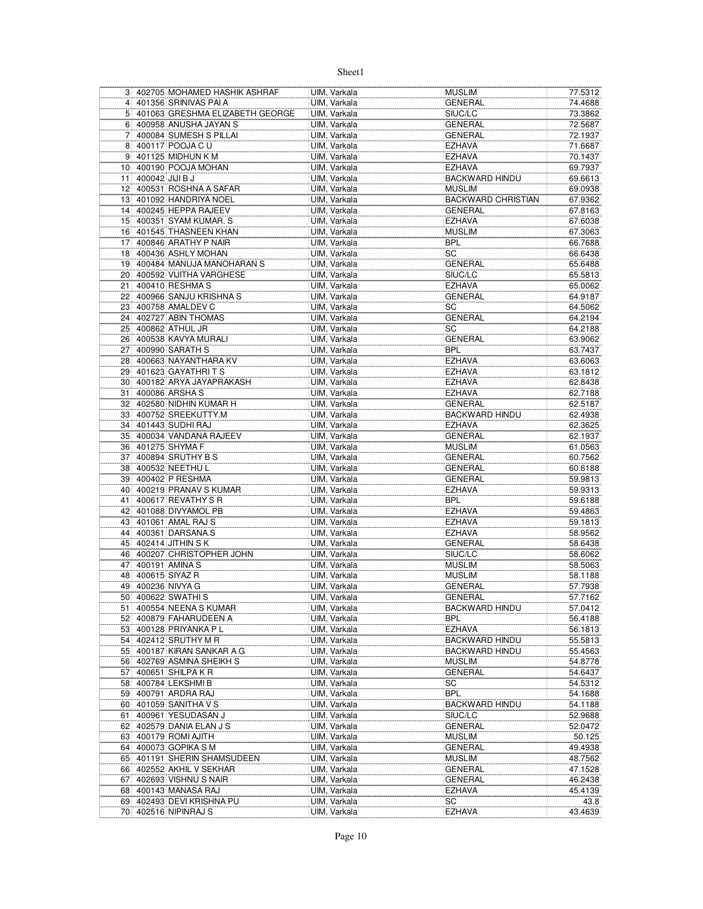| | | | | | |
|---|---|---|---|---|---|
| 3 | 402705 | MOHAMED HASHIK ASHRAF | UIM, Varkala | MUSLIM | 77.5312 |
| 4 | 401356 | SRINIVAS PAI A | UIM, Varkala | GENERAL | 74.4688 |
| 5 | 401063 | GRESHMA ELIZABETH GEORGE | UIM, Varkala | SIUC/LC | 73.3862 |
| 6 | 400958 | ANUSHA JAYAN S | UIM, Varkala | GENERAL | 72.5687 |
| 7 | 400084 | SUMESH S PILLAI | UIM, Varkala | GENERAL | 72.1937 |
| 8 | 400117 | POOJA C U | UIM, Varkala | EZHAVA | 71.6687 |
| 9 | 401125 | MIDHUN K M | UIM, Varkala | EZHAVA | 70.1437 |
| 10 | 400190 | POOJA MOHAN | UIM, Varkala | EZHAVA | 69.7937 |
| 11 | 400042 | JIJI B J | UIM, Varkala | BACKWARD HINDU | 69.6613 |
| 12 | 400531 | ROSHNA A SAFAR | UIM, Varkala | MUSLIM | 69.0938 |
| 13 | 401092 | HANDRIYA NOEL | UIM, Varkala | BACKWARD CHRISTIAN | 67.9362 |
| 14 | 400245 | HEPPA RAJEEV | UIM, Varkala | GENERAL | 67.8163 |
| 15 | 400351 | SYAM KUMAR. S | UIM, Varkala | EZHAVA | 67.6038 |
| 16 | 401545 | THASNEEN KHAN | UIM, Varkala | MUSLIM | 67.3063 |
| 17 | 400846 | ARATHY P NAIR | UIM, Varkala | BPL | 66.7688 |
| 18 | 400436 | ASHLY MOHAN | UIM, Varkala | SC | 66.6438 |
| 19 | 400484 | MANUJA MANOHARAN S | UIM, Varkala | GENERAL | 65.6488 |
| 20 | 400592 | VIJITHA VARGHESE | UIM, Varkala | SIUC/LC | 65.5813 |
| 21 | 400410 | RESHMA S | UIM, Varkala | EZHAVA | 65.0062 |
| 22 | 400966 | SANJU KRISHNA S | UIM, Varkala | GENERAL | 64.9187 |
| 23 | 400758 | AMALDEV C | UIM, Varkala | SC | 64.5062 |
| 24 | 402727 | ABIN THOMAS | UIM, Varkala | GENERAL | 64.2194 |
| 25 | 400862 | ATHUL JR | UIM, Varkala | SC | 64.2188 |
| 26 | 400538 | KAVYA MURALI | UIM, Varkala | GENERAL | 63.9062 |
| 27 | 400990 | SARATH S | UIM, Varkala | BPL | 63.7437 |
| 28 | 400663 | NAYANTHARA KV | UIM, Varkala | EZHAVA | 63.6063 |
| 29 | 401623 | GAYATHRI T S | UIM, Varkala | EZHAVA | 63.1812 |
| 30 | 400182 | ARYA JAYAPRAKASH | UIM, Varkala | EZHAVA | 62.8438 |
| 31 | 400086 | ARSHA S | UIM, Varkala | EZHAVA | 62.7188 |
| 32 | 402580 | NIDHIN KUMAR H | UIM, Varkala | GENERAL | 62.5187 |
| 33 | 400752 | SREEKUTTY.M | UIM, Varkala | BACKWARD HINDU | 62.4938 |
| 34 | 401443 | SUDHI RAJ | UIM, Varkala | EZHAVA | 62.3625 |
| 35 | 400034 | VANDANA RAJEEV | UIM, Varkala | GENERAL | 62.1937 |
| 36 | 401275 | SHYMA F | UIM, Varkala | MUSLIM | 61.0563 |
| 37 | 400894 | SRUTHY B S | UIM, Varkala | GENERAL | 60.7562 |
| 38 | 400532 | NEETHU L | UIM, Varkala | GENERAL | 60.6188 |
| 39 | 400402 | P RESHMA | UIM, Varkala | GENERAL | 59.9813 |
| 40 | 400219 | PRANAV S KUMAR | UIM, Varkala | EZHAVA | 59.9313 |
| 41 | 400617 | REVATHY S R | UIM, Varkala | BPL | 59.6188 |
| 42 | 401088 | DIVYAMOL PB | UIM, Varkala | EZHAVA | 59.4863 |
| 43 | 401061 | AMAL RAJ S | UIM, Varkala | EZHAVA | 59.1813 |
| 44 | 400361 | DARSANA.S | UIM, Varkala | EZHAVA | 58.9562 |
| 45 | 402414 | JITHIN S K | UIM, Varkala | GENERAL | 58.6438 |
| 46 | 400207 | CHRISTOPHER JOHN | UIM, Varkala | SIUC/LC | 58.6062 |
| 47 | 400191 | AMINA S | UIM, Varkala | MUSLIM | 58.5063 |
| 48 | 400615 | SIYAZ R | UIM, Varkala | MUSLIM | 58.1188 |
| 49 | 400236 | NIVYA G | UIM, Varkala | GENERAL | 57.7938 |
| 50 | 400622 | SWATHI S | UIM, Varkala | GENERAL | 57.7162 |
| 51 | 400554 | NEENA S KUMAR | UIM, Varkala | BACKWARD HINDU | 57.0412 |
| 52 | 400879 | FAHARUDEEN A | UIM, Varkala | BPL | 56.4188 |
| 53 | 400128 | PRIYANKA P L | UIM, Varkala | EZHAVA | 56.1813 |
| 54 | 402412 | SRUTHY M R | UIM, Varkala | BACKWARD HINDU | 55.5813 |
| 55 | 400187 | KIRAN SANKAR A G | UIM, Varkala | BACKWARD HINDU | 55.4563 |
| 56 | 402769 | ASMINA SHEIKH S | UIM, Varkala | MUSLIM | 54.8778 |
| 57 | 400651 | SHILPA K R | UIM, Varkala | GENERAL | 54.6437 |
| 58 | 400784 | LEKSHMI B | UIM, Varkala | SC | 54.5312 |
| 59 | 400791 | ARDRA RAJ | UIM, Varkala | BPL | 54.1688 |
| 60 | 401059 | SANITHA V S | UIM, Varkala | BACKWARD HINDU | 54.1188 |
| 61 | 400961 | YESUDASAN J | UIM, Varkala | SIUC/LC | 52.9688 |
| 62 | 402579 | DANIA ELAN J S | UIM, Varkala | GENERAL | 52.0472 |
| 63 | 400179 | ROMI AJITH | UIM, Varkala | MUSLIM | 50.125 |
| 64 | 400073 | GOPIKA S M | UIM, Varkala | GENERAL | 49.4938 |
| 65 | 401191 | SHERIN SHAMSUDEEN | UIM, Varkala | MUSLIM | 48.7562 |
| 66 | 402552 | AKHIL V SEKHAR | UIM, Varkala | GENERAL | 47.1528 |
| 67 | 402693 | VISHNU S NAIR | UIM, Varkala | GENERAL | 46.2438 |
| 68 | 400143 | MANASA RAJ | UIM, Varkala | EZHAVA | 45.4139 |
| 69 | 402493 | DEVI KRISHNA PU | UIM, Varkala | SC | 43.8 |
| 70 | 402516 | NIPINRAJ S | UIM, Varkala | EZHAVA | 43.4639 |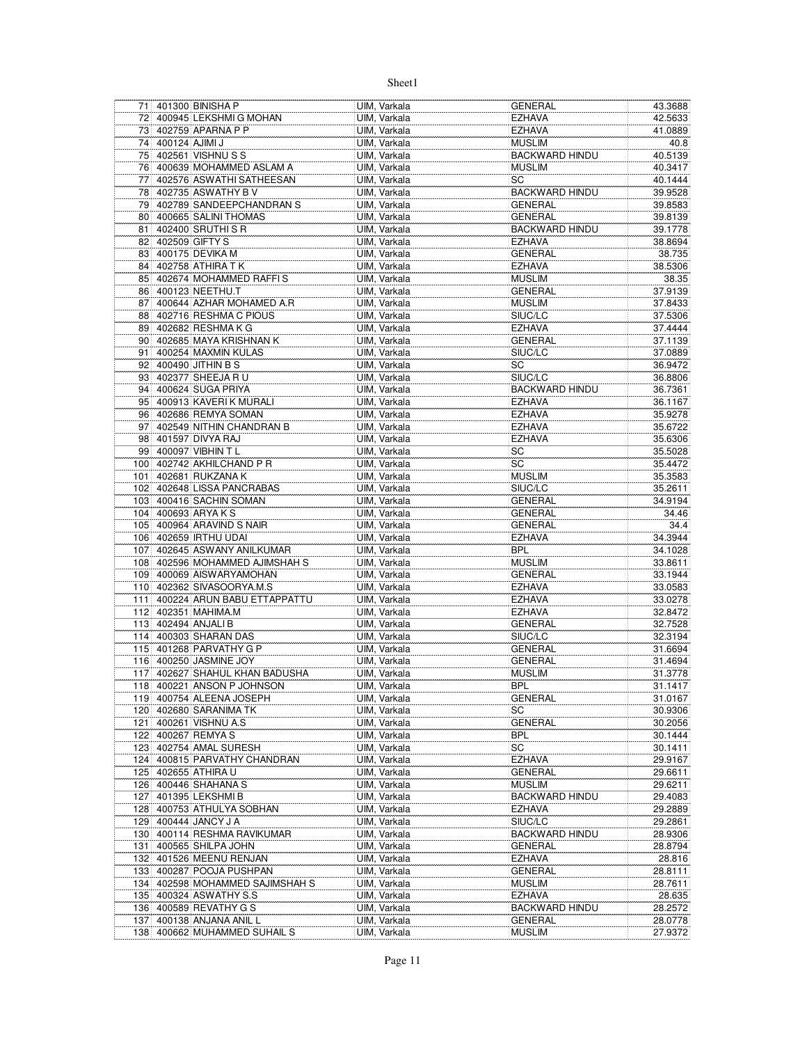| | | | | | |
|---|---|---|---|---|---|
| 71 | 401300 | BINISHA P | UIM, Varkala | GENERAL | 43.3688 |
| 72 | 400945 | LEKSHMI G MOHAN | UIM, Varkala | EZHAVA | 42.5633 |
| 73 | 402759 | APARNA P P | UIM, Varkala | EZHAVA | 41.0889 |
| 74 | 400124 | AJIMI J | UIM, Varkala | MUSLIM | 40.8 |
| 75 | 402561 | VISHNU S S | UIM, Varkala | BACKWARD HINDU | 40.5139 |
| 76 | 400639 | MOHAMMED ASLAM A | UIM, Varkala | MUSLIM | 40.3417 |
| 77 | 402576 | ASWATHI SATHEESAN | UIM, Varkala | SC | 40.1444 |
| 78 | 402735 | ASWATHY B V | UIM, Varkala | BACKWARD HINDU | 39.9528 |
| 79 | 402789 | SANDEEPCHANDRAN S | UIM, Varkala | GENERAL | 39.8583 |
| 80 | 400665 | SALINI THOMAS | UIM, Varkala | GENERAL | 39.8139 |
| 81 | 402400 | SRUTHI S R | UIM, Varkala | BACKWARD HINDU | 39.1778 |
| 82 | 402509 | GIFTY S | UIM, Varkala | EZHAVA | 38.8694 |
| 83 | 400175 | DEVIKA M | UIM, Varkala | GENERAL | 38.735 |
| 84 | 402758 | ATHIRA T K | UIM, Varkala | EZHAVA | 38.5306 |
| 85 | 402674 | MOHAMMED RAFFI S | UIM, Varkala | MUSLIM | 38.35 |
| 86 | 400123 | NEETHU.T | UIM, Varkala | GENERAL | 37.9139 |
| 87 | 400644 | AZHAR MOHAMED A.R | UIM, Varkala | MUSLIM | 37.8433 |
| 88 | 402716 | RESHMA C PIOUS | UIM, Varkala | SIUC/LC | 37.5306 |
| 89 | 402682 | RESHMA K G | UIM, Varkala | EZHAVA | 37.4444 |
| 90 | 402685 | MAYA KRISHNAN K | UIM, Varkala | GENERAL | 37.1139 |
| 91 | 400254 | MAXMIN KULAS | UIM, Varkala | SIUC/LC | 37.0889 |
| 92 | 400490 | JITHIN B S | UIM, Varkala | SC | 36.9472 |
| 93 | 402377 | SHEEJA R U | UIM, Varkala | SIUC/LC | 36.8806 |
| 94 | 400624 | SUGA PRIYA | UIM, Varkala | BACKWARD HINDU | 36.7361 |
| 95 | 400913 | KAVERI K MURALI | UIM, Varkala | EZHAVA | 36.1167 |
| 96 | 402686 | REMYA SOMAN | UIM, Varkala | EZHAVA | 35.9278 |
| 97 | 402549 | NITHIN CHANDRAN B | UIM, Varkala | EZHAVA | 35.6722 |
| 98 | 401597 | DIVYA RAJ | UIM, Varkala | EZHAVA | 35.6306 |
| 99 | 400097 | VIBHIN T L | UIM, Varkala | SC | 35.5028 |
| 100 | 402742 | AKHILCHAND P R | UIM, Varkala | SC | 35.4472 |
| 101 | 402681 | RUKZANA K | UIM, Varkala | MUSLIM | 35.3583 |
| 102 | 402648 | LISSA PANCRABAS | UIM, Varkala | SIUC/LC | 35.2611 |
| 103 | 400416 | SACHIN SOMAN | UIM, Varkala | GENERAL | 34.9194 |
| 104 | 400693 | ARYA K S | UIM, Varkala | GENERAL | 34.46 |
| 105 | 400964 | ARAVIND S NAIR | UIM, Varkala | GENERAL | 34.4 |
| 106 | 402659 | IRTHU UDAI | UIM, Varkala | EZHAVA | 34.3944 |
| 107 | 402645 | ASWANY ANILKUMAR | UIM, Varkala | BPL | 34.1028 |
| 108 | 402596 | MOHAMMED AJIMSHAH S | UIM, Varkala | MUSLIM | 33.8611 |
| 109 | 400069 | AISWARYAMOHAN | UIM, Varkala | GENERAL | 33.1944 |
| 110 | 402362 | SIVASOORYA.M.S | UIM, Varkala | EZHAVA | 33.0583 |
| 111 | 400224 | ARUN BABU ETTAPPATTU | UIM, Varkala | EZHAVA | 33.0278 |
| 112 | 402351 | MAHIMA.M | UIM, Varkala | EZHAVA | 32.8472 |
| 113 | 402494 | ANJALI B | UIM, Varkala | GENERAL | 32.7528 |
| 114 | 400303 | SHARAN DAS | UIM, Varkala | SIUC/LC | 32.3194 |
| 115 | 401268 | PARVATHY G P | UIM, Varkala | GENERAL | 31.6694 |
| 116 | 400250 | JASMINE JOY | UIM, Varkala | GENERAL | 31.4694 |
| 117 | 402627 | SHAHUL KHAN BADUSHA | UIM, Varkala | MUSLIM | 31.3778 |
| 118 | 400221 | ANSON P JOHNSON | UIM, Varkala | BPL | 31.1417 |
| 119 | 400754 | ALEENA JOSEPH | UIM, Varkala | GENERAL | 31.0167 |
| 120 | 402680 | SARANIMA TK | UIM, Varkala | SC | 30.9306 |
| 121 | 400261 | VISHNU A.S | UIM, Varkala | GENERAL | 30.2056 |
| 122 | 400267 | REMYA S | UIM, Varkala | BPL | 30.1444 |
| 123 | 402754 | AMAL SURESH | UIM, Varkala | SC | 30.1411 |
| 124 | 400815 | PARVATHY CHANDRAN | UIM, Varkala | EZHAVA | 29.9167 |
| 125 | 402655 | ATHIRA U | UIM, Varkala | GENERAL | 29.6611 |
| 126 | 400446 | SHAHANA S | UIM, Varkala | MUSLIM | 29.6211 |
| 127 | 401395 | LEKSHMI B | UIM, Varkala | BACKWARD HINDU | 29.4083 |
| 128 | 400753 | ATHULYA SOBHAN | UIM, Varkala | EZHAVA | 29.2889 |
| 129 | 400444 | JANCY J A | UIM, Varkala | SIUC/LC | 29.2861 |
| 130 | 400114 | RESHMA RAVIKUMAR | UIM, Varkala | BACKWARD HINDU | 28.9306 |
| 131 | 400565 | SHILPA JOHN | UIM, Varkala | GENERAL | 28.8794 |
| 132 | 401526 | MEENU RENJAN | UIM, Varkala | EZHAVA | 28.816 |
| 133 | 400287 | POOJA PUSHPAN | UIM, Varkala | GENERAL | 28.8111 |
| 134 | 402598 | MOHAMMED SAJIMSHAH S | UIM, Varkala | MUSLIM | 28.7611 |
| 135 | 400324 | ASWATHY S.S | UIM, Varkala | EZHAVA | 28.635 |
| 136 | 400589 | REVATHY G S | UIM, Varkala | BACKWARD HINDU | 28.2572 |
| 137 | 400138 | ANJANA ANIL L | UIM, Varkala | GENERAL | 28.0778 |
| 138 | 400662 | MUHAMMED SUHAIL S | UIM, Varkala | MUSLIM | 27.9372 |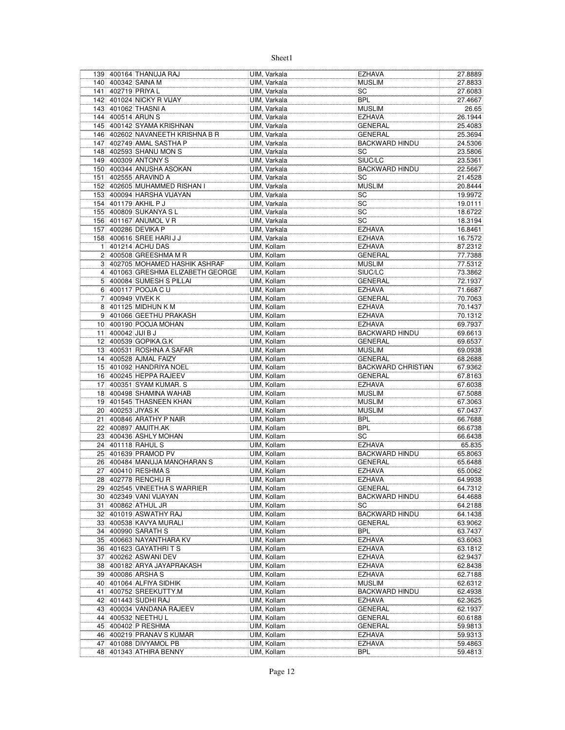| | | | | | |
|---|---|---|---|---|---|
| 139 | 400164 | THANUJA RAJ | UIM, Varkala | EZHAVA | 27.8889 |
| 140 | 400342 | SAINA M | UIM, Varkala | MUSLIM | 27.8833 |
| 141 | 402719 | PRIYA L | UIM, Varkala | SC | 27.6083 |
| 142 | 401024 | NICKY R VIJAY | UIM, Varkala | BPL | 27.4667 |
| 143 | 401062 | THASNI A | UIM, Varkala | MUSLIM | 26.65 |
| 144 | 400514 | ARUN S | UIM, Varkala | EZHAVA | 26.1944 |
| 145 | 400142 | SYAMA KRISHNAN | UIM, Varkala | GENERAL | 25.4083 |
| 146 | 402602 | NAVANEETH KRISHNA B R | UIM, Varkala | GENERAL | 25.3694 |
| 147 | 402749 | AMAL SASTHA P | UIM, Varkala | BACKWARD HINDU | 24.5306 |
| 148 | 402593 | SHANU MON S | UIM, Varkala | SC | 23.5806 |
| 149 | 400309 | ANTONY S | UIM, Varkala | SIUC/LC | 23.5361 |
| 150 | 400344 | ANUSHA ASOKAN | UIM, Varkala | BACKWARD HINDU | 22.5667 |
| 151 | 402555 | ARAVIND A | UIM, Varkala | SC | 21.4528 |
| 152 | 402605 | MUHAMMED RISHAN I | UIM, Varkala | MUSLIM | 20.8444 |
| 153 | 400094 | HARSHA VIJAYAN | UIM, Varkala | SC | 19.9972 |
| 154 | 401179 | AKHIL P J | UIM, Varkala | SC | 19.0111 |
| 155 | 400809 | SUKANYA S L | UIM, Varkala | SC | 18.6722 |
| 156 | 401167 | ANUMOL V R | UIM, Varkala | SC | 18.3194 |
| 157 | 400286 | DEVIKA P | UIM, Varkala | EZHAVA | 16.8461 |
| 158 | 400616 | SREE HARI J J | UIM, Varkala | EZHAVA | 16.7572 |
| 1 | 401214 | ACHU DAS | UIM, Kollam | EZHAVA | 87.2312 |
| 2 | 400508 | GREESHMA M R | UIM, Kollam | GENERAL | 77.7388 |
| 3 | 402705 | MOHAMED HASHIK ASHRAF | UIM, Kollam | MUSLIM | 77.5312 |
| 4 | 401063 | GRESHMA ELIZABETH GEORGE | UIM, Kollam | SIUC/LC | 73.3862 |
| 5 | 400084 | SUMESH S PILLAI | UIM, Kollam | GENERAL | 72.1937 |
| 6 | 400117 | POOJA C U | UIM, Kollam | EZHAVA | 71.6687 |
| 7 | 400949 | VIVEK K | UIM, Kollam | GENERAL | 70.7063 |
| 8 | 401125 | MIDHUN K M | UIM, Kollam | EZHAVA | 70.1437 |
| 9 | 401066 | GEETHU PRAKASH | UIM, Kollam | EZHAVA | 70.1312 |
| 10 | 400190 | POOJA MOHAN | UIM, Kollam | EZHAVA | 69.7937 |
| 11 | 400042 | JIJI B J | UIM, Kollam | BACKWARD HINDU | 69.6613 |
| 12 | 400539 | GOPIKA.G.K | UIM, Kollam | GENERAL | 69.6537 |
| 13 | 400531 | ROSHNA A SAFAR | UIM, Kollam | MUSLIM | 69.0938 |
| 14 | 400528 | AJMAL FAIZY | UIM, Kollam | GENERAL | 68.2688 |
| 15 | 401092 | HANDRIYA NOEL | UIM, Kollam | BACKWARD CHRISTIAN | 67.9362 |
| 16 | 400245 | HEPPA RAJEEV | UIM, Kollam | GENERAL | 67.8163 |
| 17 | 400351 | SYAM KUMAR. S | UIM, Kollam | EZHAVA | 67.6038 |
| 18 | 400498 | SHAMINA WAHAB | UIM, Kollam | MUSLIM | 67.5088 |
| 19 | 401545 | THASNEEN KHAN | UIM, Kollam | MUSLIM | 67.3063 |
| 20 | 400253 | JIYAS.K | UIM, Kollam | MUSLIM | 67.0437 |
| 21 | 400846 | ARATHY P NAIR | UIM, Kollam | BPL | 66.7688 |
| 22 | 400897 | AMJITH.AK | UIM, Kollam | BPL | 66.6738 |
| 23 | 400436 | ASHLY MOHAN | UIM, Kollam | SC | 66.6438 |
| 24 | 401118 | RAHUL S | UIM, Kollam | EZHAVA | 65.835 |
| 25 | 401639 | PRAMOD PV | UIM, Kollam | BACKWARD HINDU | 65.8063 |
| 26 | 400484 | MANUJA MANOHARAN S | UIM, Kollam | GENERAL | 65.6488 |
| 27 | 400410 | RESHMA S | UIM, Kollam | EZHAVA | 65.0062 |
| 28 | 402778 | RENCHU R | UIM, Kollam | EZHAVA | 64.9938 |
| 29 | 402545 | VINEETHA S WARRIER | UIM, Kollam | GENERAL | 64.7312 |
| 30 | 402349 | VANI VIJAYAN | UIM, Kollam | BACKWARD HINDU | 64.4688 |
| 31 | 400862 | ATHUL JR | UIM, Kollam | SC | 64.2188 |
| 32 | 401019 | ASWATHY RAJ | UIM, Kollam | BACKWARD HINDU | 64.1438 |
| 33 | 400538 | KAVYA MURALI | UIM, Kollam | GENERAL | 63.9062 |
| 34 | 400990 | SARATH S | UIM, Kollam | BPL | 63.7437 |
| 35 | 400663 | NAYANTHARA KV | UIM, Kollam | EZHAVA | 63.6063 |
| 36 | 401623 | GAYATHRI T S | UIM, Kollam | EZHAVA | 63.1812 |
| 37 | 400262 | ASWANI DEV | UIM, Kollam | EZHAVA | 62.9437 |
| 38 | 400182 | ARYA JAYAPRAKASH | UIM, Kollam | EZHAVA | 62.8438 |
| 39 | 400086 | ARSHA S | UIM, Kollam | EZHAVA | 62.7188 |
| 40 | 401064 | ALFIYA SIDHIK | UIM, Kollam | MUSLIM | 62.6312 |
| 41 | 400752 | SREEKUTTY.M | UIM, Kollam | BACKWARD HINDU | 62.4938 |
| 42 | 401443 | SUDHI RAJ | UIM, Kollam | EZHAVA | 62.3625 |
| 43 | 400034 | VANDANA RAJEEV | UIM, Kollam | GENERAL | 62.1937 |
| 44 | 400532 | NEETHU L | UIM, Kollam | GENERAL | 60.6188 |
| 45 | 400402 | P RESHMA | UIM, Kollam | GENERAL | 59.9813 |
| 46 | 400219 | PRANAV S KUMAR | UIM, Kollam | EZHAVA | 59.9313 |
| 47 | 401088 | DIVYAMOL PB | UIM, Kollam | EZHAVA | 59.4863 |
| 48 | 401343 | ATHIRA BENNY | UIM, Kollam | BPL | 59.4813 |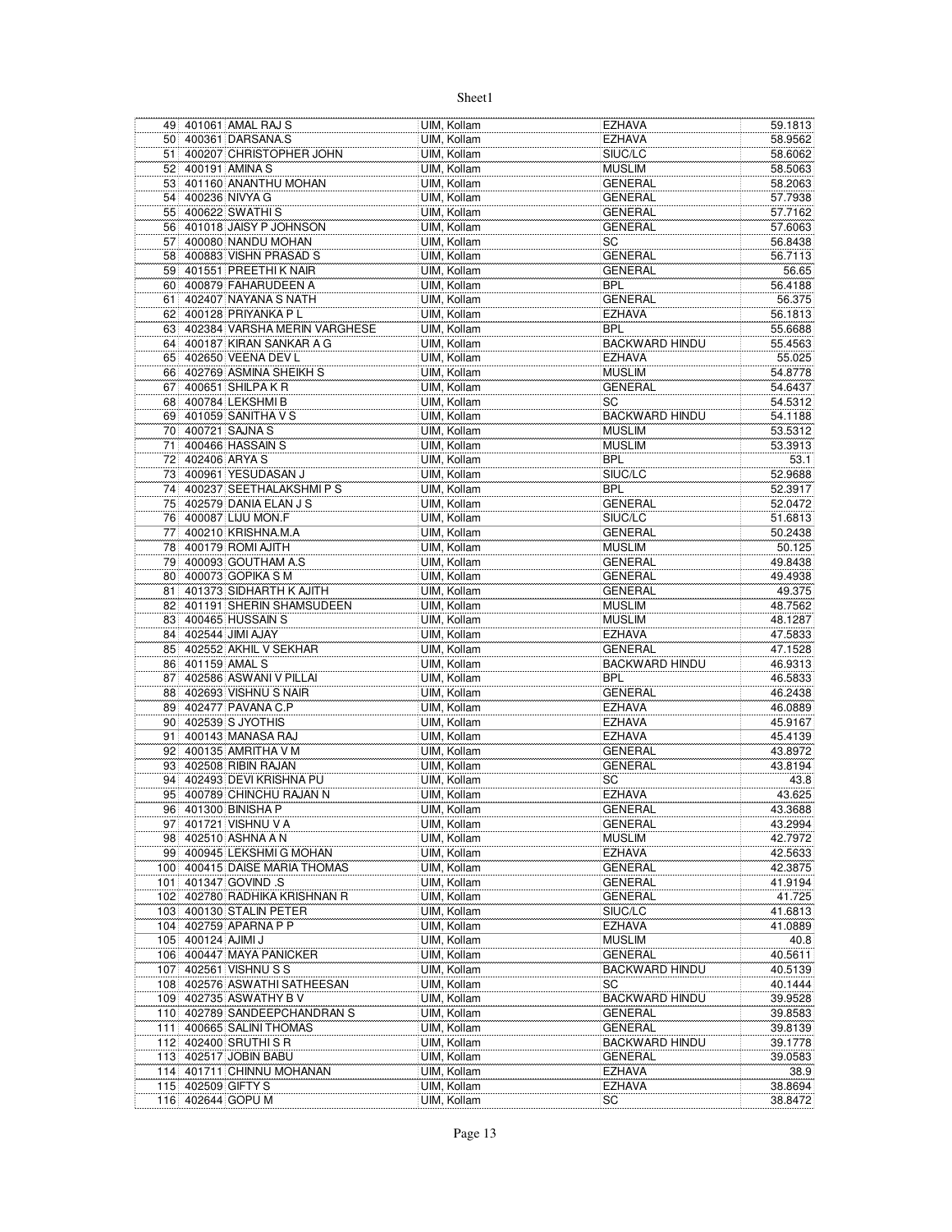| 49 | 401061 | AMAL RAJ S | UIM, Kollam | EZHAVA | 59.1813 |
|---|---|---|---|---|---|
| 50 | 400361 | DARSANA.S | UIM, Kollam | EZHAVA | 58.9562 |
| 51 | 400207 | CHRISTOPHER JOHN | UIM, Kollam | SIUC/LC | 58.6062 |
| 52 | 400191 | AMINA S | UIM, Kollam | MUSLIM | 58.5063 |
| 53 | 401160 | ANANTHU MOHAN | UIM, Kollam | GENERAL | 58.2063 |
| 54 | 400236 | NIVYA G | UIM, Kollam | GENERAL | 57.7938 |
| 55 | 400622 | SWATHI S | UIM, Kollam | GENERAL | 57.7162 |
| 56 | 401018 | JAISY P JOHNSON | UIM, Kollam | GENERAL | 57.6063 |
| 57 | 400080 | NANDU MOHAN | UIM, Kollam | SC | 56.8438 |
| 58 | 400883 | VISHN PRASAD S | UIM, Kollam | GENERAL | 56.7113 |
| 59 | 401551 | PREETHI K NAIR | UIM, Kollam | GENERAL | 56.65 |
| 60 | 400879 | FAHARUDEEN A | UIM, Kollam | BPL | 56.4188 |
| 61 | 402407 | NAYANA S NATH | UIM, Kollam | GENERAL | 56.375 |
| 62 | 400128 | PRIYANKA P L | UIM, Kollam | EZHAVA | 56.1813 |
| 63 | 402384 | VARSHA MERIN VARGHESE | UIM, Kollam | BPL | 55.6688 |
| 64 | 400187 | KIRAN SANKAR A G | UIM, Kollam | BACKWARD HINDU | 55.4563 |
| 65 | 402650 | VEENA DEV L | UIM, Kollam | EZHAVA | 55.025 |
| 66 | 402769 | ASMINA SHEIKH S | UIM, Kollam | MUSLIM | 54.8778 |
| 67 | 400651 | SHILPA K R | UIM, Kollam | GENERAL | 54.6437 |
| 68 | 400784 | LEKSHMI B | UIM, Kollam | SC | 54.5312 |
| 69 | 401059 | SANITHA V S | UIM, Kollam | BACKWARD HINDU | 54.1188 |
| 70 | 400721 | SAJNA S | UIM, Kollam | MUSLIM | 53.5312 |
| 71 | 400466 | HASSAIN S | UIM, Kollam | MUSLIM | 53.3913 |
| 72 | 402406 | ARYA S | UIM, Kollam | BPL | 53.1 |
| 73 | 400961 | YESUDASAN J | UIM, Kollam | SIUC/LC | 52.9688 |
| 74 | 400237 | SEETHALAKSHMI P S | UIM, Kollam | BPL | 52.3917 |
| 75 | 402579 | DANIA ELAN J S | UIM, Kollam | GENERAL | 52.0472 |
| 76 | 400087 | LIJU MON.F | UIM, Kollam | SIUC/LC | 51.6813 |
| 77 | 400210 | KRISHNA.M.A | UIM, Kollam | GENERAL | 50.2438 |
| 78 | 400179 | ROMI AJITH | UIM, Kollam | MUSLIM | 50.125 |
| 79 | 400093 | GOUTHAM A.S | UIM, Kollam | GENERAL | 49.8438 |
| 80 | 400073 | GOPIKA S M | UIM, Kollam | GENERAL | 49.4938 |
| 81 | 401373 | SIDHARTH K AJITH | UIM, Kollam | GENERAL | 49.375 |
| 82 | 401191 | SHERIN SHAMSUDEEN | UIM, Kollam | MUSLIM | 48.7562 |
| 83 | 400465 | HUSSAIN S | UIM, Kollam | MUSLIM | 48.1287 |
| 84 | 402544 | JIMI AJAY | UIM, Kollam | EZHAVA | 47.5833 |
| 85 | 402552 | AKHIL V SEKHAR | UIM, Kollam | GENERAL | 47.1528 |
| 86 | 401159 | AMAL S | UIM, Kollam | BACKWARD HINDU | 46.9313 |
| 87 | 402586 | ASWANI V PILLAI | UIM, Kollam | BPL | 46.5833 |
| 88 | 402693 | VISHNU S NAIR | UIM, Kollam | GENERAL | 46.2438 |
| 89 | 402477 | PAVANA C.P | UIM, Kollam | EZHAVA | 46.0889 |
| 90 | 402539 | S JYOTHIS | UIM, Kollam | EZHAVA | 45.9167 |
| 91 | 400143 | MANASA RAJ | UIM, Kollam | EZHAVA | 45.4139 |
| 92 | 400135 | AMRITHA V M | UIM, Kollam | GENERAL | 43.8972 |
| 93 | 402508 | RIBIN RAJAN | UIM, Kollam | GENERAL | 43.8194 |
| 94 | 402493 | DEVI KRISHNA PU | UIM, Kollam | SC | 43.8 |
| 95 | 400789 | CHINCHU RAJAN N | UIM, Kollam | EZHAVA | 43.625 |
| 96 | 401300 | BINISHA P | UIM, Kollam | GENERAL | 43.3688 |
| 97 | 401721 | VISHNU V A | UIM, Kollam | GENERAL | 43.2994 |
| 98 | 402510 | ASHNA A N | UIM, Kollam | MUSLIM | 42.7972 |
| 99 | 400945 | LEKSHMI G MOHAN | UIM, Kollam | EZHAVA | 42.5633 |
| 100 | 400415 | DAISE MARIA THOMAS | UIM, Kollam | GENERAL | 42.3875 |
| 101 | 401347 | GOVIND .S | UIM, Kollam | GENERAL | 41.9194 |
| 102 | 402780 | RADHIKA KRISHNAN R | UIM, Kollam | GENERAL | 41.725 |
| 103 | 400130 | STALIN PETER | UIM, Kollam | SIUC/LC | 41.6813 |
| 104 | 402759 | APARNA P P | UIM, Kollam | EZHAVA | 41.0889 |
| 105 | 400124 | AJIMI J | UIM, Kollam | MUSLIM | 40.8 |
| 106 | 400447 | MAYA PANICKER | UIM, Kollam | GENERAL | 40.5611 |
| 107 | 402561 | VISHNU S S | UIM, Kollam | BACKWARD HINDU | 40.5139 |
| 108 | 402576 | ASWATHI SATHEESAN | UIM, Kollam | SC | 40.1444 |
| 109 | 402735 | ASWATHY B V | UIM, Kollam | BACKWARD HINDU | 39.9528 |
| 110 | 402789 | SANDEEPCHANDRAN S | UIM, Kollam | GENERAL | 39.8583 |
| 111 | 400665 | SALINI THOMAS | UIM, Kollam | GENERAL | 39.8139 |
| 112 | 402400 | SRUTHI S R | UIM, Kollam | BACKWARD HINDU | 39.1778 |
| 113 | 402517 | JOBIN BABU | UIM, Kollam | GENERAL | 39.0583 |
| 114 | 401711 | CHINNU MOHANAN | UIM, Kollam | EZHAVA | 38.9 |
| 115 | 402509 | GIFTY S | UIM, Kollam | EZHAVA | 38.8694 |
| 116 | 402644 | GOPU M | UIM, Kollam | SC | 38.8472 |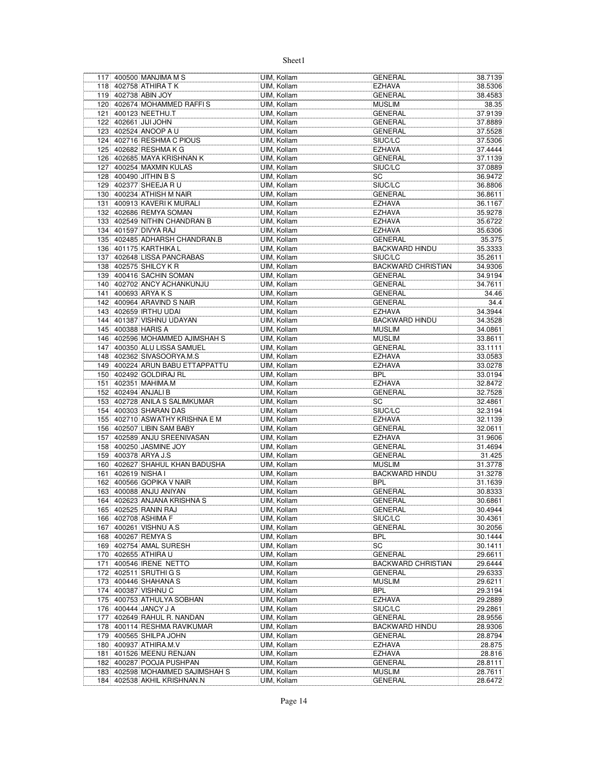| 117 | 400500 | MANJIMA M S | UIM, Kollam | GENERAL | 38.7139 |
|---|---|---|---|---|---|
| 118 | 402758 | ATHIRA T K | UIM, Kollam | EZHAVA | 38.5306 |
| 119 | 402738 | ABIN JOY | UIM, Kollam | GENERAL | 38.4583 |
| 120 | 402674 | MOHAMMED RAFFI S | UIM, Kollam | MUSLIM | 38.35 |
| 121 | 400123 | NEETHU.T | UIM, Kollam | GENERAL | 37.9139 |
| 122 | 402661 | JIJI JOHN | UIM, Kollam | GENERAL | 37.8889 |
| 123 | 402524 | ANOOP A U | UIM, Kollam | GENERAL | 37.5528 |
| 124 | 402716 | RESHMA C PIOUS | UIM, Kollam | SIUC/LC | 37.5306 |
| 125 | 402682 | RESHMA K G | UIM, Kollam | EZHAVA | 37.4444 |
| 126 | 402685 | MAYA KRISHNAN K | UIM, Kollam | GENERAL | 37.1139 |
| 127 | 400254 | MAXMIN KULAS | UIM, Kollam | SIUC/LC | 37.0889 |
| 128 | 400490 | JITHIN B S | UIM, Kollam | SC | 36.9472 |
| 129 | 402377 | SHEEJA R U | UIM, Kollam | SIUC/LC | 36.8806 |
| 130 | 400234 | ATHISH M NAIR | UIM, Kollam | GENERAL | 36.8611 |
| 131 | 400913 | KAVERI K MURALI | UIM, Kollam | EZHAVA | 36.1167 |
| 132 | 402686 | REMYA SOMAN | UIM, Kollam | EZHAVA | 35.9278 |
| 133 | 402549 | NITHIN CHANDRAN B | UIM, Kollam | EZHAVA | 35.6722 |
| 134 | 401597 | DIVYA RAJ | UIM, Kollam | EZHAVA | 35.6306 |
| 135 | 402485 | ADHARSH CHANDRAN.B | UIM, Kollam | GENERAL | 35.375 |
| 136 | 401175 | KARTHIKA L | UIM, Kollam | BACKWARD HINDU | 35.3333 |
| 137 | 402648 | LISSA PANCRABAS | UIM, Kollam | SIUC/LC | 35.2611 |
| 138 | 402575 | SHILCY K R | UIM, Kollam | BACKWARD CHRISTIAN | 34.9306 |
| 139 | 400416 | SACHIN SOMAN | UIM, Kollam | GENERAL | 34.9194 |
| 140 | 402702 | ANCY ACHANKUNJU | UIM, Kollam | GENERAL | 34.7611 |
| 141 | 400693 | ARYA K S | UIM, Kollam | GENERAL | 34.46 |
| 142 | 400964 | ARAVIND S NAIR | UIM, Kollam | GENERAL | 34.4 |
| 143 | 402659 | IRTHU UDAI | UIM, Kollam | EZHAVA | 34.3944 |
| 144 | 401387 | VISHNU UDAYAN | UIM, Kollam | BACKWARD HINDU | 34.3528 |
| 145 | 400388 | HARIS A | UIM, Kollam | MUSLIM | 34.0861 |
| 146 | 402596 | MOHAMMED AJIMSHAH S | UIM, Kollam | MUSLIM | 33.8611 |
| 147 | 400350 | ALU LISSA SAMUEL | UIM, Kollam | GENERAL | 33.1111 |
| 148 | 402362 | SIVASOORYA.M.S | UIM, Kollam | EZHAVA | 33.0583 |
| 149 | 400224 | ARUN BABU ETTAPPATTU | UIM, Kollam | EZHAVA | 33.0278 |
| 150 | 402492 | GOLDIRAJ RL | UIM, Kollam | BPL | 33.0194 |
| 151 | 402351 | MAHIMA.M | UIM, Kollam | EZHAVA | 32.8472 |
| 152 | 402494 | ANJALI B | UIM, Kollam | GENERAL | 32.7528 |
| 153 | 402728 | ANILA S SALIMKUMAR | UIM, Kollam | SC | 32.4861 |
| 154 | 400303 | SHARAN DAS | UIM, Kollam | SIUC/LC | 32.3194 |
| 155 | 402710 | ASWATHY KRISHNA E M | UIM, Kollam | EZHAVA | 32.1139 |
| 156 | 402507 | LIBIN SAM BABY | UIM, Kollam | GENERAL | 32.0611 |
| 157 | 402589 | ANJU SREENIVASAN | UIM, Kollam | EZHAVA | 31.9606 |
| 158 | 400250 | JASMINE JOY | UIM, Kollam | GENERAL | 31.4694 |
| 159 | 400378 | ARYA J.S | UIM, Kollam | GENERAL | 31.425 |
| 160 | 402627 | SHAHUL KHAN BADUSHA | UIM, Kollam | MUSLIM | 31.3778 |
| 161 | 402619 | NISHA I | UIM, Kollam | BACKWARD HINDU | 31.3278 |
| 162 | 400566 | GOPIKA V NAIR | UIM, Kollam | BPL | 31.1639 |
| 163 | 400088 | ANJU ANIYAN | UIM, Kollam | GENERAL | 30.8333 |
| 164 | 402623 | ANJANA KRISHNA S | UIM, Kollam | GENERAL | 30.6861 |
| 165 | 402525 | RANIN RAJ | UIM, Kollam | GENERAL | 30.4944 |
| 166 | 402708 | ASHIMA F | UIM, Kollam | SIUC/LC | 30.4361 |
| 167 | 400261 | VISHNU A.S | UIM, Kollam | GENERAL | 30.2056 |
| 168 | 400267 | REMYA S | UIM, Kollam | BPL | 30.1444 |
| 169 | 402754 | AMAL SURESH | UIM, Kollam | SC | 30.1411 |
| 170 | 402655 | ATHIRA U | UIM, Kollam | GENERAL | 29.6611 |
| 171 | 400546 | IRENE NETTO | UIM, Kollam | BACKWARD CHRISTIAN | 29.6444 |
| 172 | 402511 | SRUTHI G S | UIM, Kollam | GENERAL | 29.6333 |
| 173 | 400446 | SHAHANA S | UIM, Kollam | MUSLIM | 29.6211 |
| 174 | 400387 | VISHNU C | UIM, Kollam | BPL | 29.3194 |
| 175 | 400753 | ATHULYA SOBHAN | UIM, Kollam | EZHAVA | 29.2889 |
| 176 | 400444 | JANCY J A | UIM, Kollam | SIUC/LC | 29.2861 |
| 177 | 402649 | RAHUL R. NANDAN | UIM, Kollam | GENERAL | 28.9556 |
| 178 | 400114 | RESHMA RAVIKUMAR | UIM, Kollam | BACKWARD HINDU | 28.9306 |
| 179 | 400565 | SHILPA JOHN | UIM, Kollam | GENERAL | 28.8794 |
| 180 | 400937 | ATHIRA.M.V | UIM, Kollam | EZHAVA | 28.875 |
| 181 | 401526 | MEENU RENJAN | UIM, Kollam | EZHAVA | 28.816 |
| 182 | 400287 | POOJA PUSHPAN | UIM, Kollam | GENERAL | 28.8111 |
| 183 | 402598 | MOHAMMED SAJIMSHAH S | UIM, Kollam | MUSLIM | 28.7611 |
| 184 | 402538 | AKHIL KRISHNAN.N | UIM, Kollam | GENERAL | 28.6472 |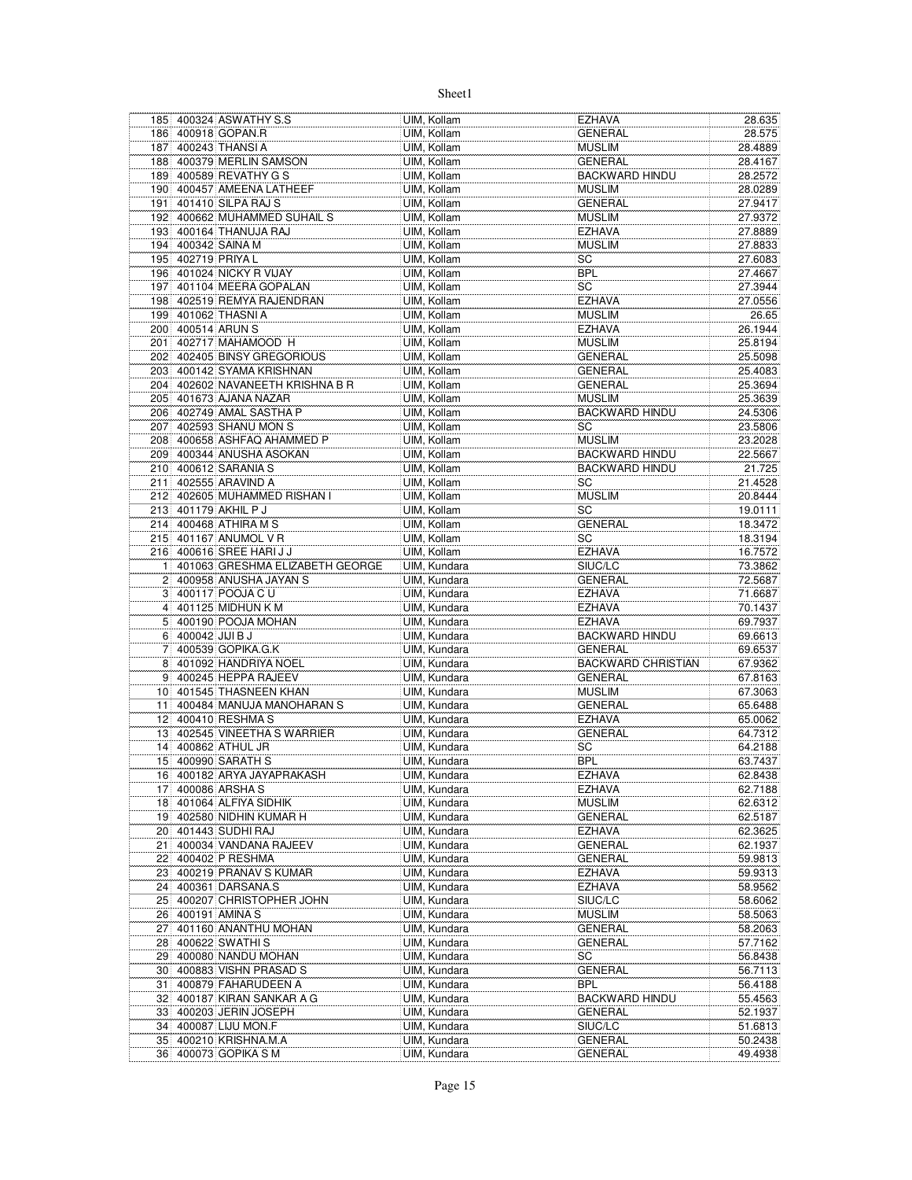| | | | | | |
|---|---|---|---|---|---|
| 185 | 400324 | ASWATHY S.S | UIM, Kollam | EZHAVA | 28.635 |
| 186 | 400918 | GOPAN.R | UIM, Kollam | GENERAL | 28.575 |
| 187 | 400243 | THANSI A | UIM, Kollam | MUSLIM | 28.4889 |
| 188 | 400379 | MERLIN SAMSON | UIM, Kollam | GENERAL | 28.4167 |
| 189 | 400589 | REVATHY G S | UIM, Kollam | BACKWARD HINDU | 28.2572 |
| 190 | 400457 | AMEENA LATHEEF | UIM, Kollam | MUSLIM | 28.0289 |
| 191 | 401410 | SILPA RAJ S | UIM, Kollam | GENERAL | 27.9417 |
| 192 | 400662 | MUHAMMED SUHAIL S | UIM, Kollam | MUSLIM | 27.9372 |
| 193 | 400164 | THANUJA RAJ | UIM, Kollam | EZHAVA | 27.8889 |
| 194 | 400342 | SAINA M | UIM, Kollam | MUSLIM | 27.8833 |
| 195 | 402719 | PRIYA L | UIM, Kollam | SC | 27.6083 |
| 196 | 401024 | NICKY R VIJAY | UIM, Kollam | BPL | 27.4667 |
| 197 | 401104 | MEERA GOPALAN | UIM, Kollam | SC | 27.3944 |
| 198 | 402519 | REMYA RAJENDRAN | UIM, Kollam | EZHAVA | 27.0556 |
| 199 | 401062 | THASNI A | UIM, Kollam | MUSLIM | 26.65 |
| 200 | 400514 | ARUN S | UIM, Kollam | EZHAVA | 26.1944 |
| 201 | 402717 | MAHAMOOD H | UIM, Kollam | MUSLIM | 25.8194 |
| 202 | 402405 | BINSY GREGORIOUS | UIM, Kollam | GENERAL | 25.5098 |
| 203 | 400142 | SYAMA KRISHNAN | UIM, Kollam | GENERAL | 25.4083 |
| 204 | 402602 | NAVANEETH KRISHNA B R | UIM, Kollam | GENERAL | 25.3694 |
| 205 | 401673 | AJANA NAZAR | UIM, Kollam | MUSLIM | 25.3639 |
| 206 | 402749 | AMAL SASTHA P | UIM, Kollam | BACKWARD HINDU | 24.5306 |
| 207 | 402593 | SHANU MON S | UIM, Kollam | SC | 23.5806 |
| 208 | 400658 | ASHFAQ AHAMMED P | UIM, Kollam | MUSLIM | 23.2028 |
| 209 | 400344 | ANUSHA ASOKAN | UIM, Kollam | BACKWARD HINDU | 22.5667 |
| 210 | 400612 | SARANIA S | UIM, Kollam | BACKWARD HINDU | 21.725 |
| 211 | 402555 | ARAVIND A | UIM, Kollam | SC | 21.4528 |
| 212 | 402605 | MUHAMMED RISHAN I | UIM, Kollam | MUSLIM | 20.8444 |
| 213 | 401179 | AKHIL P J | UIM, Kollam | SC | 19.0111 |
| 214 | 400468 | ATHIRA M S | UIM, Kollam | GENERAL | 18.3472 |
| 215 | 401167 | ANUMOL V R | UIM, Kollam | SC | 18.3194 |
| 216 | 400616 | SREE HARI J J | UIM, Kollam | EZHAVA | 16.7572 |
| 1 | 401063 | GRESHMA ELIZABETH GEORGE | UIM, Kundara | SIUC/LC | 73.3862 |
| 2 | 400958 | ANUSHA JAYAN S | UIM, Kundara | GENERAL | 72.5687 |
| 3 | 400117 | POOJA C U | UIM, Kundara | EZHAVA | 71.6687 |
| 4 | 401125 | MIDHUN K M | UIM, Kundara | EZHAVA | 70.1437 |
| 5 | 400190 | POOJA MOHAN | UIM, Kundara | EZHAVA | 69.7937 |
| 6 | 400042 | JIJI B J | UIM, Kundara | BACKWARD HINDU | 69.6613 |
| 7 | 400539 | GOPIKA.G.K | UIM, Kundara | GENERAL | 69.6537 |
| 8 | 401092 | HANDRIYA NOEL | UIM, Kundara | BACKWARD CHRISTIAN | 67.9362 |
| 9 | 400245 | HEPPA RAJEEV | UIM, Kundara | GENERAL | 67.8163 |
| 10 | 401545 | THASNEEN KHAN | UIM, Kundara | MUSLIM | 67.3063 |
| 11 | 400484 | MANUJA MANOHARAN S | UIM, Kundara | GENERAL | 65.6488 |
| 12 | 400410 | RESHMA S | UIM, Kundara | EZHAVA | 65.0062 |
| 13 | 402545 | VINEETHA S WARRIER | UIM, Kundara | GENERAL | 64.7312 |
| 14 | 400862 | ATHUL JR | UIM, Kundara | SC | 64.2188 |
| 15 | 400990 | SARATH S | UIM, Kundara | BPL | 63.7437 |
| 16 | 400182 | ARYA JAYAPRAKASH | UIM, Kundara | EZHAVA | 62.8438 |
| 17 | 400086 | ARSHA S | UIM, Kundara | EZHAVA | 62.7188 |
| 18 | 401064 | ALFIYA SIDHIK | UIM, Kundara | MUSLIM | 62.6312 |
| 19 | 402580 | NIDHIN KUMAR H | UIM, Kundara | GENERAL | 62.5187 |
| 20 | 401443 | SUDHI RAJ | UIM, Kundara | EZHAVA | 62.3625 |
| 21 | 400034 | VANDANA RAJEEV | UIM, Kundara | GENERAL | 62.1937 |
| 22 | 400402 | P RESHMA | UIM, Kundara | GENERAL | 59.9813 |
| 23 | 400219 | PRANAV S KUMAR | UIM, Kundara | EZHAVA | 59.9313 |
| 24 | 400361 | DARSANA.S | UIM, Kundara | EZHAVA | 58.9562 |
| 25 | 400207 | CHRISTOPHER JOHN | UIM, Kundara | SIUC/LC | 58.6062 |
| 26 | 400191 | AMINA S | UIM, Kundara | MUSLIM | 58.5063 |
| 27 | 401160 | ANANTHU MOHAN | UIM, Kundara | GENERAL | 58.2063 |
| 28 | 400622 | SWATHI S | UIM, Kundara | GENERAL | 57.7162 |
| 29 | 400080 | NANDU MOHAN | UIM, Kundara | SC | 56.8438 |
| 30 | 400883 | VISHN PRASAD S | UIM, Kundara | GENERAL | 56.7113 |
| 31 | 400879 | FAHARUDEEN A | UIM, Kundara | BPL | 56.4188 |
| 32 | 400187 | KIRAN SANKAR A G | UIM, Kundara | BACKWARD HINDU | 55.4563 |
| 33 | 400203 | JERIN JOSEPH | UIM, Kundara | GENERAL | 52.1937 |
| 34 | 400087 | LIJU MON.F | UIM, Kundara | SIUC/LC | 51.6813 |
| 35 | 400210 | KRISHNA.M.A | UIM, Kundara | GENERAL | 50.2438 |
| 36 | 400073 | GOPIKA S M | UIM, Kundara | GENERAL | 49.4938 |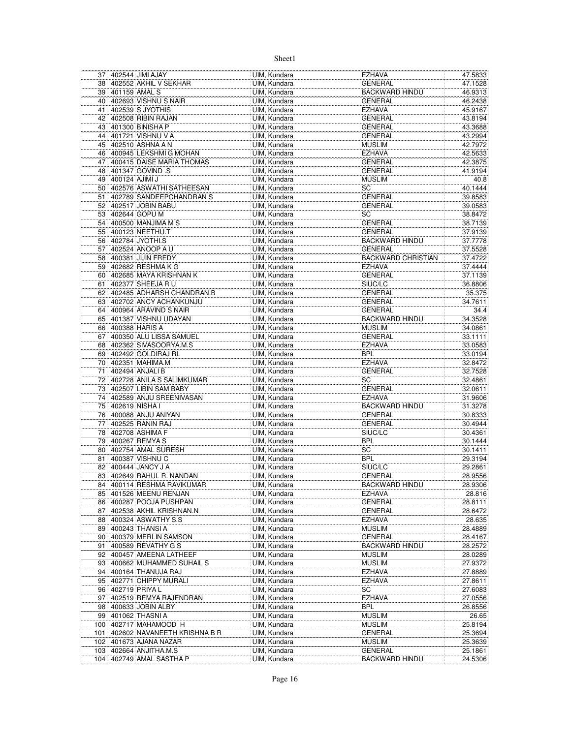| 37 | 402544 | JIMI AJAY | UIM, Kundara | EZHAVA | 47.5833 |
|---|---|---|---|---|---|
| 38 | 402552 | AKHIL V SEKHAR | UIM, Kundara | GENERAL | 47.1528 |
| 39 | 401159 | AMAL S | UIM, Kundara | BACKWARD HINDU | 46.9313 |
| 40 | 402693 | VISHNU S NAIR | UIM, Kundara | GENERAL | 46.2438 |
| 41 | 402539 | S JYOTHIS | UIM, Kundara | EZHAVA | 45.9167 |
| 42 | 402508 | RIBIN RAJAN | UIM, Kundara | GENERAL | 43.8194 |
| 43 | 401300 | BINISHA P | UIM, Kundara | GENERAL | 43.3688 |
| 44 | 401721 | VISHNU V A | UIM, Kundara | GENERAL | 43.2994 |
| 45 | 402510 | ASHNA A N | UIM, Kundara | MUSLIM | 42.7972 |
| 46 | 400945 | LEKSHMI G MOHAN | UIM, Kundara | EZHAVA | 42.5633 |
| 47 | 400415 | DAISE MARIA THOMAS | UIM, Kundara | GENERAL | 42.3875 |
| 48 | 401347 | GOVIND .S | UIM, Kundara | GENERAL | 41.9194 |
| 49 | 400124 | AJIMI J | UIM, Kundara | MUSLIM | 40.8 |
| 50 | 402576 | ASWATHI SATHEESAN | UIM, Kundara | SC | 40.1444 |
| 51 | 402789 | SANDEEPCHANDRAN S | UIM, Kundara | GENERAL | 39.8583 |
| 52 | 402517 | JOBIN BABU | UIM, Kundara | GENERAL | 39.0583 |
| 53 | 402644 | GOPU M | UIM, Kundara | SC | 38.8472 |
| 54 | 400500 | MANJIMA M S | UIM, Kundara | GENERAL | 38.7139 |
| 55 | 400123 | NEETHU.T | UIM, Kundara | GENERAL | 37.9139 |
| 56 | 402784 | JYOTHI.S | UIM, Kundara | BACKWARD HINDU | 37.7778 |
| 57 | 402524 | ANOOP A U | UIM, Kundara | GENERAL | 37.5528 |
| 58 | 400381 | JIJIN FREDY | UIM, Kundara | BACKWARD CHRISTIAN | 37.4722 |
| 59 | 402682 | RESHMA K G | UIM, Kundara | EZHAVA | 37.4444 |
| 60 | 402685 | MAYA KRISHNAN K | UIM, Kundara | GENERAL | 37.1139 |
| 61 | 402377 | SHEEJA R U | UIM, Kundara | SIUC/LC | 36.8806 |
| 62 | 402485 | ADHARSH CHANDRAN.B | UIM, Kundara | GENERAL | 35.375 |
| 63 | 402702 | ANCY ACHANKUNJU | UIM, Kundara | GENERAL | 34.7611 |
| 64 | 400964 | ARAVIND S NAIR | UIM, Kundara | GENERAL | 34.4 |
| 65 | 401387 | VISHNU UDAYAN | UIM, Kundara | BACKWARD HINDU | 34.3528 |
| 66 | 400388 | HARIS A | UIM, Kundara | MUSLIM | 34.0861 |
| 67 | 400350 | ALU LISSA SAMUEL | UIM, Kundara | GENERAL | 33.1111 |
| 68 | 402362 | SIVASOORYA.M.S | UIM, Kundara | EZHAVA | 33.0583 |
| 69 | 402492 | GOLDIRAJ RL | UIM, Kundara | BPL | 33.0194 |
| 70 | 402351 | MAHIMA.M | UIM, Kundara | EZHAVA | 32.8472 |
| 71 | 402494 | ANJALI B | UIM, Kundara | GENERAL | 32.7528 |
| 72 | 402728 | ANILA S SALIMKUMAR | UIM, Kundara | SC | 32.4861 |
| 73 | 402507 | LIBIN SAM BABY | UIM, Kundara | GENERAL | 32.0611 |
| 74 | 402589 | ANJU SREENIVASAN | UIM, Kundara | EZHAVA | 31.9606 |
| 75 | 402619 | NISHA I | UIM, Kundara | BACKWARD HINDU | 31.3278 |
| 76 | 400088 | ANJU ANIYAN | UIM, Kundara | GENERAL | 30.8333 |
| 77 | 402525 | RANIN RAJ | UIM, Kundara | GENERAL | 30.4944 |
| 78 | 402708 | ASHIMA F | UIM, Kundara | SIUC/LC | 30.4361 |
| 79 | 400267 | REMYA S | UIM, Kundara | BPL | 30.1444 |
| 80 | 402754 | AMAL SURESH | UIM, Kundara | SC | 30.1411 |
| 81 | 400387 | VISHNU C | UIM, Kundara | BPL | 29.3194 |
| 82 | 400444 | JANCY J A | UIM, Kundara | SIUC/LC | 29.2861 |
| 83 | 402649 | RAHUL R. NANDAN | UIM, Kundara | GENERAL | 28.9556 |
| 84 | 400114 | RESHMA RAVIKUMAR | UIM, Kundara | BACKWARD HINDU | 28.9306 |
| 85 | 401526 | MEENU RENJAN | UIM, Kundara | EZHAVA | 28.816 |
| 86 | 400287 | POOJA PUSHPAN | UIM, Kundara | GENERAL | 28.8111 |
| 87 | 402538 | AKHIL KRISHNAN.N | UIM, Kundara | GENERAL | 28.6472 |
| 88 | 400324 | ASWATHY S.S | UIM, Kundara | EZHAVA | 28.635 |
| 89 | 400243 | THANSI A | UIM, Kundara | MUSLIM | 28.4889 |
| 90 | 400379 | MERLIN SAMSON | UIM, Kundara | GENERAL | 28.4167 |
| 91 | 400589 | REVATHY G S | UIM, Kundara | BACKWARD HINDU | 28.2572 |
| 92 | 400457 | AMEENA LATHEEF | UIM, Kundara | MUSLIM | 28.0289 |
| 93 | 400662 | MUHAMMED SUHAIL S | UIM, Kundara | MUSLIM | 27.9372 |
| 94 | 400164 | THANUJA RAJ | UIM, Kundara | EZHAVA | 27.8889 |
| 95 | 402771 | CHIPPY MURALI | UIM, Kundara | EZHAVA | 27.8611 |
| 96 | 402719 | PRIYA L | UIM, Kundara | SC | 27.6083 |
| 97 | 402519 | REMYA RAJENDRAN | UIM, Kundara | EZHAVA | 27.0556 |
| 98 | 400633 | JOBIN ALBY | UIM, Kundara | BPL | 26.8556 |
| 99 | 401062 | THASNI A | UIM, Kundara | MUSLIM | 26.65 |
| 100 | 402717 | MAHAMOOD H | UIM, Kundara | MUSLIM | 25.8194 |
| 101 | 402602 | NAVANEETH KRISHNA B R | UIM, Kundara | GENERAL | 25.3694 |
| 102 | 401673 | AJANA NAZAR | UIM, Kundara | MUSLIM | 25.3639 |
| 103 | 402664 | ANJITHA.M.S | UIM, Kundara | GENERAL | 25.1861 |
| 104 | 402749 | AMAL SASTHA P | UIM, Kundara | BACKWARD HINDU | 24.5306 |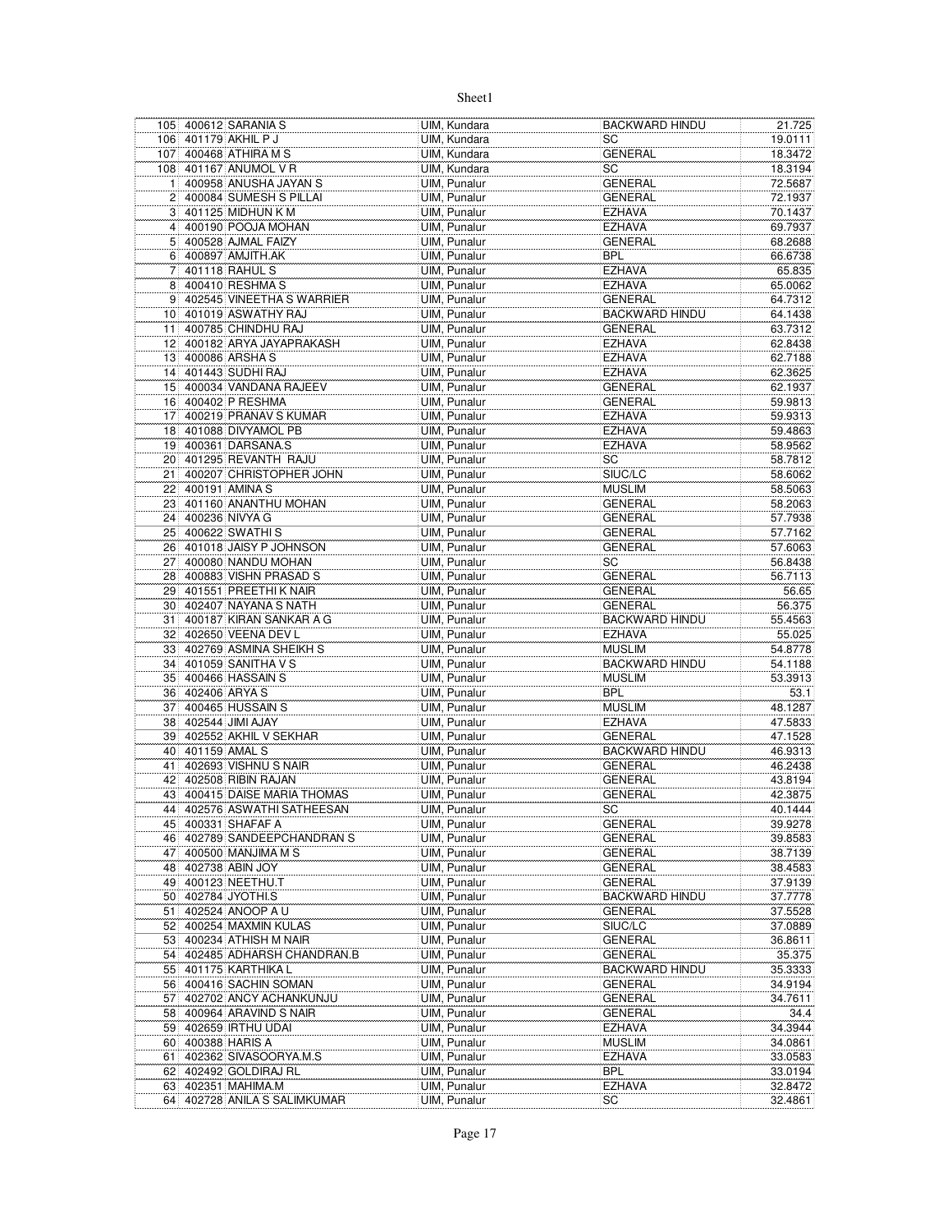| 105 | 400612 | SARANIA S | UIM, Kundara | BACKWARD HINDU | 21.725 |
|---|---|---|---|---|---|
| 106 | 401179 | AKHIL P J | UIM, Kundara | SC | 19.0111 |
| 107 | 400468 | ATHIRA M S | UIM, Kundara | GENERAL | 18.3472 |
| 108 | 401167 | ANUMOL V R | UIM, Kundara | SC | 18.3194 |
| 1 | 400958 | ANUSHA JAYAN S | UIM, Punalur | GENERAL | 72.5687 |
| 2 | 400084 | SUMESH S PILLAI | UIM, Punalur | GENERAL | 72.1937 |
| 3 | 401125 | MIDHUN K M | UIM, Punalur | EZHAVA | 70.1437 |
| 4 | 400190 | POOJA MOHAN | UIM, Punalur | EZHAVA | 69.7937 |
| 5 | 400528 | AJMAL FAIZY | UIM, Punalur | GENERAL | 68.2688 |
| 6 | 400897 | AMJITH.AK | UIM, Punalur | BPL | 66.6738 |
| 7 | 401118 | RAHUL S | UIM, Punalur | EZHAVA | 65.835 |
| 8 | 400410 | RESHMA S | UIM, Punalur | EZHAVA | 65.0062 |
| 9 | 402545 | VINEETHA S WARRIER | UIM, Punalur | GENERAL | 64.7312 |
| 10 | 401019 | ASWATHY RAJ | UIM, Punalur | BACKWARD HINDU | 64.1438 |
| 11 | 400785 | CHINDHU RAJ | UIM, Punalur | GENERAL | 63.7312 |
| 12 | 400182 | ARYA JAYAPRAKASH | UIM, Punalur | EZHAVA | 62.8438 |
| 13 | 400086 | ARSHA S | UIM, Punalur | EZHAVA | 62.7188 |
| 14 | 401443 | SUDHI RAJ | UIM, Punalur | EZHAVA | 62.3625 |
| 15 | 400034 | VANDANA RAJEEV | UIM, Punalur | GENERAL | 62.1937 |
| 16 | 400402 | P RESHMA | UIM, Punalur | GENERAL | 59.9813 |
| 17 | 400219 | PRANAV S KUMAR | UIM, Punalur | EZHAVA | 59.9313 |
| 18 | 401088 | DIVYAMOL PB | UIM, Punalur | EZHAVA | 59.4863 |
| 19 | 400361 | DARSANA.S | UIM, Punalur | EZHAVA | 58.9562 |
| 20 | 401295 | REVANTH RAJU | UIM, Punalur | SC | 58.7812 |
| 21 | 400207 | CHRISTOPHER JOHN | UIM, Punalur | SIUC/LC | 58.6062 |
| 22 | 400191 | AMINA S | UIM, Punalur | MUSLIM | 58.5063 |
| 23 | 401160 | ANANTHU MOHAN | UIM, Punalur | GENERAL | 58.2063 |
| 24 | 400236 | NIVYA G | UIM, Punalur | GENERAL | 57.7938 |
| 25 | 400622 | SWATHI S | UIM, Punalur | GENERAL | 57.7162 |
| 26 | 401018 | JAISY P JOHNSON | UIM, Punalur | GENERAL | 57.6063 |
| 27 | 400080 | NANDU MOHAN | UIM, Punalur | SC | 56.8438 |
| 28 | 400883 | VISHN PRASAD S | UIM, Punalur | GENERAL | 56.7113 |
| 29 | 401551 | PREETHI K NAIR | UIM, Punalur | GENERAL | 56.65 |
| 30 | 402407 | NAYANA S NATH | UIM, Punalur | GENERAL | 56.375 |
| 31 | 400187 | KIRAN SANKAR A G | UIM, Punalur | BACKWARD HINDU | 55.4563 |
| 32 | 402650 | VEENA DEV L | UIM, Punalur | EZHAVA | 55.025 |
| 33 | 402769 | ASMINA SHEIKH S | UIM, Punalur | MUSLIM | 54.8778 |
| 34 | 401059 | SANITHA V S | UIM, Punalur | BACKWARD HINDU | 54.1188 |
| 35 | 400466 | HASSAIN S | UIM, Punalur | MUSLIM | 53.3913 |
| 36 | 402406 | ARYA S | UIM, Punalur | BPL | 53.1 |
| 37 | 400465 | HUSSAIN S | UIM, Punalur | MUSLIM | 48.1287 |
| 38 | 402544 | JIMI AJAY | UIM, Punalur | EZHAVA | 47.5833 |
| 39 | 402552 | AKHIL V SEKHAR | UIM, Punalur | GENERAL | 47.1528 |
| 40 | 401159 | AMAL S | UIM, Punalur | BACKWARD HINDU | 46.9313 |
| 41 | 402693 | VISHNU S NAIR | UIM, Punalur | GENERAL | 46.2438 |
| 42 | 402508 | RIBIN RAJAN | UIM, Punalur | GENERAL | 43.8194 |
| 43 | 400415 | DAISE MARIA THOMAS | UIM, Punalur | GENERAL | 42.3875 |
| 44 | 402576 | ASWATHI SATHEESAN | UIM, Punalur | SC | 40.1444 |
| 45 | 400331 | SHAFAF A | UIM, Punalur | GENERAL | 39.9278 |
| 46 | 402789 | SANDEEPCHANDRAN S | UIM, Punalur | GENERAL | 39.8583 |
| 47 | 400500 | MANJIMA M S | UIM, Punalur | GENERAL | 38.7139 |
| 48 | 402738 | ABIN JOY | UIM, Punalur | GENERAL | 38.4583 |
| 49 | 400123 | NEETHU.T | UIM, Punalur | GENERAL | 37.9139 |
| 50 | 402784 | JYOTHI.S | UIM, Punalur | BACKWARD HINDU | 37.7778 |
| 51 | 402524 | ANOOP A U | UIM, Punalur | GENERAL | 37.5528 |
| 52 | 400254 | MAXMIN KULAS | UIM, Punalur | SIUC/LC | 37.0889 |
| 53 | 400234 | ATHISH M NAIR | UIM, Punalur | GENERAL | 36.8611 |
| 54 | 402485 | ADHARSH CHANDRAN.B | UIM, Punalur | GENERAL | 35.375 |
| 55 | 401175 | KARTHIKA L | UIM, Punalur | BACKWARD HINDU | 35.3333 |
| 56 | 400416 | SACHIN SOMAN | UIM, Punalur | GENERAL | 34.9194 |
| 57 | 402702 | ANCY ACHANKUNJU | UIM, Punalur | GENERAL | 34.7611 |
| 58 | 400964 | ARAVIND S NAIR | UIM, Punalur | GENERAL | 34.4 |
| 59 | 402659 | IRTHU UDAI | UIM, Punalur | EZHAVA | 34.3944 |
| 60 | 400388 | HARIS A | UIM, Punalur | MUSLIM | 34.0861 |
| 61 | 402362 | SIVASOORYA.M.S | UIM, Punalur | EZHAVA | 33.0583 |
| 62 | 402492 | GOLDIRAJ RL | UIM, Punalur | BPL | 33.0194 |
| 63 | 402351 | MAHIMA.M | UIM, Punalur | EZHAVA | 32.8472 |
| 64 | 402728 | ANILA S SALIMKUMAR | UIM, Punalur | SC | 32.4861 |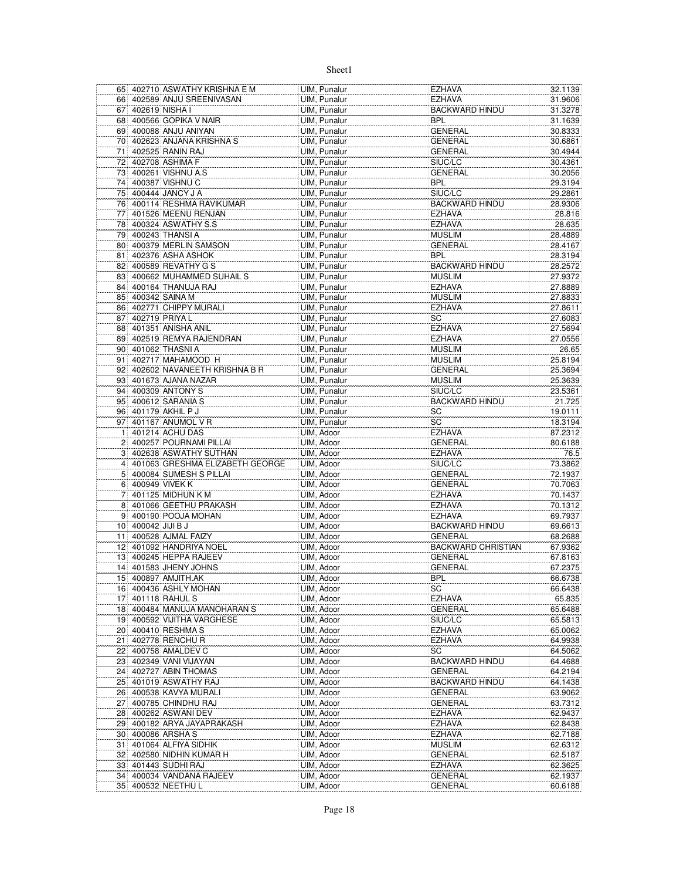| | | | | |
|---|---|---|---|---|
| 65 | 402710 ASWATHY KRISHNA E M | UIM, Punalur | EZHAVA | 32.1139 |
| 66 | 402589 ANJU SREENIVASAN | UIM, Punalur | EZHAVA | 31.9606 |
| 67 | 402619 NISHA I | UIM, Punalur | BACKWARD HINDU | 31.3278 |
| 68 | 400566 GOPIKA V NAIR | UIM, Punalur | BPL | 31.1639 |
| 69 | 400088 ANJU ANIYAN | UIM, Punalur | GENERAL | 30.8333 |
| 70 | 402623 ANJANA KRISHNA S | UIM, Punalur | GENERAL | 30.6861 |
| 71 | 402525 RANIN RAJ | UIM, Punalur | GENERAL | 30.4944 |
| 72 | 402708 ASHIMA F | UIM, Punalur | SIUC/LC | 30.4361 |
| 73 | 400261 VISHNU A.S | UIM, Punalur | GENERAL | 30.2056 |
| 74 | 400387 VISHNU C | UIM, Punalur | BPL | 29.3194 |
| 75 | 400444 JANCY J A | UIM, Punalur | SIUC/LC | 29.2861 |
| 76 | 400114 RESHMA RAVIKUMAR | UIM, Punalur | BACKWARD HINDU | 28.9306 |
| 77 | 401526 MEENU RENJAN | UIM, Punalur | EZHAVA | 28.816 |
| 78 | 400324 ASWATHY S.S | UIM, Punalur | EZHAVA | 28.635 |
| 79 | 400243 THANSI A | UIM, Punalur | MUSLIM | 28.4889 |
| 80 | 400379 MERLIN SAMSON | UIM, Punalur | GENERAL | 28.4167 |
| 81 | 402376 ASHA ASHOK | UIM, Punalur | BPL | 28.3194 |
| 82 | 400589 REVATHY G S | UIM, Punalur | BACKWARD HINDU | 28.2572 |
| 83 | 400662 MUHAMMED SUHAIL S | UIM, Punalur | MUSLIM | 27.9372 |
| 84 | 400164 THANUJA RAJ | UIM, Punalur | EZHAVA | 27.8889 |
| 85 | 400342 SAINA M | UIM, Punalur | MUSLIM | 27.8833 |
| 86 | 402771 CHIPPY MURALI | UIM, Punalur | EZHAVA | 27.8611 |
| 87 | 402719 PRIYA L | UIM, Punalur | SC | 27.6083 |
| 88 | 401351 ANISHA ANIL | UIM, Punalur | EZHAVA | 27.5694 |
| 89 | 402519 REMYA RAJENDRAN | UIM, Punalur | EZHAVA | 27.0556 |
| 90 | 401062 THASNI A | UIM, Punalur | MUSLIM | 26.65 |
| 91 | 402717 MAHAMOOD H | UIM, Punalur | MUSLIM | 25.8194 |
| 92 | 402602 NAVANEETH KRISHNA B R | UIM, Punalur | GENERAL | 25.3694 |
| 93 | 401673 AJANA NAZAR | UIM, Punalur | MUSLIM | 25.3639 |
| 94 | 400309 ANTONY S | UIM, Punalur | SIUC/LC | 23.5361 |
| 95 | 400612 SARANIA S | UIM, Punalur | BACKWARD HINDU | 21.725 |
| 96 | 401179 AKHIL P J | UIM, Punalur | SC | 19.0111 |
| 97 | 401167 ANUMOL V R | UIM, Punalur | SC | 18.3194 |
| 1 | 401214 ACHU DAS | UIM, Adoor | EZHAVA | 87.2312 |
| 2 | 400257 POURNAMI PILLAI | UIM, Adoor | GENERAL | 80.6188 |
| 3 | 402638 ASWATHY SUTHAN | UIM, Adoor | EZHAVA | 76.5 |
| 4 | 401063 GRESHMA ELIZABETH GEORGE | UIM, Adoor | SIUC/LC | 73.3862 |
| 5 | 400084 SUMESH S PILLAI | UIM, Adoor | GENERAL | 72.1937 |
| 6 | 400949 VIVEK K | UIM, Adoor | GENERAL | 70.7063 |
| 7 | 401125 MIDHUN K M | UIM, Adoor | EZHAVA | 70.1437 |
| 8 | 401066 GEETHU PRAKASH | UIM, Adoor | EZHAVA | 70.1312 |
| 9 | 400190 POOJA MOHAN | UIM, Adoor | EZHAVA | 69.7937 |
| 10 | 400042 JIJI B J | UIM, Adoor | BACKWARD HINDU | 69.6613 |
| 11 | 400528 AJMAL FAIZY | UIM, Adoor | GENERAL | 68.2688 |
| 12 | 401092 HANDRIYA NOEL | UIM, Adoor | BACKWARD CHRISTIAN | 67.9362 |
| 13 | 400245 HEPPA RAJEEV | UIM, Adoor | GENERAL | 67.8163 |
| 14 | 401583 JHENY JOHNS | UIM, Adoor | GENERAL | 67.2375 |
| 15 | 400897 AMJITH.AK | UIM, Adoor | BPL | 66.6738 |
| 16 | 400436 ASHLY MOHAN | UIM, Adoor | SC | 66.6438 |
| 17 | 401118 RAHUL S | UIM, Adoor | EZHAVA | 65.835 |
| 18 | 400484 MANUJA MANOHARAN S | UIM, Adoor | GENERAL | 65.6488 |
| 19 | 400592 VIJITHA VARGHESE | UIM, Adoor | SIUC/LC | 65.5813 |
| 20 | 400410 RESHMA S | UIM, Adoor | EZHAVA | 65.0062 |
| 21 | 402778 RENCHU R | UIM, Adoor | EZHAVA | 64.9938 |
| 22 | 400758 AMALDEV C | UIM, Adoor | SC | 64.5062 |
| 23 | 402349 VANI VIJAYAN | UIM, Adoor | BACKWARD HINDU | 64.4688 |
| 24 | 402727 ABIN THOMAS | UIM, Adoor | GENERAL | 64.2194 |
| 25 | 401019 ASWATHY RAJ | UIM, Adoor | BACKWARD HINDU | 64.1438 |
| 26 | 400538 KAVYA MURALI | UIM, Adoor | GENERAL | 63.9062 |
| 27 | 400785 CHINDHU RAJ | UIM, Adoor | GENERAL | 63.7312 |
| 28 | 400262 ASWANI DEV | UIM, Adoor | EZHAVA | 62.9437 |
| 29 | 400182 ARYA JAYAPRAKASH | UIM, Adoor | EZHAVA | 62.8438 |
| 30 | 400086 ARSHA S | UIM, Adoor | EZHAVA | 62.7188 |
| 31 | 401064 ALFIYA SIDHIK | UIM, Adoor | MUSLIM | 62.6312 |
| 32 | 402580 NIDHIN KUMAR H | UIM, Adoor | GENERAL | 62.5187 |
| 33 | 401443 SUDHI RAJ | UIM, Adoor | EZHAVA | 62.3625 |
| 34 | 400034 VANDANA RAJEEV | UIM, Adoor | GENERAL | 62.1937 |
| 35 | 400532 NEETHU L | UIM, Adoor | GENERAL | 60.6188 |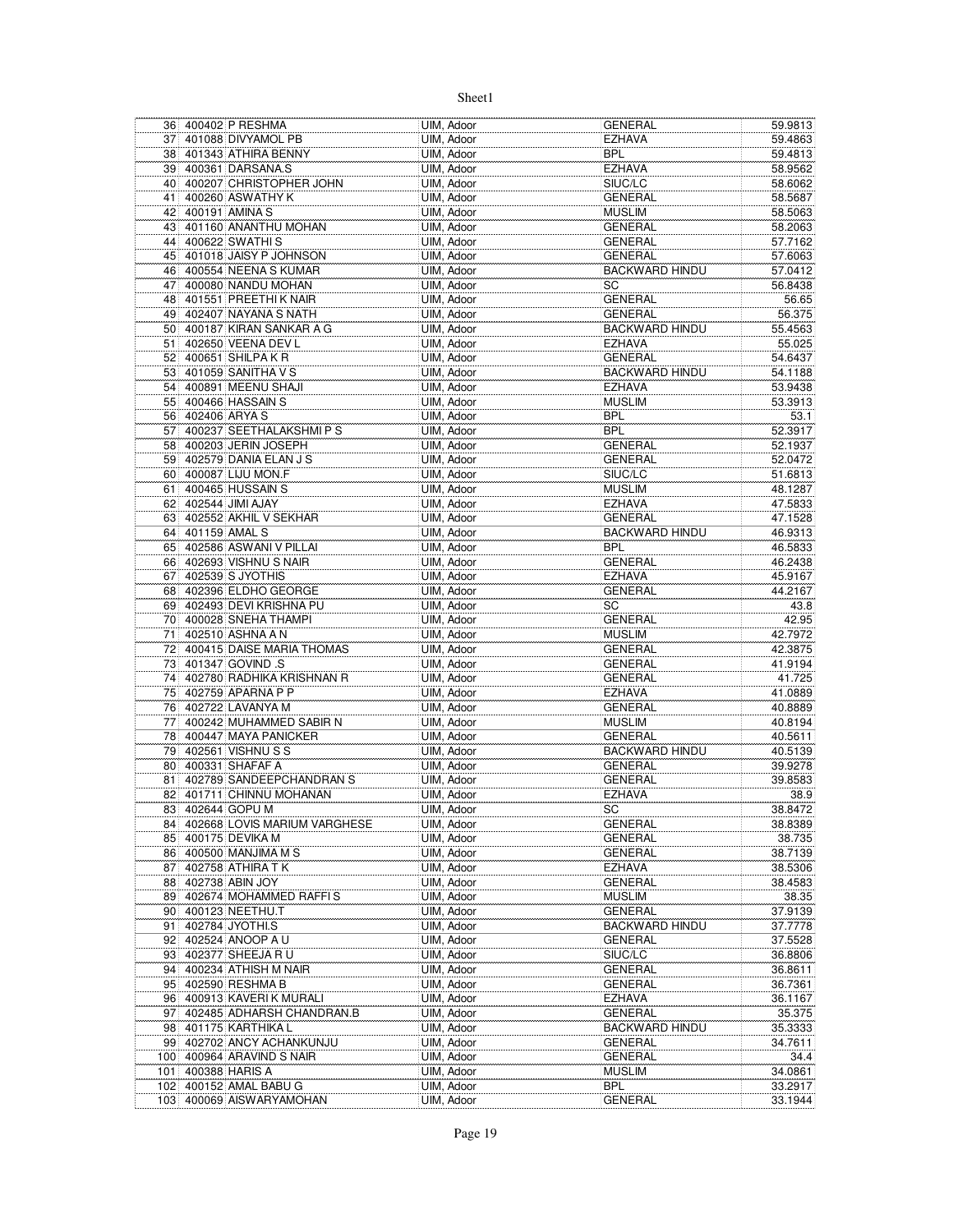| | | | | | |
|---|---|---|---|---|---|
| 36 | 400402 | P RESHMA | UIM, Adoor | GENERAL | 59.9813 |
| 37 | 401088 | DIVYAMOL PB | UIM, Adoor | EZHAVA | 59.4863 |
| 38 | 401343 | ATHIRA BENNY | UIM, Adoor | BPL | 59.4813 |
| 39 | 400361 | DARSANA.S | UIM, Adoor | EZHAVA | 58.9562 |
| 40 | 400207 | CHRISTOPHER JOHN | UIM, Adoor | SIUC/LC | 58.6062 |
| 41 | 400260 | ASWATHY K | UIM, Adoor | GENERAL | 58.5687 |
| 42 | 400191 | AMINA S | UIM, Adoor | MUSLIM | 58.5063 |
| 43 | 401160 | ANANTHU MOHAN | UIM, Adoor | GENERAL | 58.2063 |
| 44 | 400622 | SWATHI S | UIM, Adoor | GENERAL | 57.7162 |
| 45 | 401018 | JAISY P JOHNSON | UIM, Adoor | GENERAL | 57.6063 |
| 46 | 400554 | NEENA S KUMAR | UIM, Adoor | BACKWARD HINDU | 57.0412 |
| 47 | 400080 | NANDU MOHAN | UIM, Adoor | SC | 56.8438 |
| 48 | 401551 | PREETHI K NAIR | UIM, Adoor | GENERAL | 56.65 |
| 49 | 402407 | NAYANA S NATH | UIM, Adoor | GENERAL | 56.375 |
| 50 | 400187 | KIRAN SANKAR A G | UIM, Adoor | BACKWARD HINDU | 55.4563 |
| 51 | 402650 | VEENA DEV L | UIM, Adoor | EZHAVA | 55.025 |
| 52 | 400651 | SHILPA K R | UIM, Adoor | GENERAL | 54.6437 |
| 53 | 401059 | SANITHA V S | UIM, Adoor | BACKWARD HINDU | 54.1188 |
| 54 | 400891 | MEENU SHAJI | UIM, Adoor | EZHAVA | 53.9438 |
| 55 | 400466 | HASSAIN S | UIM, Adoor | MUSLIM | 53.3913 |
| 56 | 402406 | ARYA S | UIM, Adoor | BPL | 53.1 |
| 57 | 400237 | SEETHALAKSHMI P S | UIM, Adoor | BPL | 52.3917 |
| 58 | 400203 | JERIN JOSEPH | UIM, Adoor | GENERAL | 52.1937 |
| 59 | 402579 | DANIA ELAN J S | UIM, Adoor | GENERAL | 52.0472 |
| 60 | 400087 | LIJU MON.F | UIM, Adoor | SIUC/LC | 51.6813 |
| 61 | 400465 | HUSSAIN S | UIM, Adoor | MUSLIM | 48.1287 |
| 62 | 402544 | JIMI AJAY | UIM, Adoor | EZHAVA | 47.5833 |
| 63 | 402552 | AKHIL V SEKHAR | UIM, Adoor | GENERAL | 47.1528 |
| 64 | 401159 | AMAL S | UIM, Adoor | BACKWARD HINDU | 46.9313 |
| 65 | 402586 | ASWANI V PILLAI | UIM, Adoor | BPL | 46.5833 |
| 66 | 402693 | VISHNU S NAIR | UIM, Adoor | GENERAL | 46.2438 |
| 67 | 402539 | S JYOTHIS | UIM, Adoor | EZHAVA | 45.9167 |
| 68 | 402396 | ELDHO GEORGE | UIM, Adoor | GENERAL | 44.2167 |
| 69 | 402493 | DEVI KRISHNA PU | UIM, Adoor | SC | 43.8 |
| 70 | 400028 | SNEHA THAMPI | UIM, Adoor | GENERAL | 42.95 |
| 71 | 402510 | ASHNA A N | UIM, Adoor | MUSLIM | 42.7972 |
| 72 | 400415 | DAISE MARIA THOMAS | UIM, Adoor | GENERAL | 42.3875 |
| 73 | 401347 | GOVIND .S | UIM, Adoor | GENERAL | 41.9194 |
| 74 | 402780 | RADHIKA KRISHNAN R | UIM, Adoor | GENERAL | 41.725 |
| 75 | 402759 | APARNA P P | UIM, Adoor | EZHAVA | 41.0889 |
| 76 | 402722 | LAVANYA M | UIM, Adoor | GENERAL | 40.8889 |
| 77 | 400242 | MUHAMMED SABIR N | UIM, Adoor | MUSLIM | 40.8194 |
| 78 | 400447 | MAYA PANICKER | UIM, Adoor | GENERAL | 40.5611 |
| 79 | 402561 | VISHNU S S | UIM, Adoor | BACKWARD HINDU | 40.5139 |
| 80 | 400331 | SHAFAF A | UIM, Adoor | GENERAL | 39.9278 |
| 81 | 402789 | SANDEEPCHANDRAN S | UIM, Adoor | GENERAL | 39.8583 |
| 82 | 401711 | CHINNU MOHANAN | UIM, Adoor | EZHAVA | 38.9 |
| 83 | 402644 | GOPU M | UIM, Adoor | SC | 38.8472 |
| 84 | 402668 | LOVIS MARIUM VARGHESE | UIM, Adoor | GENERAL | 38.8389 |
| 85 | 400175 | DEVIKA M | UIM, Adoor | GENERAL | 38.735 |
| 86 | 400500 | MANJIMA M S | UIM, Adoor | GENERAL | 38.7139 |
| 87 | 402758 | ATHIRA T K | UIM, Adoor | EZHAVA | 38.5306 |
| 88 | 402738 | ABIN JOY | UIM, Adoor | GENERAL | 38.4583 |
| 89 | 402674 | MOHAMMED RAFFI S | UIM, Adoor | MUSLIM | 38.35 |
| 90 | 400123 | NEETHU.T | UIM, Adoor | GENERAL | 37.9139 |
| 91 | 402784 | JYOTHI.S | UIM, Adoor | BACKWARD HINDU | 37.7778 |
| 92 | 402524 | ANOOP A U | UIM, Adoor | GENERAL | 37.5528 |
| 93 | 402377 | SHEEJA R U | UIM, Adoor | SIUC/LC | 36.8806 |
| 94 | 400234 | ATHISH M NAIR | UIM, Adoor | GENERAL | 36.8611 |
| 95 | 402590 | RESHMA B | UIM, Adoor | GENERAL | 36.7361 |
| 96 | 400913 | KAVERI K MURALI | UIM, Adoor | EZHAVA | 36.1167 |
| 97 | 402485 | ADHARSH CHANDRAN.B | UIM, Adoor | GENERAL | 35.375 |
| 98 | 401175 | KARTHIKA L | UIM, Adoor | BACKWARD HINDU | 35.3333 |
| 99 | 402702 | ANCY ACHANKUNJU | UIM, Adoor | GENERAL | 34.7611 |
| 100 | 400964 | ARAVIND S NAIR | UIM, Adoor | GENERAL | 34.4 |
| 101 | 400388 | HARIS A | UIM, Adoor | MUSLIM | 34.0861 |
| 102 | 400152 | AMAL BABU G | UIM, Adoor | BPL | 33.2917 |
| 103 | 400069 | AISWARYAMOHAN | UIM, Adoor | GENERAL | 33.1944 |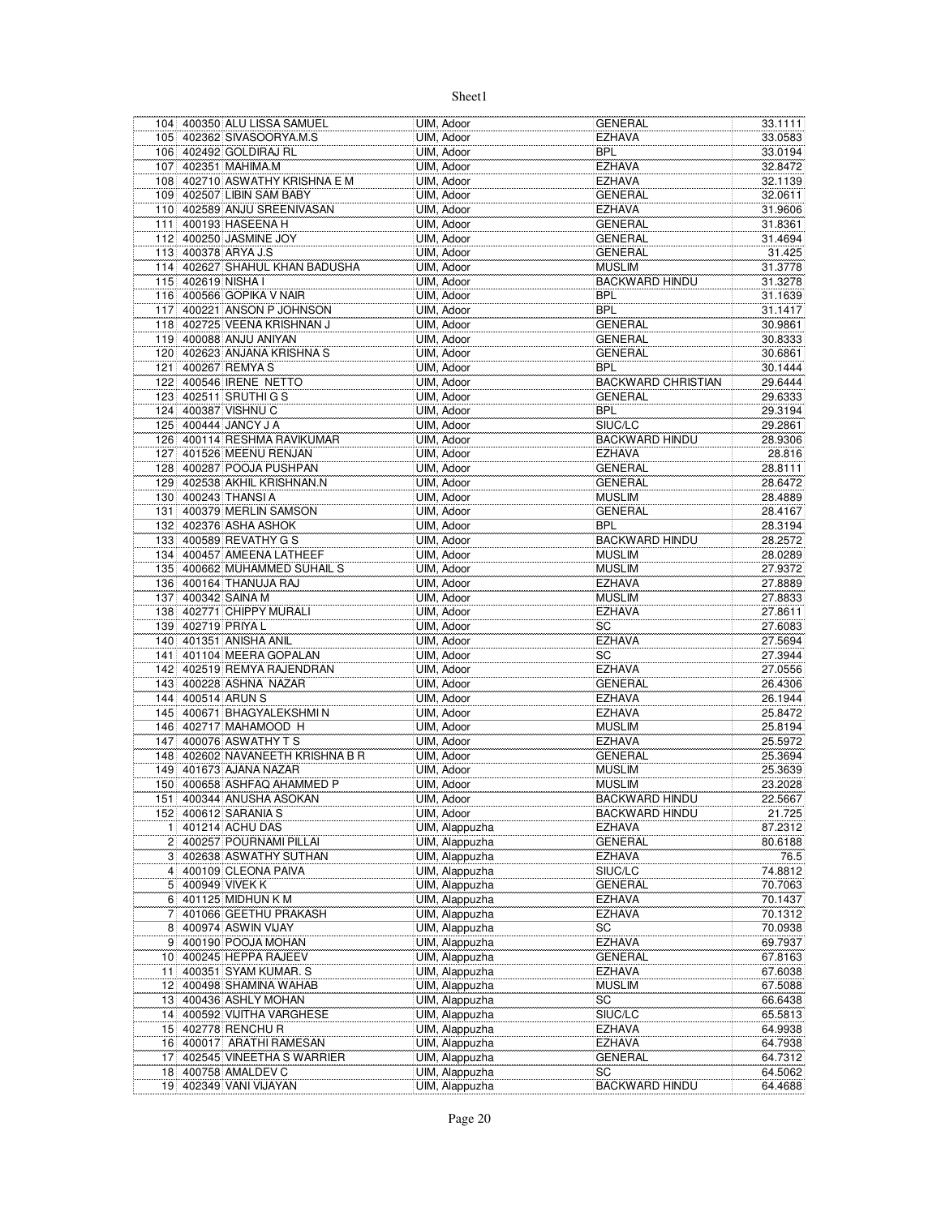| 104 | 400350 | ALU LISSA SAMUEL | UIM, Adoor | GENERAL | 33.1111 |
|---|---|---|---|---|---|
| 105 | 402362 | SIVASOORYA.M.S | UIM, Adoor | EZHAVA | 33.0583 |
| 106 | 402492 | GOLDIRAJ RL | UIM, Adoor | BPL | 33.0194 |
| 107 | 402351 | MAHIMA.M | UIM, Adoor | EZHAVA | 32.8472 |
| 108 | 402710 | ASWATHY KRISHNA E M | UIM, Adoor | EZHAVA | 32.1139 |
| 109 | 402507 | LIBIN SAM BABY | UIM, Adoor | GENERAL | 32.0611 |
| 110 | 402589 | ANJU SREENIVASAN | UIM, Adoor | EZHAVA | 31.9606 |
| 111 | 400193 | HASEENA H | UIM, Adoor | GENERAL | 31.8361 |
| 112 | 400250 | JASMINE JOY | UIM, Adoor | GENERAL | 31.4694 |
| 113 | 400378 | ARYA J.S | UIM, Adoor | GENERAL | 31.425 |
| 114 | 402627 | SHAHUL KHAN BADUSHA | UIM, Adoor | MUSLIM | 31.3778 |
| 115 | 402619 | NISHA I | UIM, Adoor | BACKWARD HINDU | 31.3278 |
| 116 | 400566 | GOPIKA V NAIR | UIM, Adoor | BPL | 31.1639 |
| 117 | 400221 | ANSON P JOHNSON | UIM, Adoor | BPL | 31.1417 |
| 118 | 402725 | VEENA KRISHNAN J | UIM, Adoor | GENERAL | 30.9861 |
| 119 | 400088 | ANJU ANIYAN | UIM, Adoor | GENERAL | 30.8333 |
| 120 | 402623 | ANJANA KRISHNA S | UIM, Adoor | GENERAL | 30.6861 |
| 121 | 400267 | REMYA S | UIM, Adoor | BPL | 30.1444 |
| 122 | 400546 | IRENE NETTO | UIM, Adoor | BACKWARD CHRISTIAN | 29.6444 |
| 123 | 402511 | SRUTHI G S | UIM, Adoor | GENERAL | 29.6333 |
| 124 | 400387 | VISHNU C | UIM, Adoor | BPL | 29.3194 |
| 125 | 400444 | JANCY J A | UIM, Adoor | SIUC/LC | 29.2861 |
| 126 | 400114 | RESHMA RAVIKUMAR | UIM, Adoor | BACKWARD HINDU | 28.9306 |
| 127 | 401526 | MEENU RENJAN | UIM, Adoor | EZHAVA | 28.816 |
| 128 | 400287 | POOJA PUSHPAN | UIM, Adoor | GENERAL | 28.8111 |
| 129 | 402538 | AKHIL KRISHNAN.N | UIM, Adoor | GENERAL | 28.6472 |
| 130 | 400243 | THANSI A | UIM, Adoor | MUSLIM | 28.4889 |
| 131 | 400379 | MERLIN SAMSON | UIM, Adoor | GENERAL | 28.4167 |
| 132 | 402376 | ASHA ASHOK | UIM, Adoor | BPL | 28.3194 |
| 133 | 400589 | REVATHY G S | UIM, Adoor | BACKWARD HINDU | 28.2572 |
| 134 | 400457 | AMEENA LATHEEF | UIM, Adoor | MUSLIM | 28.0289 |
| 135 | 400662 | MUHAMMED SUHAIL S | UIM, Adoor | MUSLIM | 27.9372 |
| 136 | 400164 | THANUJA RAJ | UIM, Adoor | EZHAVA | 27.8889 |
| 137 | 400342 | SAINA M | UIM, Adoor | MUSLIM | 27.8833 |
| 138 | 402771 | CHIPPY MURALI | UIM, Adoor | EZHAVA | 27.8611 |
| 139 | 402719 | PRIYA L | UIM, Adoor | SC | 27.6083 |
| 140 | 401351 | ANISHA ANIL | UIM, Adoor | EZHAVA | 27.5694 |
| 141 | 401104 | MEERA GOPALAN | UIM, Adoor | SC | 27.3944 |
| 142 | 402519 | REMYA RAJENDRAN | UIM, Adoor | EZHAVA | 27.0556 |
| 143 | 400228 | ASHNA NAZAR | UIM, Adoor | GENERAL | 26.4306 |
| 144 | 400514 | ARUN S | UIM, Adoor | EZHAVA | 26.1944 |
| 145 | 400671 | BHAGYALEKSHMI N | UIM, Adoor | EZHAVA | 25.8472 |
| 146 | 402717 | MAHAMOOD H | UIM, Adoor | MUSLIM | 25.8194 |
| 147 | 400076 | ASWATHY T S | UIM, Adoor | EZHAVA | 25.5972 |
| 148 | 402602 | NAVANEETH KRISHNA B R | UIM, Adoor | GENERAL | 25.3694 |
| 149 | 401673 | AJANA NAZAR | UIM, Adoor | MUSLIM | 25.3639 |
| 150 | 400658 | ASHFAQ AHAMMED P | UIM, Adoor | MUSLIM | 23.2028 |
| 151 | 400344 | ANUSHA ASOKAN | UIM, Adoor | BACKWARD HINDU | 22.5667 |
| 152 | 400612 | SARANIA S | UIM, Adoor | BACKWARD HINDU | 21.725 |
| 1 | 401214 | ACHU DAS | UIM, Alappuzha | EZHAVA | 87.2312 |
| 2 | 400257 | POURNAMI PILLAI | UIM, Alappuzha | GENERAL | 80.6188 |
| 3 | 402638 | ASWATHY SUTHAN | UIM, Alappuzha | EZHAVA | 76.5 |
| 4 | 400109 | CLEONA PAIVA | UIM, Alappuzha | SIUC/LC | 74.8812 |
| 5 | 400949 | VIVEK K | UIM, Alappuzha | GENERAL | 70.7063 |
| 6 | 401125 | MIDHUN K M | UIM, Alappuzha | EZHAVA | 70.1437 |
| 7 | 401066 | GEETHU PRAKASH | UIM, Alappuzha | EZHAVA | 70.1312 |
| 8 | 400974 | ASWIN VIJAY | UIM, Alappuzha | SC | 70.0938 |
| 9 | 400190 | POOJA MOHAN | UIM, Alappuzha | EZHAVA | 69.7937 |
| 10 | 400245 | HEPPA RAJEEV | UIM, Alappuzha | GENERAL | 67.8163 |
| 11 | 400351 | SYAM KUMAR. S | UIM, Alappuzha | EZHAVA | 67.6038 |
| 12 | 400498 | SHAMINA WAHAB | UIM, Alappuzha | MUSLIM | 67.5088 |
| 13 | 400436 | ASHLY MOHAN | UIM, Alappuzha | SC | 66.6438 |
| 14 | 400592 | VIJITHA VARGHESE | UIM, Alappuzha | SIUC/LC | 65.5813 |
| 15 | 402778 | RENCHU R | UIM, Alappuzha | EZHAVA | 64.9938 |
| 16 | 400017 | ARATHI RAMESAN | UIM, Alappuzha | EZHAVA | 64.7938 |
| 17 | 402545 | VINEETHA S WARRIER | UIM, Alappuzha | GENERAL | 64.7312 |
| 18 | 400758 | AMALDEV C | UIM, Alappuzha | SC | 64.5062 |
| 19 | 402349 | VANI VIJAYAN | UIM, Alappuzha | BACKWARD HINDU | 64.4688 |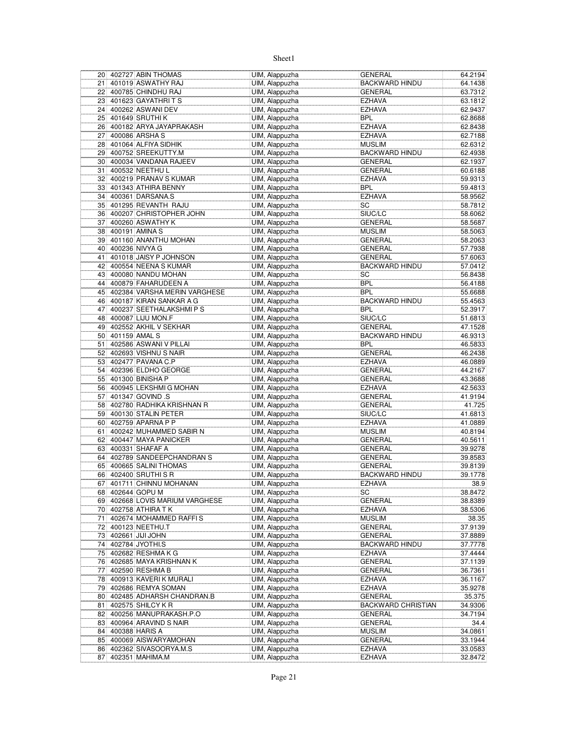| | | | | | |
|---|---|---|---|---|---|
| 20 | 402727 | ABIN THOMAS | UIM, Alappuzha | GENERAL | 64.2194 |
| 21 | 401019 | ASWATHY RAJ | UIM, Alappuzha | BACKWARD HINDU | 64.1438 |
| 22 | 400785 | CHINDHU RAJ | UIM, Alappuzha | GENERAL | 63.7312 |
| 23 | 401623 | GAYATHRI T S | UIM, Alappuzha | EZHAVA | 63.1812 |
| 24 | 400262 | ASWANI DEV | UIM, Alappuzha | EZHAVA | 62.9437 |
| 25 | 401649 | SRUTHI K | UIM, Alappuzha | BPL | 62.8688 |
| 26 | 400182 | ARYA JAYAPRAKASH | UIM, Alappuzha | EZHAVA | 62.8438 |
| 27 | 400086 | ARSHA S | UIM, Alappuzha | EZHAVA | 62.7188 |
| 28 | 401064 | ALFIYA SIDHIK | UIM, Alappuzha | MUSLIM | 62.6312 |
| 29 | 400752 | SREEKUTTY.M | UIM, Alappuzha | BACKWARD HINDU | 62.4938 |
| 30 | 400034 | VANDANA RAJEEV | UIM, Alappuzha | GENERAL | 62.1937 |
| 31 | 400532 | NEETHU L | UIM, Alappuzha | GENERAL | 60.6188 |
| 32 | 400219 | PRANAV S KUMAR | UIM, Alappuzha | EZHAVA | 59.9313 |
| 33 | 401343 | ATHIRA BENNY | UIM, Alappuzha | BPL | 59.4813 |
| 34 | 400361 | DARSANA.S | UIM, Alappuzha | EZHAVA | 58.9562 |
| 35 | 401295 | REVANTH RAJU | UIM, Alappuzha | SC | 58.7812 |
| 36 | 400207 | CHRISTOPHER JOHN | UIM, Alappuzha | SIUC/LC | 58.6062 |
| 37 | 400260 | ASWATHY K | UIM, Alappuzha | GENERAL | 58.5687 |
| 38 | 400191 | AMINA S | UIM, Alappuzha | MUSLIM | 58.5063 |
| 39 | 401160 | ANANTHU MOHAN | UIM, Alappuzha | GENERAL | 58.2063 |
| 40 | 400236 | NIVYA G | UIM, Alappuzha | GENERAL | 57.7938 |
| 41 | 401018 | JAISY P JOHNSON | UIM, Alappuzha | GENERAL | 57.6063 |
| 42 | 400554 | NEENA S KUMAR | UIM, Alappuzha | BACKWARD HINDU | 57.0412 |
| 43 | 400080 | NANDU MOHAN | UIM, Alappuzha | SC | 56.8438 |
| 44 | 400879 | FAHARUDEEN A | UIM, Alappuzha | BPL | 56.4188 |
| 45 | 402384 | VARSHA MERIN VARGHESE | UIM, Alappuzha | BPL | 55.6688 |
| 46 | 400187 | KIRAN SANKAR A G | UIM, Alappuzha | BACKWARD HINDU | 55.4563 |
| 47 | 400237 | SEETHALAKSHMI P S | UIM, Alappuzha | BPL | 52.3917 |
| 48 | 400087 | LIJU MON.F | UIM, Alappuzha | SIUC/LC | 51.6813 |
| 49 | 402552 | AKHIL V SEKHAR | UIM, Alappuzha | GENERAL | 47.1528 |
| 50 | 401159 | AMAL S | UIM, Alappuzha | BACKWARD HINDU | 46.9313 |
| 51 | 402586 | ASWANI V PILLAI | UIM, Alappuzha | BPL | 46.5833 |
| 52 | 402693 | VISHNU S NAIR | UIM, Alappuzha | GENERAL | 46.2438 |
| 53 | 402477 | PAVANA C.P | UIM, Alappuzha | EZHAVA | 46.0889 |
| 54 | 402396 | ELDHO GEORGE | UIM, Alappuzha | GENERAL | 44.2167 |
| 55 | 401300 | BINISHA P | UIM, Alappuzha | GENERAL | 43.3688 |
| 56 | 400945 | LEKSHMI G MOHAN | UIM, Alappuzha | EZHAVA | 42.5633 |
| 57 | 401347 | GOVIND .S | UIM, Alappuzha | GENERAL | 41.9194 |
| 58 | 402780 | RADHIKA KRISHNAN R | UIM, Alappuzha | GENERAL | 41.725 |
| 59 | 400130 | STALIN PETER | UIM, Alappuzha | SIUC/LC | 41.6813 |
| 60 | 402759 | APARNA P P | UIM, Alappuzha | EZHAVA | 41.0889 |
| 61 | 400242 | MUHAMMED SABIR N | UIM, Alappuzha | MUSLIM | 40.8194 |
| 62 | 400447 | MAYA PANICKER | UIM, Alappuzha | GENERAL | 40.5611 |
| 63 | 400331 | SHAFAF A | UIM, Alappuzha | GENERAL | 39.9278 |
| 64 | 402789 | SANDEEPCHANDRAN S | UIM, Alappuzha | GENERAL | 39.8583 |
| 65 | 400665 | SALINI THOMAS | UIM, Alappuzha | GENERAL | 39.8139 |
| 66 | 402400 | SRUTHI S R | UIM, Alappuzha | BACKWARD HINDU | 39.1778 |
| 67 | 401711 | CHINNU MOHANAN | UIM, Alappuzha | EZHAVA | 38.9 |
| 68 | 402644 | GOPU M | UIM, Alappuzha | SC | 38.8472 |
| 69 | 402668 | LOVIS MARIUM VARGHESE | UIM, Alappuzha | GENERAL | 38.8389 |
| 70 | 402758 | ATHIRA T K | UIM, Alappuzha | EZHAVA | 38.5306 |
| 71 | 402674 | MOHAMMED RAFFI S | UIM, Alappuzha | MUSLIM | 38.35 |
| 72 | 400123 | NEETHU.T | UIM, Alappuzha | GENERAL | 37.9139 |
| 73 | 402661 | JIJI JOHN | UIM, Alappuzha | GENERAL | 37.8889 |
| 74 | 402784 | JYOTHI.S | UIM, Alappuzha | BACKWARD HINDU | 37.7778 |
| 75 | 402682 | RESHMA K G | UIM, Alappuzha | EZHAVA | 37.4444 |
| 76 | 402685 | MAYA KRISHNAN K | UIM, Alappuzha | GENERAL | 37.1139 |
| 77 | 402590 | RESHMA B | UIM, Alappuzha | GENERAL | 36.7361 |
| 78 | 400913 | KAVERI K MURALI | UIM, Alappuzha | EZHAVA | 36.1167 |
| 79 | 402686 | REMYA SOMAN | UIM, Alappuzha | EZHAVA | 35.9278 |
| 80 | 402485 | ADHARSH CHANDRAN.B | UIM, Alappuzha | GENERAL | 35.375 |
| 81 | 402575 | SHILCY K R | UIM, Alappuzha | BACKWARD CHRISTIAN | 34.9306 |
| 82 | 400256 | MANUPRAKASH.P.O | UIM, Alappuzha | GENERAL | 34.7194 |
| 83 | 400964 | ARAVIND S NAIR | UIM, Alappuzha | GENERAL | 34.4 |
| 84 | 400388 | HARIS A | UIM, Alappuzha | MUSLIM | 34.0861 |
| 85 | 400069 | AISWARYAMOHAN | UIM, Alappuzha | GENERAL | 33.1944 |
| 86 | 402362 | SIVASOORYA.M.S | UIM, Alappuzha | EZHAVA | 33.0583 |
| 87 | 402351 | MAHIMA.M | UIM, Alappuzha | EZHAVA | 32.8472 |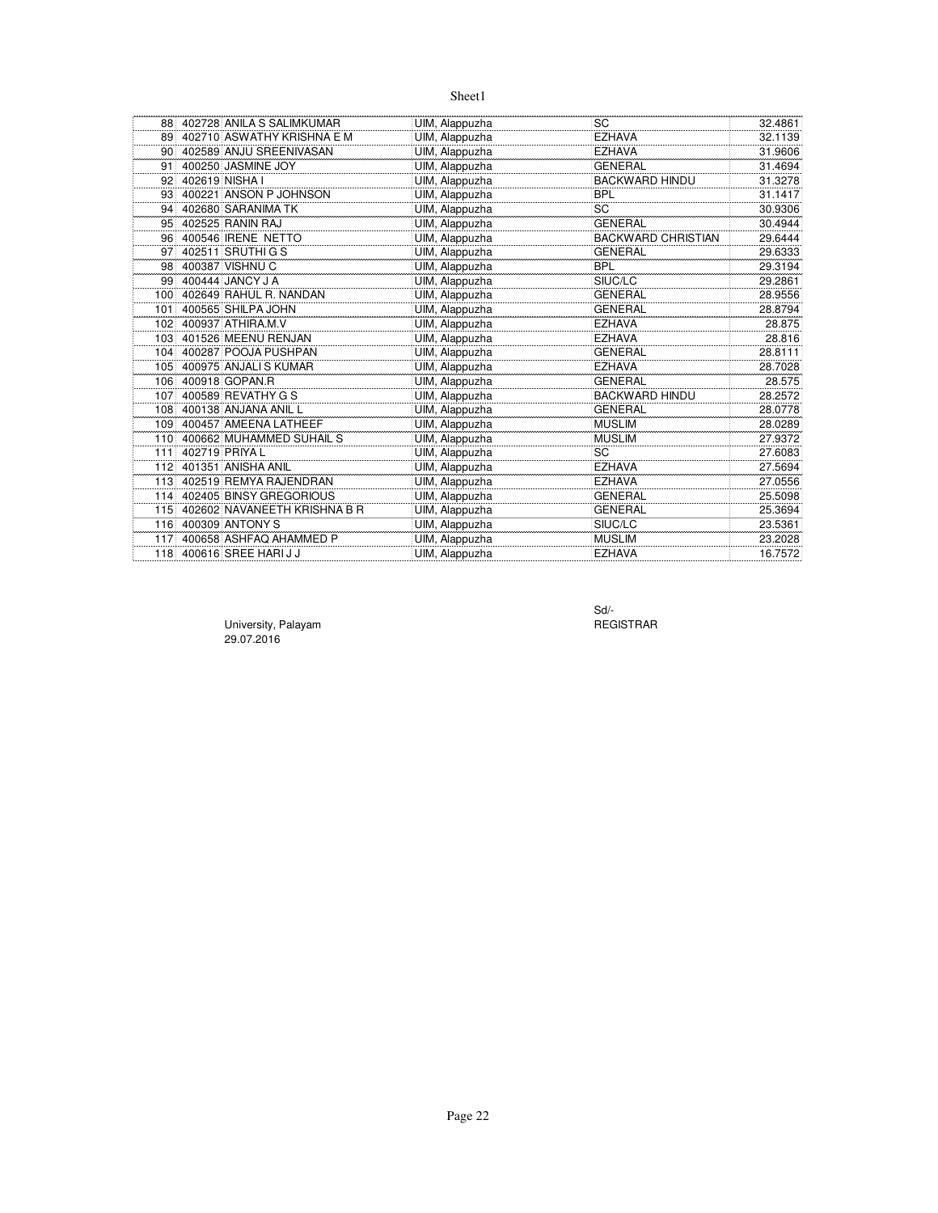| | | | | | |
|---|---|---|---|---|---|
| 88 | 402728 | ANILA S SALIMKUMAR | UIM, Alappuzha | SC | 32.4861 |
| 89 | 402710 | ASWATHY KRISHNA E M | UIM, Alappuzha | EZHAVA | 32.1139 |
| 90 | 402589 | ANJU SREENIVASAN | UIM, Alappuzha | EZHAVA | 31.9606 |
| 91 | 400250 | JASMINE JOY | UIM, Alappuzha | GENERAL | 31.4694 |
| 92 | 402619 | NISHA I | UIM, Alappuzha | BACKWARD HINDU | 31.3278 |
| 93 | 400221 | ANSON P JOHNSON | UIM, Alappuzha | BPL | 31.1417 |
| 94 | 402680 | SARANIMA TK | UIM, Alappuzha | SC | 30.9306 |
| 95 | 402525 | RANIN RAJ | UIM, Alappuzha | GENERAL | 30.4944 |
| 96 | 400546 | IRENE NETTO | UIM, Alappuzha | BACKWARD CHRISTIAN | 29.6444 |
| 97 | 402511 | SRUTHI G S | UIM, Alappuzha | GENERAL | 29.6333 |
| 98 | 400387 | VISHNU C | UIM, Alappuzha | BPL | 29.3194 |
| 99 | 400444 | JANCY J A | UIM, Alappuzha | SIUC/LC | 29.2861 |
| 100 | 402649 | RAHUL R. NANDAN | UIM, Alappuzha | GENERAL | 28.9556 |
| 101 | 400565 | SHILPA JOHN | UIM, Alappuzha | GENERAL | 28.8794 |
| 102 | 400937 | ATHIRA.M.V | UIM, Alappuzha | EZHAVA | 28.875 |
| 103 | 401526 | MEENU RENJAN | UIM, Alappuzha | EZHAVA | 28.816 |
| 104 | 400287 | POOJA PUSHPAN | UIM, Alappuzha | GENERAL | 28.8111 |
| 105 | 400975 | ANJALI S KUMAR | UIM, Alappuzha | EZHAVA | 28.7028 |
| 106 | 400918 | GOPAN.R | UIM, Alappuzha | GENERAL | 28.575 |
| 107 | 400589 | REVATHY G S | UIM, Alappuzha | BACKWARD HINDU | 28.2572 |
| 108 | 400138 | ANJANA ANIL L | UIM, Alappuzha | GENERAL | 28.0778 |
| 109 | 400457 | AMEENA LATHEEF | UIM, Alappuzha | MUSLIM | 28.0289 |
| 110 | 400662 | MUHAMMED SUHAIL S | UIM, Alappuzha | MUSLIM | 27.9372 |
| 111 | 402719 | PRIYA L | UIM, Alappuzha | SC | 27.6083 |
| 112 | 401351 | ANISHA ANIL | UIM, Alappuzha | EZHAVA | 27.5694 |
| 113 | 402519 | REMYA RAJENDRAN | UIM, Alappuzha | EZHAVA | 27.0556 |
| 114 | 402405 | BINSY GREGORIOUS | UIM, Alappuzha | GENERAL | 25.5098 |
| 115 | 402602 | NAVANEETH KRISHNA B R | UIM, Alappuzha | GENERAL | 25.3694 |
| 116 | 400309 | ANTONY S | UIM, Alappuzha | SIUC/LC | 23.5361 |
| 117 | 400658 | ASHFAQ AHAMMED P | UIM, Alappuzha | MUSLIM | 23.2028 |
| 118 | 400616 | SREE HARI J J | UIM, Alappuzha | EZHAVA | 16.7572 |

Sd/-
REGISTRAR

University, Palayam
29.07.2016